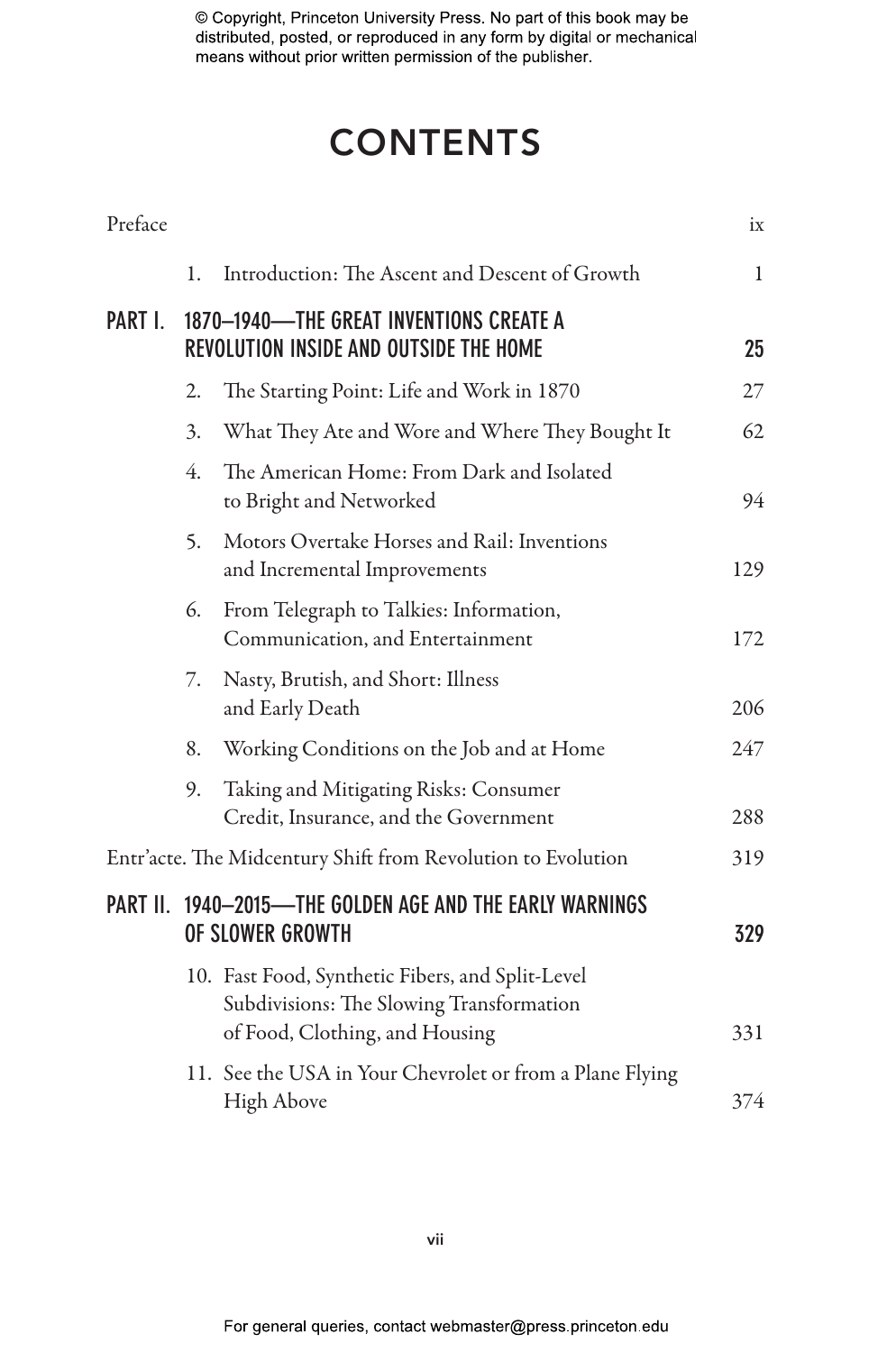# CONTENTS

Preface ix

1. Introduction: The Ascent and Descent of Growth 1

## PART I. 1870–1940—THE GREAT INVENTIONS CREATE A REVOLUTION INSIDE AND OUTSIDE THE HOME 25

2. The Starting Point: Life and Work in 1870 27
3. What They Ate and Wore and Where They Bought It 62
4. The American Home: From Dark and Isolated to Bright and Networked 94
5. Motors Overtake Horses and Rail: Inventions and Incremental Improvements 129
6. From Telegraph to Talkies: Information, Communication, and Entertainment 172
7. Nasty, Brutish, and Short: Illness and Early Death 206
8. Working Conditions on the Job and at Home 247
9. Taking and Mitigating Risks: Consumer Credit, Insurance, and the Government 288

Entr'acte. The Midcentury Shift from Revolution to Evolution 319

## PART II. 1940–2015—THE GOLDEN AGE AND THE EARLY WARNINGS OF SLOWER GROWTH 329

10. Fast Food, Synthetic Fibers, and Split-Level Subdivisions: The Slowing Transformation of Food, Clothing, and Housing 331
11. See the USA in Your Chevrolet or from a Plane Flying High Above 374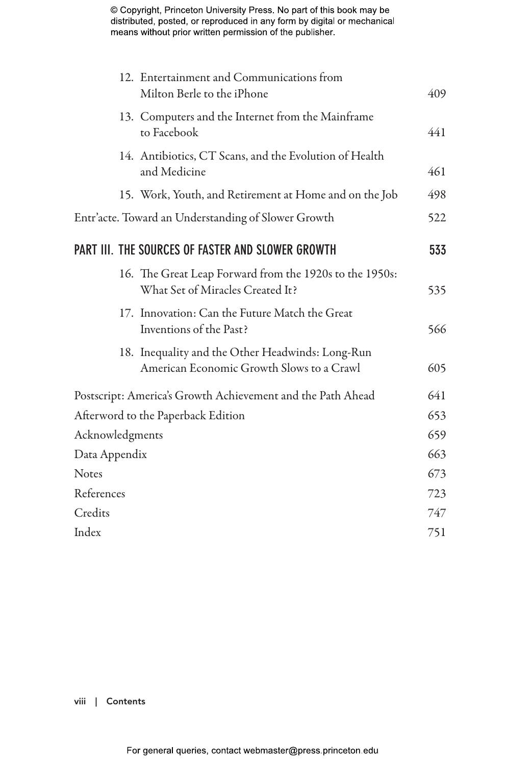12. Entertainment and Communications from Milton Berle to the iPhone 409
13. Computers and the Internet from the Mainframe to Facebook 441
14. Antibiotics, CT Scans, and the Evolution of Health and Medicine 461
15. Work, Youth, and Retirement at Home and on the Job 498

Entr'acte. Toward an Understanding of Slower Growth 522

## PART III. THE SOURCES OF FASTER AND SLOWER GROWTH 533

16. The Great Leap Forward from the 1920s to the 1950s: What Set of Miracles Created It? 535
17. Innovation: Can the Future Match the Great Inventions of the Past? 566
18. Inequality and the Other Headwinds: Long-Run American Economic Growth Slows to a Crawl 605

Postscript: America's Growth Achievement and the Path Ahead 641

Afterword to the Paperback Edition 653

Acknowledgments 659

Data Appendix 663

Notes 673

References 723

Credits 747

Index 751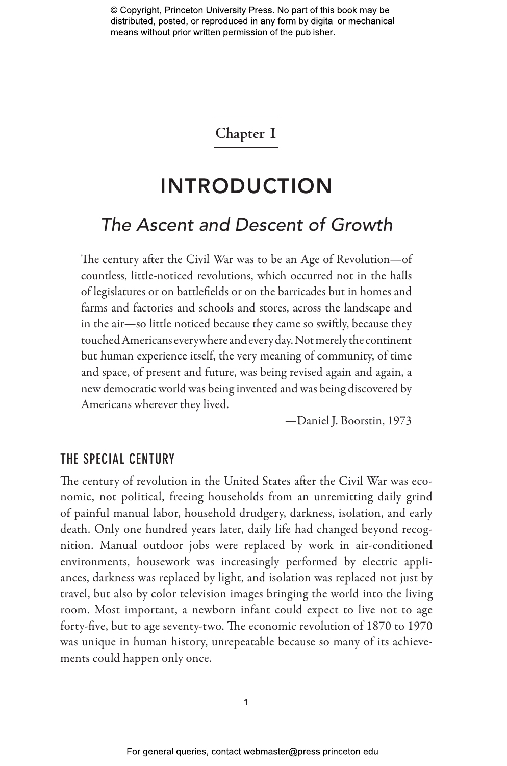## Chapter 1

# INTRODUCTION

## *The Ascent and Descent of Growth*

> The century after the Civil War was to be an Age of Revolution—of countless, little-noticed revolutions, which occurred not in the halls of legislatures or on battlefields or on the barricades but in homes and farms and factories and schools and stores, across the landscape and in the air—so little noticed because they came so swiftly, because they touched Americans everywhere and every day. Not merely the continent but human experience itself, the very meaning of community, of time and space, of present and future, was being revised again and again, a new democratic world was being invented and was being discovered by Americans wherever they lived.
>
> —Daniel J. Boorstin, 1973

### THE SPECIAL CENTURY

The century of revolution in the United States after the Civil War was economic, not political, freeing households from an unremitting daily grind of painful manual labor, household drudgery, darkness, isolation, and early death. Only one hundred years later, daily life had changed beyond recognition. Manual outdoor jobs were replaced by work in air-conditioned environments, housework was increasingly performed by electric appliances, darkness was replaced by light, and isolation was replaced not just by travel, but also by color television images bringing the world into the living room. Most important, a newborn infant could expect to live not to age forty-five, but to age seventy-two. The economic revolution of 1870 to 1970 was unique in human history, unrepeatable because so many of its achievements could happen only once.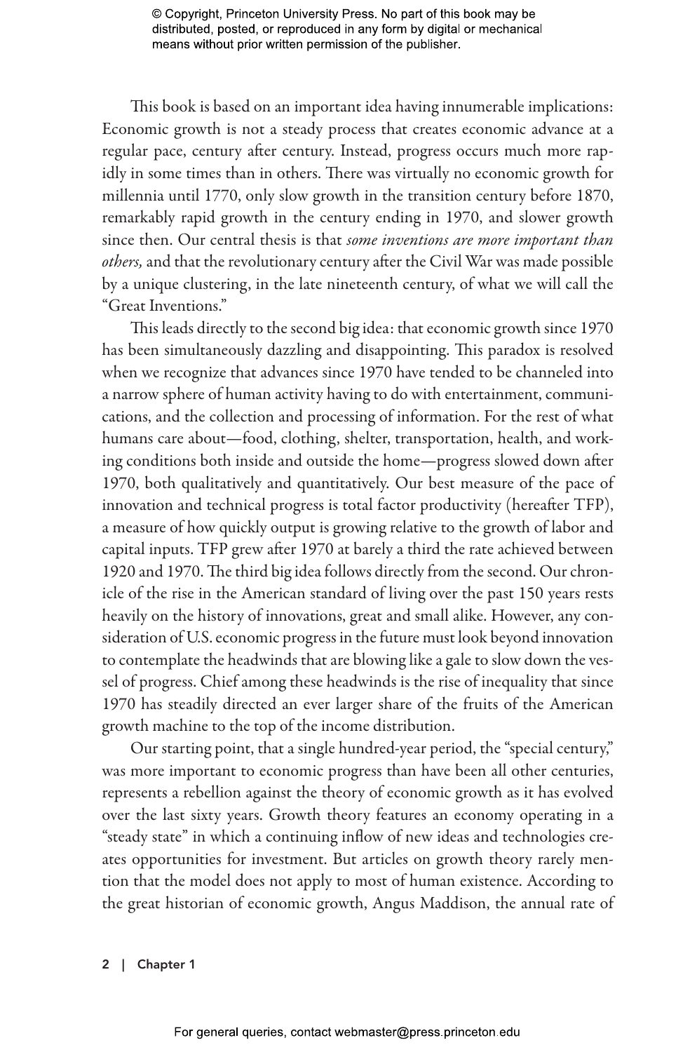This book is based on an important idea having innumerable implications: Economic growth is not a steady process that creates economic advance at a regular pace, century after century. Instead, progress occurs much more rapidly in some times than in others. There was virtually no economic growth for millennia until 1770, only slow growth in the transition century before 1870, remarkably rapid growth in the century ending in 1970, and slower growth since then. Our central thesis is that *some inventions are more important than others,* and that the revolutionary century after the Civil War was made possible by a unique clustering, in the late nineteenth century, of what we will call the "Great Inventions."

This leads directly to the second big idea: that economic growth since 1970 has been simultaneously dazzling and disappointing. This paradox is resolved when we recognize that advances since 1970 have tended to be channeled into a narrow sphere of human activity having to do with entertainment, communications, and the collection and processing of information. For the rest of what humans care about—food, clothing, shelter, transportation, health, and working conditions both inside and outside the home—progress slowed down after 1970, both qualitatively and quantitatively. Our best measure of the pace of innovation and technical progress is total factor productivity (hereafter TFP), a measure of how quickly output is growing relative to the growth of labor and capital inputs. TFP grew after 1970 at barely a third the rate achieved between 1920 and 1970. The third big idea follows directly from the second. Our chronicle of the rise in the American standard of living over the past 150 years rests heavily on the history of innovations, great and small alike. However, any consideration of U.S. economic progress in the future must look beyond innovation to contemplate the headwinds that are blowing like a gale to slow down the vessel of progress. Chief among these headwinds is the rise of inequality that since 1970 has steadily directed an ever larger share of the fruits of the American growth machine to the top of the income distribution.

Our starting point, that a single hundred-year period, the "special century," was more important to economic progress than have been all other centuries, represents a rebellion against the theory of economic growth as it has evolved over the last sixty years. Growth theory features an economy operating in a "steady state" in which a continuing inflow of new ideas and technologies creates opportunities for investment. But articles on growth theory rarely mention that the model does not apply to most of human existence. According to the great historian of economic growth, Angus Maddison, the annual rate of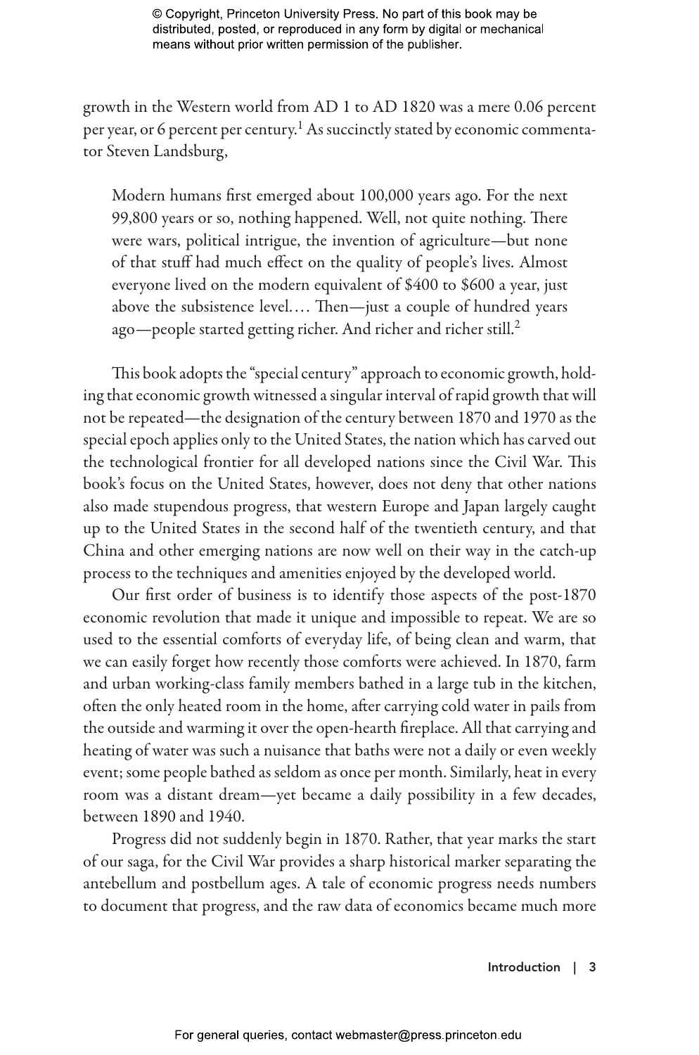growth in the Western world from AD 1 to AD 1820 was a mere 0.06 percent per year, or 6 percent per century.[1] As succinctly stated by economic commentator Steven Landsburg,

> Modern humans first emerged about 100,000 years ago. For the next 99,800 years or so, nothing happened. Well, not quite nothing. There were wars, political intrigue, the invention of agriculture—but none of that stuff had much effect on the quality of people's lives. Almost everyone lived on the modern equivalent of $400 to $600 a year, just above the subsistence level. . . . Then—just a couple of hundred years ago—people started getting richer. And richer and richer still.[2]

This book adopts the "special century" approach to economic growth, holding that economic growth witnessed a singular interval of rapid growth that will not be repeated—the designation of the century between 1870 and 1970 as the special epoch applies only to the United States, the nation which has carved out the technological frontier for all developed nations since the Civil War. This book's focus on the United States, however, does not deny that other nations also made stupendous progress, that western Europe and Japan largely caught up to the United States in the second half of the twentieth century, and that China and other emerging nations are now well on their way in the catch-up process to the techniques and amenities enjoyed by the developed world.

Our first order of business is to identify those aspects of the post-1870 economic revolution that made it unique and impossible to repeat. We are so used to the essential comforts of everyday life, of being clean and warm, that we can easily forget how recently those comforts were achieved. In 1870, farm and urban working-class family members bathed in a large tub in the kitchen, often the only heated room in the home, after carrying cold water in pails from the outside and warming it over the open-hearth fireplace. All that carrying and heating of water was such a nuisance that baths were not a daily or even weekly event; some people bathed as seldom as once per month. Similarly, heat in every room was a distant dream—yet became a daily possibility in a few decades, between 1890 and 1940.

Progress did not suddenly begin in 1870. Rather, that year marks the start of our saga, for the Civil War provides a sharp historical marker separating the antebellum and postbellum ages. A tale of economic progress needs numbers to document that progress, and the raw data of economics became much more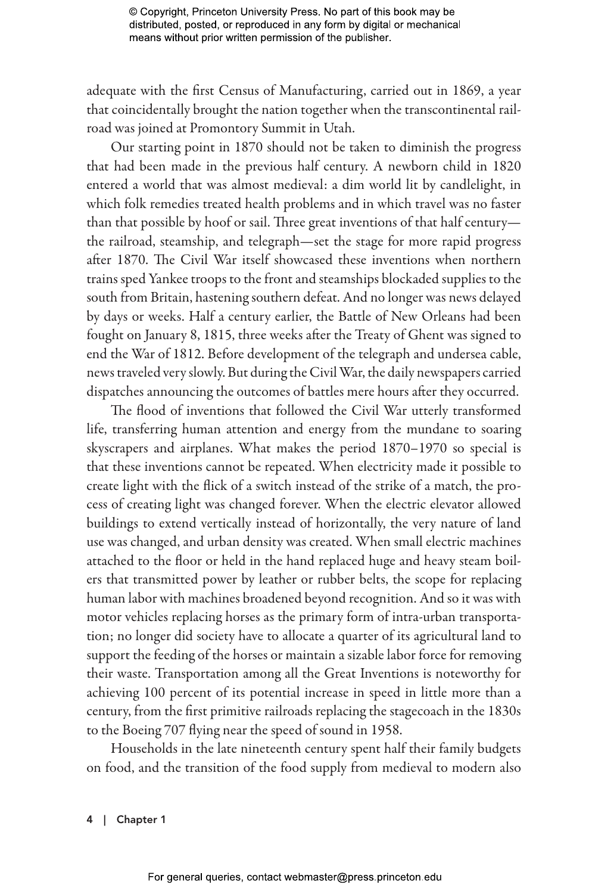adequate with the first Census of Manufacturing, carried out in 1869, a year that coincidentally brought the nation together when the transcontinental railroad was joined at Promontory Summit in Utah.

Our starting point in 1870 should not be taken to diminish the progress that had been made in the previous half century. A newborn child in 1820 entered a world that was almost medieval: a dim world lit by candlelight, in which folk remedies treated health problems and in which travel was no faster than that possible by hoof or sail. Three great inventions of that half century—the railroad, steamship, and telegraph—set the stage for more rapid progress after 1870. The Civil War itself showcased these inventions when northern trains sped Yankee troops to the front and steamships blockaded supplies to the south from Britain, hastening southern defeat. And no longer was news delayed by days or weeks. Half a century earlier, the Battle of New Orleans had been fought on January 8, 1815, three weeks after the Treaty of Ghent was signed to end the War of 1812. Before development of the telegraph and undersea cable, news traveled very slowly. But during the Civil War, the daily newspapers carried dispatches announcing the outcomes of battles mere hours after they occurred.

The flood of inventions that followed the Civil War utterly transformed life, transferring human attention and energy from the mundane to soaring skyscrapers and airplanes. What makes the period 1870–1970 so special is that these inventions cannot be repeated. When electricity made it possible to create light with the flick of a switch instead of the strike of a match, the process of creating light was changed forever. When the electric elevator allowed buildings to extend vertically instead of horizontally, the very nature of land use was changed, and urban density was created. When small electric machines attached to the floor or held in the hand replaced huge and heavy steam boilers that transmitted power by leather or rubber belts, the scope for replacing human labor with machines broadened beyond recognition. And so it was with motor vehicles replacing horses as the primary form of intra-urban transportation; no longer did society have to allocate a quarter of its agricultural land to support the feeding of the horses or maintain a sizable labor force for removing their waste. Transportation among all the Great Inventions is noteworthy for achieving 100 percent of its potential increase in speed in little more than a century, from the first primitive railroads replacing the stagecoach in the 1830s to the Boeing 707 flying near the speed of sound in 1958.

Households in the late nineteenth century spent half their family budgets on food, and the transition of the food supply from medieval to modern also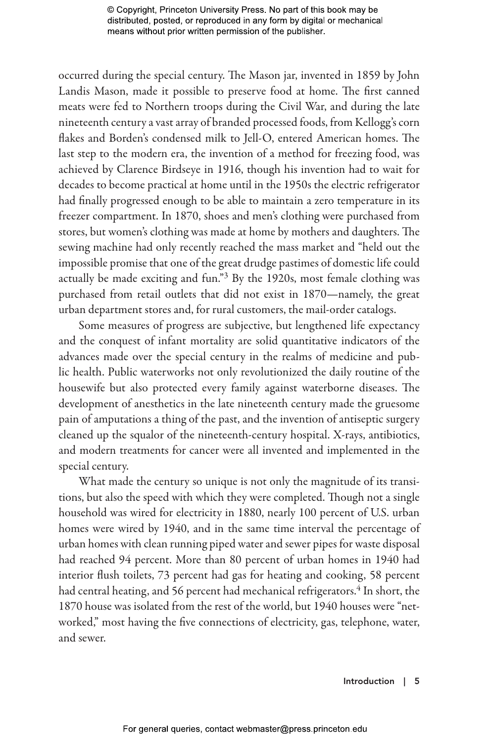occurred during the special century. The Mason jar, invented in 1859 by John Landis Mason, made it possible to preserve food at home. The first canned meats were fed to Northern troops during the Civil War, and during the late nineteenth century a vast array of branded processed foods, from Kellogg's corn flakes and Borden's condensed milk to Jell-O, entered American homes. The last step to the modern era, the invention of a method for freezing food, was achieved by Clarence Birdseye in 1916, though his invention had to wait for decades to become practical at home until in the 1950s the electric refrigerator had finally progressed enough to be able to maintain a zero temperature in its freezer compartment. In 1870, shoes and men's clothing were purchased from stores, but women's clothing was made at home by mothers and daughters. The sewing machine had only recently reached the mass market and "held out the impossible promise that one of the great drudge pastimes of domestic life could actually be made exciting and fun."[3] By the 1920s, most female clothing was purchased from retail outlets that did not exist in 1870—namely, the great urban department stores and, for rural customers, the mail-order catalogs.

Some measures of progress are subjective, but lengthened life expectancy and the conquest of infant mortality are solid quantitative indicators of the advances made over the special century in the realms of medicine and public health. Public waterworks not only revolutionized the daily routine of the housewife but also protected every family against waterborne diseases. The development of anesthetics in the late nineteenth century made the gruesome pain of amputations a thing of the past, and the invention of antiseptic surgery cleaned up the squalor of the nineteenth-century hospital. X-rays, antibiotics, and modern treatments for cancer were all invented and implemented in the special century.

What made the century so unique is not only the magnitude of its transitions, but also the speed with which they were completed. Though not a single household was wired for electricity in 1880, nearly 100 percent of U.S. urban homes were wired by 1940, and in the same time interval the percentage of urban homes with clean running piped water and sewer pipes for waste disposal had reached 94 percent. More than 80 percent of urban homes in 1940 had interior flush toilets, 73 percent had gas for heating and cooking, 58 percent had central heating, and 56 percent had mechanical refrigerators.[4] In short, the 1870 house was isolated from the rest of the world, but 1940 houses were "networked," most having the five connections of electricity, gas, telephone, water, and sewer.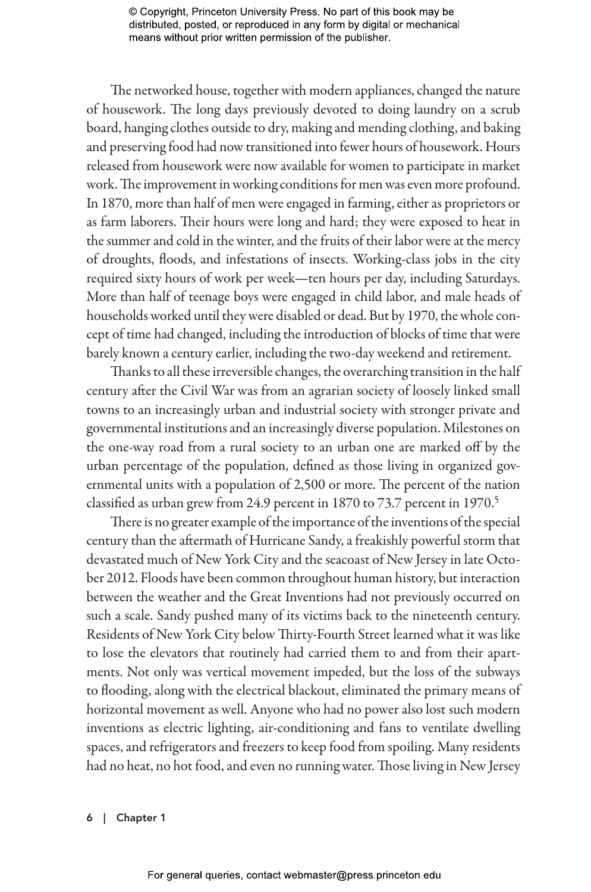The networked house, together with modern appliances, changed the nature of housework. The long days previously devoted to doing laundry on a scrub board, hanging clothes outside to dry, making and mending clothing, and baking and preserving food had now transitioned into fewer hours of housework. Hours released from housework were now available for women to participate in market work. The improvement in working conditions for men was even more profound. In 1870, more than half of men were engaged in farming, either as proprietors or as farm laborers. Their hours were long and hard; they were exposed to heat in the summer and cold in the winter, and the fruits of their labor were at the mercy of droughts, floods, and infestations of insects. Working-class jobs in the city required sixty hours of work per week—ten hours per day, including Saturdays. More than half of teenage boys were engaged in child labor, and male heads of households worked until they were disabled or dead. But by 1970, the whole concept of time had changed, including the introduction of blocks of time that were barely known a century earlier, including the two-day weekend and retirement.

Thanks to all these irreversible changes, the overarching transition in the half century after the Civil War was from an agrarian society of loosely linked small towns to an increasingly urban and industrial society with stronger private and governmental institutions and an increasingly diverse population. Milestones on the one-way road from a rural society to an urban one are marked off by the urban percentage of the population, defined as those living in organized governmental units with a population of 2,500 or more. The percent of the nation classified as urban grew from 24.9 percent in 1870 to 73.7 percent in 1970.[5]

There is no greater example of the importance of the inventions of the special century than the aftermath of Hurricane Sandy, a freakishly powerful storm that devastated much of New York City and the seacoast of New Jersey in late October 2012. Floods have been common throughout human history, but interaction between the weather and the Great Inventions had not previously occurred on such a scale. Sandy pushed many of its victims back to the nineteenth century. Residents of New York City below Thirty-Fourth Street learned what it was like to lose the elevators that routinely had carried them to and from their apartments. Not only was vertical movement impeded, but the loss of the subways to flooding, along with the electrical blackout, eliminated the primary means of horizontal movement as well. Anyone who had no power also lost such modern inventions as electric lighting, air-conditioning and fans to ventilate dwelling spaces, and refrigerators and freezers to keep food from spoiling. Many residents had no heat, no hot food, and even no running water. Those living in New Jersey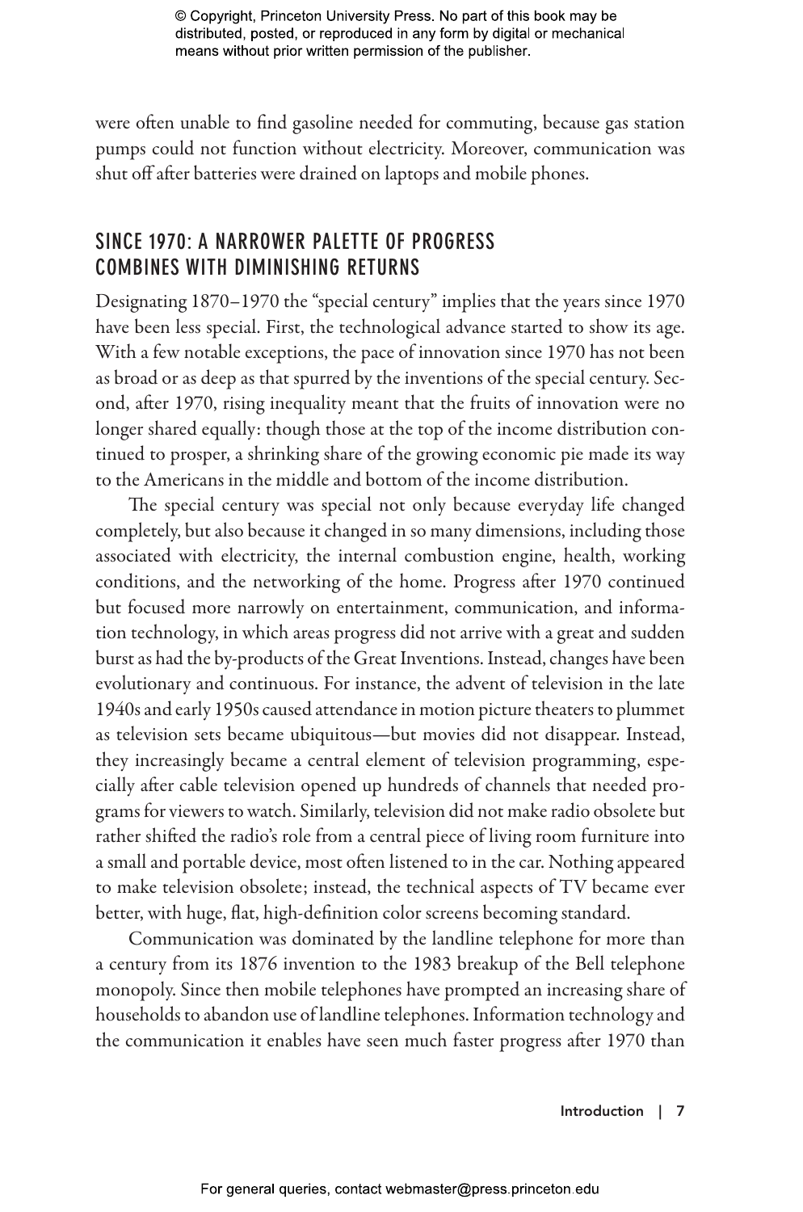were often unable to find gasoline needed for commuting, because gas station pumps could not function without electricity. Moreover, communication was shut off after batteries were drained on laptops and mobile phones.

## SINCE 1970: A NARROWER PALETTE OF PROGRESS COMBINES WITH DIMINISHING RETURNS

Designating 1870–1970 the "special century" implies that the years since 1970 have been less special. First, the technological advance started to show its age. With a few notable exceptions, the pace of innovation since 1970 has not been as broad or as deep as that spurred by the inventions of the special century. Second, after 1970, rising inequality meant that the fruits of innovation were no longer shared equally: though those at the top of the income distribution continued to prosper, a shrinking share of the growing economic pie made its way to the Americans in the middle and bottom of the income distribution.

The special century was special not only because everyday life changed completely, but also because it changed in so many dimensions, including those associated with electricity, the internal combustion engine, health, working conditions, and the networking of the home. Progress after 1970 continued but focused more narrowly on entertainment, communication, and information technology, in which areas progress did not arrive with a great and sudden burst as had the by-products of the Great Inventions. Instead, changes have been evolutionary and continuous. For instance, the advent of television in the late 1940s and early 1950s caused attendance in motion picture theaters to plummet as television sets became ubiquitous—but movies did not disappear. Instead, they increasingly became a central element of television programming, especially after cable television opened up hundreds of channels that needed programs for viewers to watch. Similarly, television did not make radio obsolete but rather shifted the radio's role from a central piece of living room furniture into a small and portable device, most often listened to in the car. Nothing appeared to make television obsolete; instead, the technical aspects of TV became ever better, with huge, flat, high-definition color screens becoming standard.

Communication was dominated by the landline telephone for more than a century from its 1876 invention to the 1983 breakup of the Bell telephone monopoly. Since then mobile telephones have prompted an increasing share of households to abandon use of landline telephones. Information technology and the communication it enables have seen much faster progress after 1970 than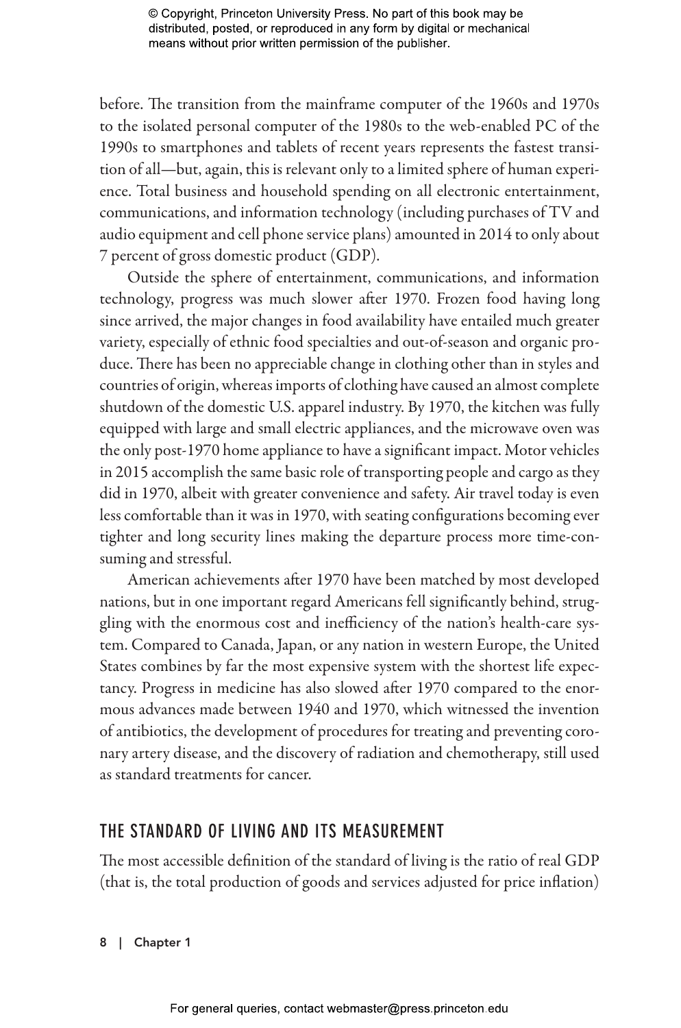before. The transition from the mainframe computer of the 1960s and 1970s to the isolated personal computer of the 1980s to the web-enabled PC of the 1990s to smartphones and tablets of recent years represents the fastest transition of all—but, again, this is relevant only to a limited sphere of human experience. Total business and household spending on all electronic entertainment, communications, and information technology (including purchases of TV and audio equipment and cell phone service plans) amounted in 2014 to only about 7 percent of gross domestic product (GDP).

Outside the sphere of entertainment, communications, and information technology, progress was much slower after 1970. Frozen food having long since arrived, the major changes in food availability have entailed much greater variety, especially of ethnic food specialties and out-of-season and organic produce. There has been no appreciable change in clothing other than in styles and countries of origin, whereas imports of clothing have caused an almost complete shutdown of the domestic U.S. apparel industry. By 1970, the kitchen was fully equipped with large and small electric appliances, and the microwave oven was the only post-1970 home appliance to have a significant impact. Motor vehicles in 2015 accomplish the same basic role of transporting people and cargo as they did in 1970, albeit with greater convenience and safety. Air travel today is even less comfortable than it was in 1970, with seating configurations becoming ever tighter and long security lines making the departure process more time-consuming and stressful.

American achievements after 1970 have been matched by most developed nations, but in one important regard Americans fell significantly behind, struggling with the enormous cost and inefficiency of the nation's health-care system. Compared to Canada, Japan, or any nation in western Europe, the United States combines by far the most expensive system with the shortest life expectancy. Progress in medicine has also slowed after 1970 compared to the enormous advances made between 1940 and 1970, which witnessed the invention of antibiotics, the development of procedures for treating and preventing coronary artery disease, and the discovery of radiation and chemotherapy, still used as standard treatments for cancer.

## THE STANDARD OF LIVING AND ITS MEASUREMENT

The most accessible definition of the standard of living is the ratio of real GDP (that is, the total production of goods and services adjusted for price inflation)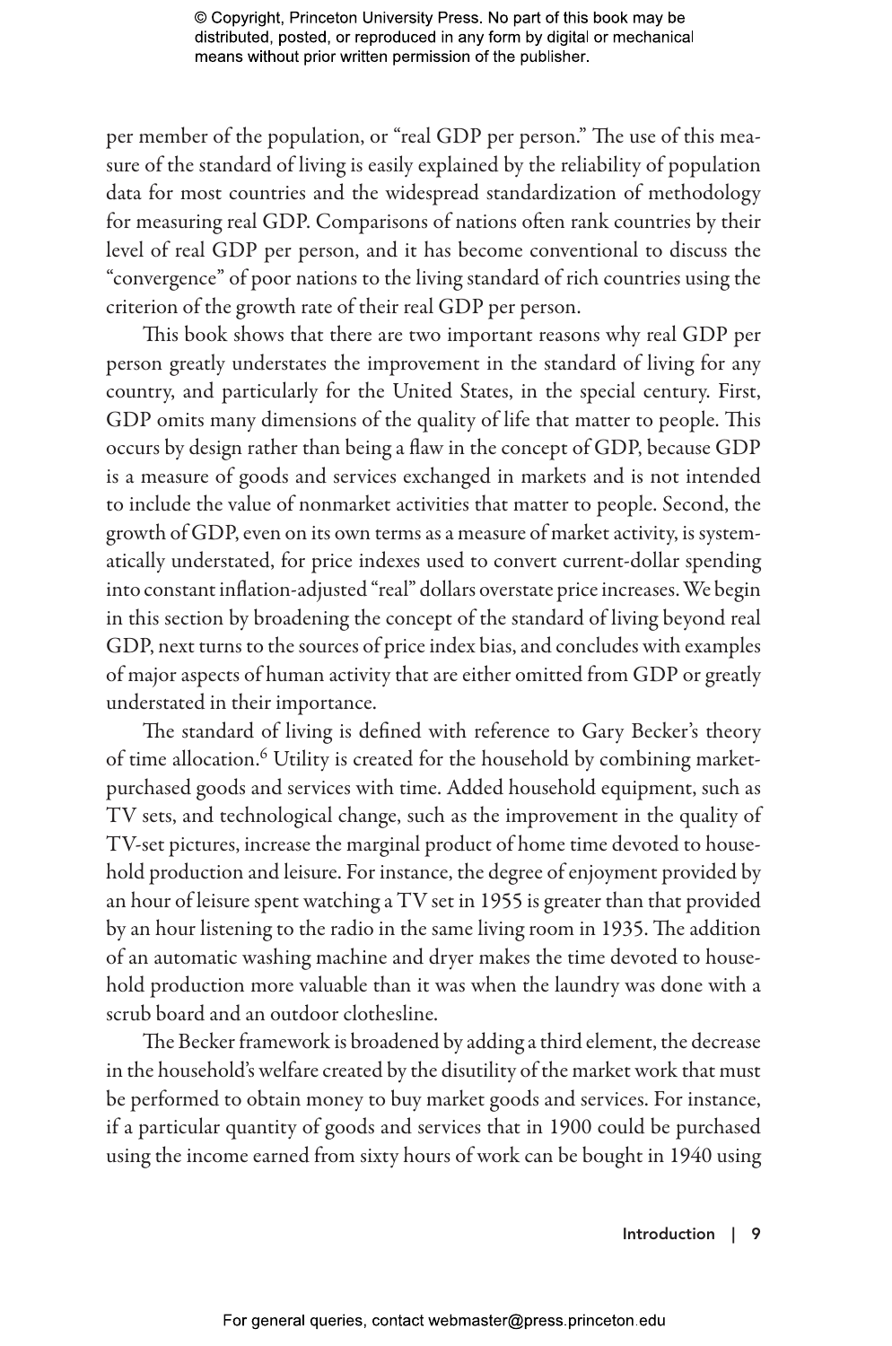per member of the population, or "real GDP per person." The use of this measure of the standard of living is easily explained by the reliability of population data for most countries and the widespread standardization of methodology for measuring real GDP. Comparisons of nations often rank countries by their level of real GDP per person, and it has become conventional to discuss the "convergence" of poor nations to the living standard of rich countries using the criterion of the growth rate of their real GDP per person.

This book shows that there are two important reasons why real GDP per person greatly understates the improvement in the standard of living for any country, and particularly for the United States, in the special century. First, GDP omits many dimensions of the quality of life that matter to people. This occurs by design rather than being a flaw in the concept of GDP, because GDP is a measure of goods and services exchanged in markets and is not intended to include the value of nonmarket activities that matter to people. Second, the growth of GDP, even on its own terms as a measure of market activity, is systematically understated, for price indexes used to convert current-dollar spending into constant inflation-adjusted "real" dollars overstate price increases. We begin in this section by broadening the concept of the standard of living beyond real GDP, next turns to the sources of price index bias, and concludes with examples of major aspects of human activity that are either omitted from GDP or greatly understated in their importance.

The standard of living is defined with reference to Gary Becker's theory of time allocation.[6] Utility is created for the household by combining market-purchased goods and services with time. Added household equipment, such as TV sets, and technological change, such as the improvement in the quality of TV-set pictures, increase the marginal product of home time devoted to household production and leisure. For instance, the degree of enjoyment provided by an hour of leisure spent watching a TV set in 1955 is greater than that provided by an hour listening to the radio in the same living room in 1935. The addition of an automatic washing machine and dryer makes the time devoted to household production more valuable than it was when the laundry was done with a scrub board and an outdoor clothesline.

The Becker framework is broadened by adding a third element, the decrease in the household's welfare created by the disutility of the market work that must be performed to obtain money to buy market goods and services. For instance, if a particular quantity of goods and services that in 1900 could be purchased using the income earned from sixty hours of work can be bought in 1940 using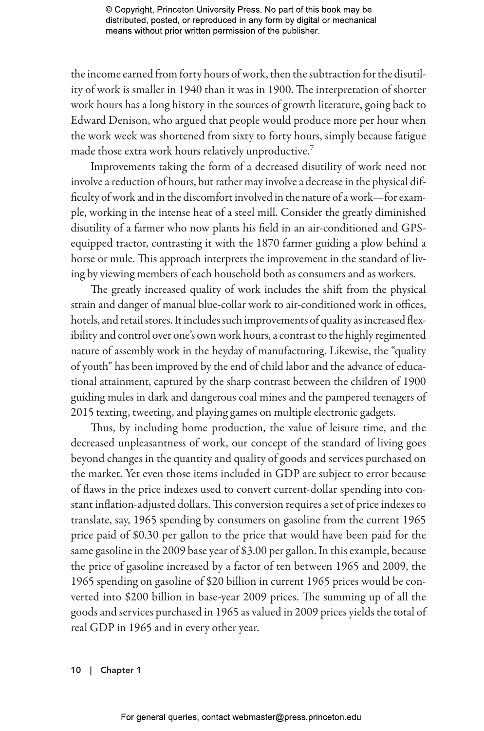the income earned from forty hours of work, then the subtraction for the disutility of work is smaller in 1940 than it was in 1900. The interpretation of shorter work hours has a long history in the sources of growth literature, going back to Edward Denison, who argued that people would produce more per hour when the work week was shortened from sixty to forty hours, simply because fatigue made those extra work hours relatively unproductive.[7]

Improvements taking the form of a decreased disutility of work need not involve a reduction of hours, but rather may involve a decrease in the physical difficulty of work and in the discomfort involved in the nature of a work—for example, working in the intense heat of a steel mill. Consider the greatly diminished disutility of a farmer who now plants his field in an air-conditioned and GPS-equipped tractor, contrasting it with the 1870 farmer guiding a plow behind a horse or mule. This approach interprets the improvement in the standard of living by viewing members of each household both as consumers and as workers.

The greatly increased quality of work includes the shift from the physical strain and danger of manual blue-collar work to air-conditioned work in offices, hotels, and retail stores. It includes such improvements of quality as increased flexibility and control over one's own work hours, a contrast to the highly regimented nature of assembly work in the heyday of manufacturing. Likewise, the "quality of youth" has been improved by the end of child labor and the advance of educational attainment, captured by the sharp contrast between the children of 1900 guiding mules in dark and dangerous coal mines and the pampered teenagers of 2015 texting, tweeting, and playing games on multiple electronic gadgets.

Thus, by including home production, the value of leisure time, and the decreased unpleasantness of work, our concept of the standard of living goes beyond changes in the quantity and quality of goods and services purchased on the market. Yet even those items included in GDP are subject to error because of flaws in the price indexes used to convert current-dollar spending into constant inflation-adjusted dollars. This conversion requires a set of price indexes to translate, say, 1965 spending by consumers on gasoline from the current 1965 price paid of $0.30 per gallon to the price that would have been paid for the same gasoline in the 2009 base year of $3.00 per gallon. In this example, because the price of gasoline increased by a factor of ten between 1965 and 2009, the 1965 spending on gasoline of $20 billion in current 1965 prices would be converted into $200 billion in base-year 2009 prices. The summing up of all the goods and services purchased in 1965 as valued in 2009 prices yields the total of real GDP in 1965 and in every other year.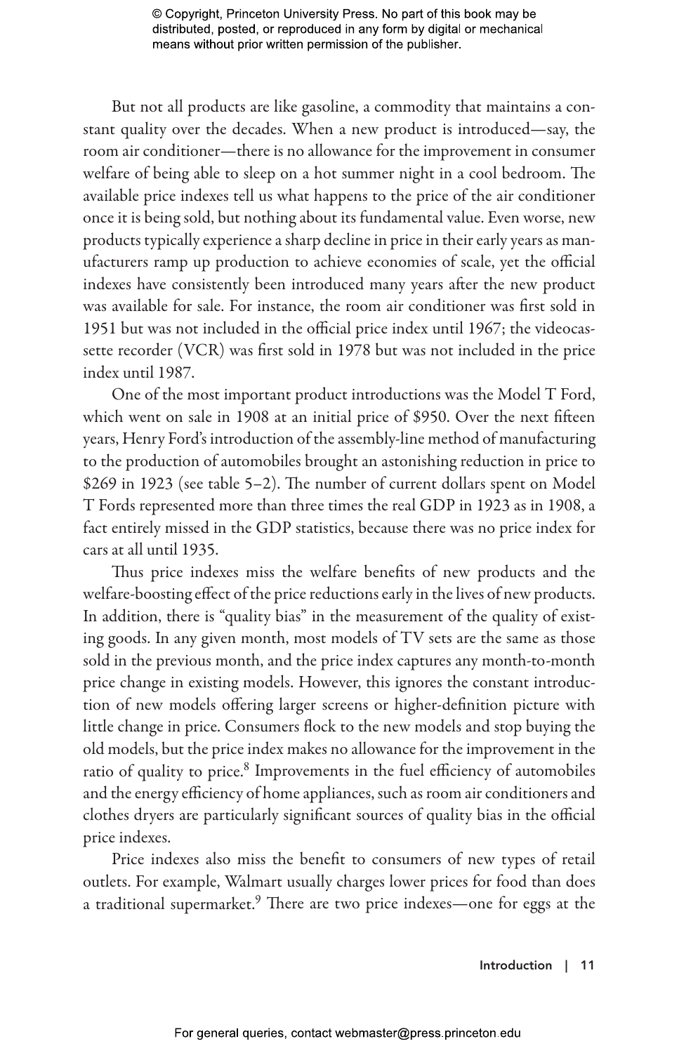But not all products are like gasoline, a commodity that maintains a constant quality over the decades. When a new product is introduced—say, the room air conditioner—there is no allowance for the improvement in consumer welfare of being able to sleep on a hot summer night in a cool bedroom. The available price indexes tell us what happens to the price of the air conditioner once it is being sold, but nothing about its fundamental value. Even worse, new products typically experience a sharp decline in price in their early years as manufacturers ramp up production to achieve economies of scale, yet the official indexes have consistently been introduced many years after the new product was available for sale. For instance, the room air conditioner was first sold in 1951 but was not included in the official price index until 1967; the videocassette recorder (VCR) was first sold in 1978 but was not included in the price index until 1987.

One of the most important product introductions was the Model T Ford, which went on sale in 1908 at an initial price of $950. Over the next fifteen years, Henry Ford's introduction of the assembly-line method of manufacturing to the production of automobiles brought an astonishing reduction in price to $269 in 1923 (see table 5–2). The number of current dollars spent on Model T Fords represented more than three times the real GDP in 1923 as in 1908, a fact entirely missed in the GDP statistics, because there was no price index for cars at all until 1935.

Thus price indexes miss the welfare benefits of new products and the welfare-boosting effect of the price reductions early in the lives of new products. In addition, there is "quality bias" in the measurement of the quality of existing goods. In any given month, most models of TV sets are the same as those sold in the previous month, and the price index captures any month-to-month price change in existing models. However, this ignores the constant introduction of new models offering larger screens or higher-definition picture with little change in price. Consumers flock to the new models and stop buying the old models, but the price index makes no allowance for the improvement in the ratio of quality to price.[8] Improvements in the fuel efficiency of automobiles and the energy efficiency of home appliances, such as room air conditioners and clothes dryers are particularly significant sources of quality bias in the official price indexes.

Price indexes also miss the benefit to consumers of new types of retail outlets. For example, Walmart usually charges lower prices for food than does a traditional supermarket.[9] There are two price indexes—one for eggs at the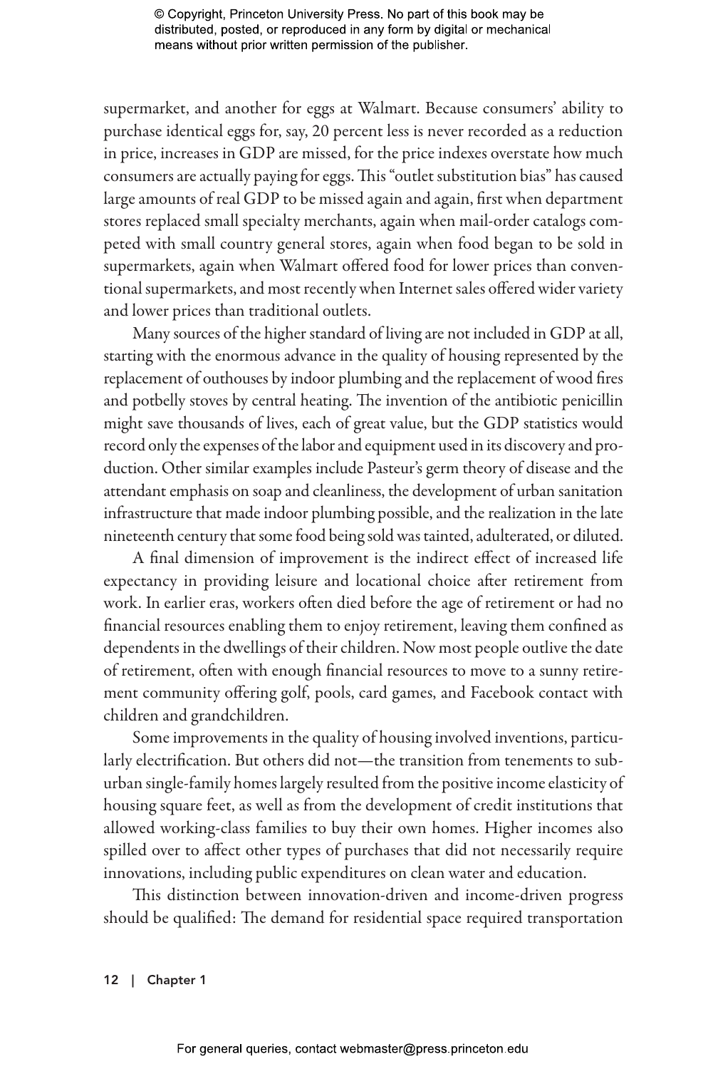supermarket, and another for eggs at Walmart. Because consumers' ability to purchase identical eggs for, say, 20 percent less is never recorded as a reduction in price, increases in GDP are missed, for the price indexes overstate how much consumers are actually paying for eggs. This "outlet substitution bias" has caused large amounts of real GDP to be missed again and again, first when department stores replaced small specialty merchants, again when mail-order catalogs competed with small country general stores, again when food began to be sold in supermarkets, again when Walmart offered food for lower prices than conventional supermarkets, and most recently when Internet sales offered wider variety and lower prices than traditional outlets.

Many sources of the higher standard of living are not included in GDP at all, starting with the enormous advance in the quality of housing represented by the replacement of outhouses by indoor plumbing and the replacement of wood fires and potbelly stoves by central heating. The invention of the antibiotic penicillin might save thousands of lives, each of great value, but the GDP statistics would record only the expenses of the labor and equipment used in its discovery and production. Other similar examples include Pasteur's germ theory of disease and the attendant emphasis on soap and cleanliness, the development of urban sanitation infrastructure that made indoor plumbing possible, and the realization in the late nineteenth century that some food being sold was tainted, adulterated, or diluted.

A final dimension of improvement is the indirect effect of increased life expectancy in providing leisure and locational choice after retirement from work. In earlier eras, workers often died before the age of retirement or had no financial resources enabling them to enjoy retirement, leaving them confined as dependents in the dwellings of their children. Now most people outlive the date of retirement, often with enough financial resources to move to a sunny retirement community offering golf, pools, card games, and Facebook contact with children and grandchildren.

Some improvements in the quality of housing involved inventions, particularly electrification. But others did not—the transition from tenements to suburban single-family homes largely resulted from the positive income elasticity of housing square feet, as well as from the development of credit institutions that allowed working-class families to buy their own homes. Higher incomes also spilled over to affect other types of purchases that did not necessarily require innovations, including public expenditures on clean water and education.

This distinction between innovation-driven and income-driven progress should be qualified: The demand for residential space required transportation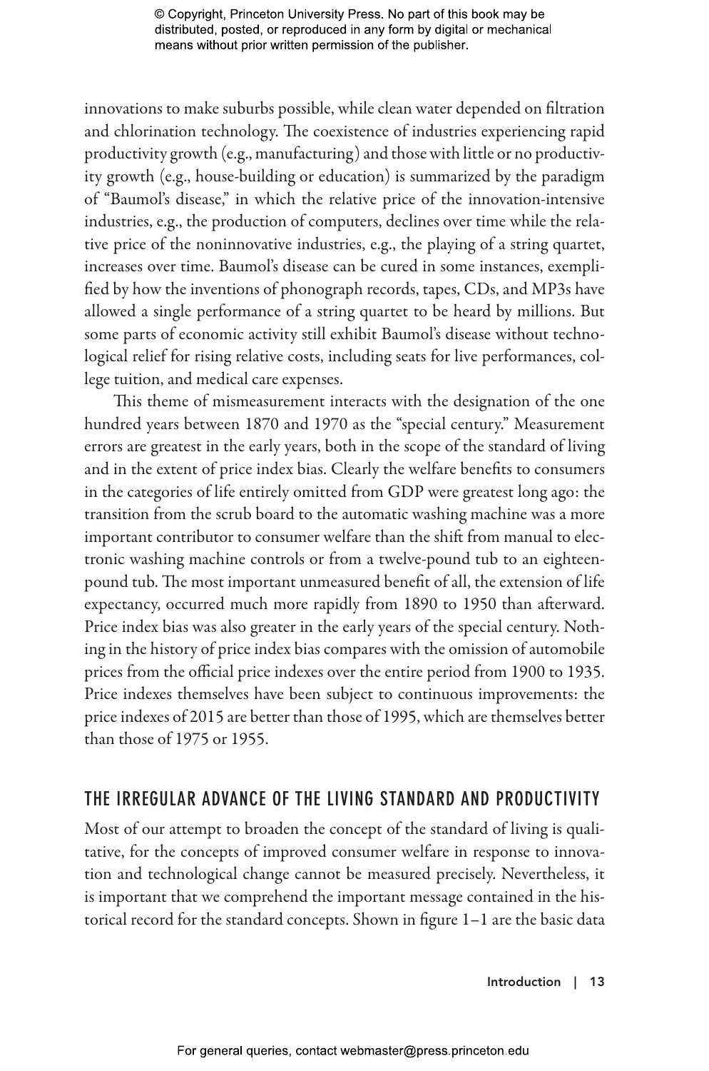innovations to make suburbs possible, while clean water depended on filtration and chlorination technology. The coexistence of industries experiencing rapid productivity growth (e.g., manufacturing) and those with little or no productivity growth (e.g., house-building or education) is summarized by the paradigm of "Baumol's disease," in which the relative price of the innovation-intensive industries, e.g., the production of computers, declines over time while the relative price of the noninnovative industries, e.g., the playing of a string quartet, increases over time. Baumol's disease can be cured in some instances, exemplified by how the inventions of phonograph records, tapes, CDs, and MP3s have allowed a single performance of a string quartet to be heard by millions. But some parts of economic activity still exhibit Baumol's disease without technological relief for rising relative costs, including seats for live performances, college tuition, and medical care expenses.

This theme of mismeasurement interacts with the designation of the one hundred years between 1870 and 1970 as the "special century." Measurement errors are greatest in the early years, both in the scope of the standard of living and in the extent of price index bias. Clearly the welfare benefits to consumers in the categories of life entirely omitted from GDP were greatest long ago: the transition from the scrub board to the automatic washing machine was a more important contributor to consumer welfare than the shift from manual to electronic washing machine controls or from a twelve-pound tub to an eighteen-pound tub. The most important unmeasured benefit of all, the extension of life expectancy, occurred much more rapidly from 1890 to 1950 than afterward. Price index bias was also greater in the early years of the special century. Nothing in the history of price index bias compares with the omission of automobile prices from the official price indexes over the entire period from 1900 to 1935. Price indexes themselves have been subject to continuous improvements: the price indexes of 2015 are better than those of 1995, which are themselves better than those of 1975 or 1955.

## THE IRREGULAR ADVANCE OF THE LIVING STANDARD AND PRODUCTIVITY

Most of our attempt to broaden the concept of the standard of living is qualitative, for the concepts of improved consumer welfare in response to innovation and technological change cannot be measured precisely. Nevertheless, it is important that we comprehend the important message contained in the historical record for the standard concepts. Shown in figure 1–1 are the basic data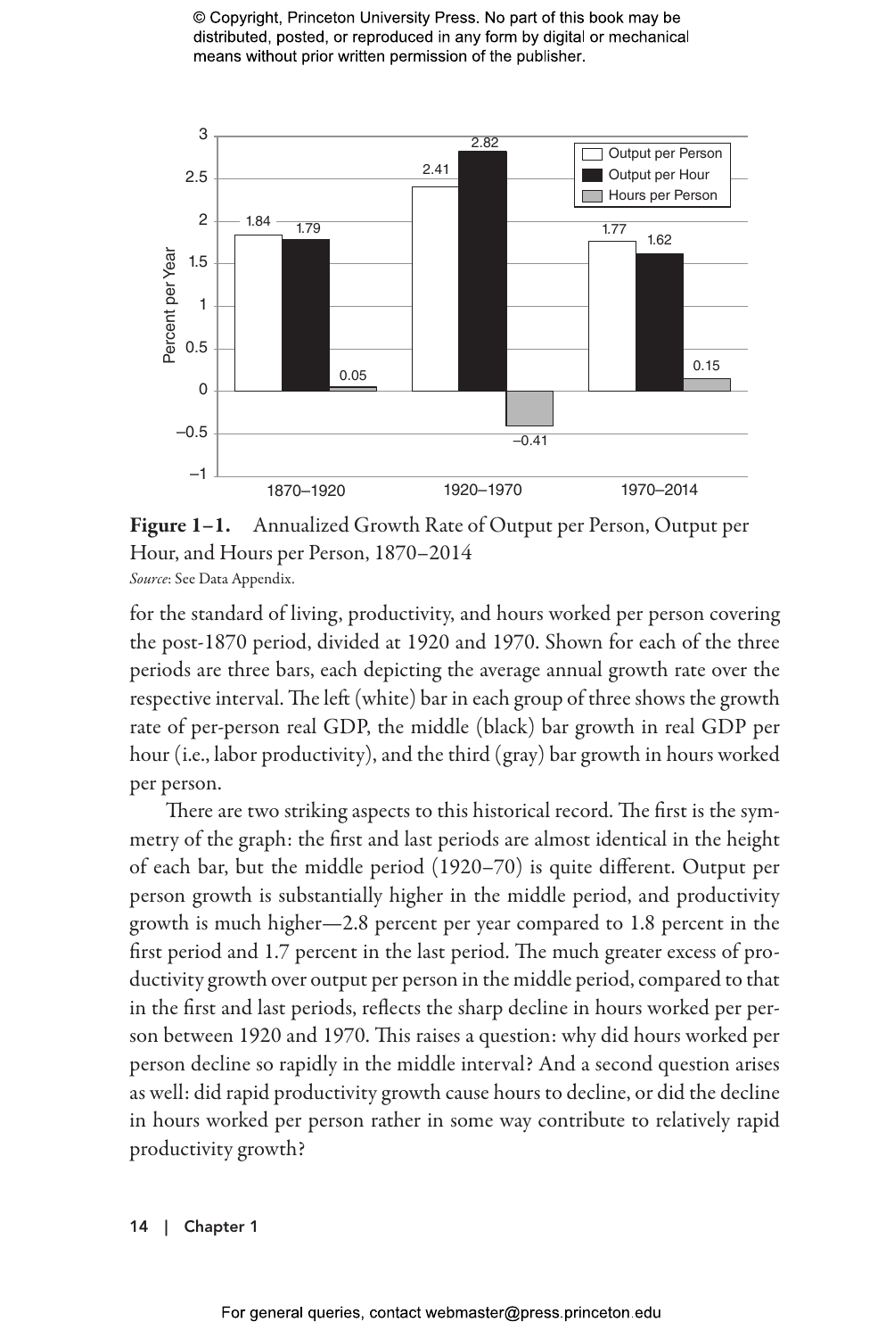Figure 1–1. Annualized Growth Rate of Output per Person, Output per Hour, and Hours per Person, 1870–2014

*Source*: See Data Appendix.

for the standard of living, productivity, and hours worked per person covering the post-1870 period, divided at 1920 and 1970. Shown for each of the three periods are three bars, each depicting the average annual growth rate over the respective interval. The left (white) bar in each group of three shows the growth rate of per-person real GDP, the middle (black) bar growth in real GDP per hour (i.e., labor productivity), and the third (gray) bar growth in hours worked per person.

There are two striking aspects to this historical record. The first is the symmetry of the graph: the first and last periods are almost identical in the height of each bar, but the middle period (1920–70) is quite different. Output per person growth is substantially higher in the middle period, and productivity growth is much higher—2.8 percent per year compared to 1.8 percent in the first period and 1.7 percent in the last period. The much greater excess of productivity growth over output per person in the middle period, compared to that in the first and last periods, reflects the sharp decline in hours worked per person between 1920 and 1970. This raises a question: why did hours worked per person decline so rapidly in the middle interval? And a second question arises as well: did rapid productivity growth cause hours to decline, or did the decline in hours worked per person rather in some way contribute to relatively rapid productivity growth?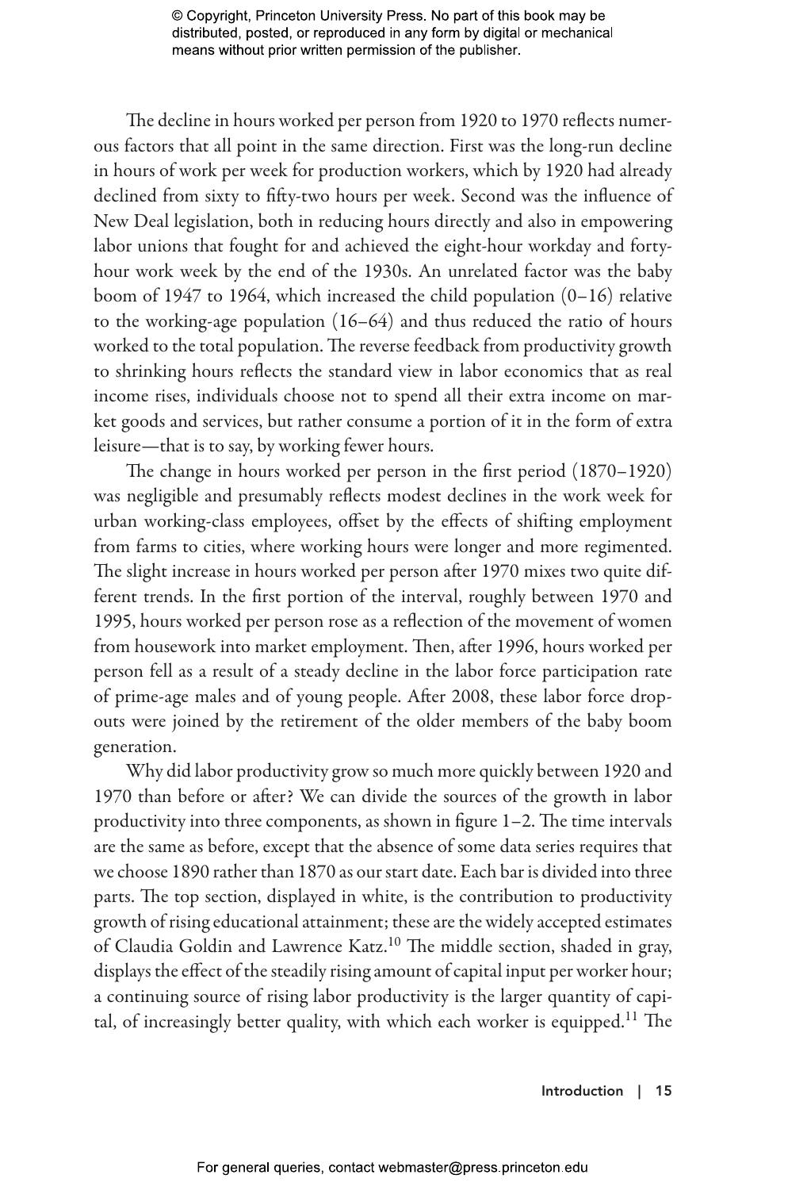The decline in hours worked per person from 1920 to 1970 reflects numerous factors that all point in the same direction. First was the long-run decline in hours of work per week for production workers, which by 1920 had already declined from sixty to fifty-two hours per week. Second was the influence of New Deal legislation, both in reducing hours directly and also in empowering labor unions that fought for and achieved the eight-hour workday and forty-hour work week by the end of the 1930s. An unrelated factor was the baby boom of 1947 to 1964, which increased the child population (0–16) relative to the working-age population (16–64) and thus reduced the ratio of hours worked to the total population. The reverse feedback from productivity growth to shrinking hours reflects the standard view in labor economics that as real income rises, individuals choose not to spend all their extra income on market goods and services, but rather consume a portion of it in the form of extra leisure—that is to say, by working fewer hours.

The change in hours worked per person in the first period (1870–1920) was negligible and presumably reflects modest declines in the work week for urban working-class employees, offset by the effects of shifting employment from farms to cities, where working hours were longer and more regimented. The slight increase in hours worked per person after 1970 mixes two quite different trends. In the first portion of the interval, roughly between 1970 and 1995, hours worked per person rose as a reflection of the movement of women from housework into market employment. Then, after 1996, hours worked per person fell as a result of a steady decline in the labor force participation rate of prime-age males and of young people. After 2008, these labor force dropouts were joined by the retirement of the older members of the baby boom generation.

Why did labor productivity grow so much more quickly between 1920 and 1970 than before or after? We can divide the sources of the growth in labor productivity into three components, as shown in figure 1–2. The time intervals are the same as before, except that the absence of some data series requires that we choose 1890 rather than 1870 as our start date. Each bar is divided into three parts. The top section, displayed in white, is the contribution to productivity growth of rising educational attainment; these are the widely accepted estimates of Claudia Goldin and Lawrence Katz.[10] The middle section, shaded in gray, displays the effect of the steadily rising amount of capital input per worker hour; a continuing source of rising labor productivity is the larger quantity of capital, of increasingly better quality, with which each worker is equipped.[11] The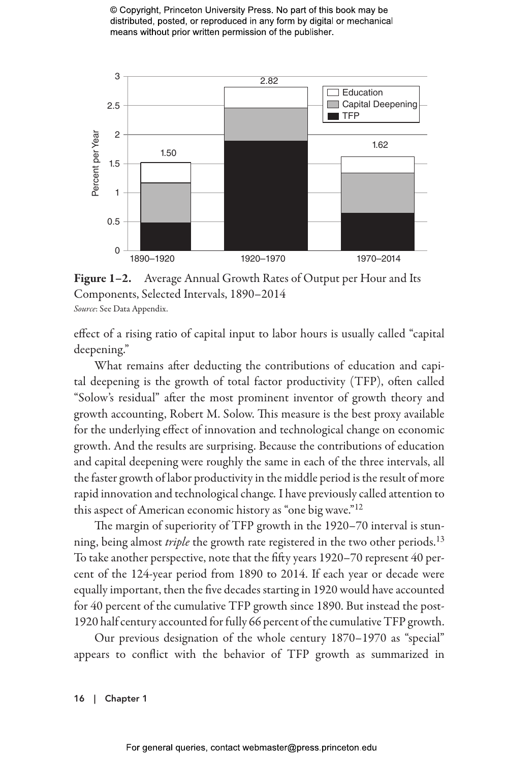**Figure 1–2.** Average Annual Growth Rates of Output per Hour and Its Components, Selected Intervals, 1890–2014
*Source*: See Data Appendix.

effect of a rising ratio of capital input to labor hours is usually called "capital deepening."

What remains after deducting the contributions of education and capital deepening is the growth of total factor productivity (TFP), often called "Solow's residual" after the most prominent inventor of growth theory and growth accounting, Robert M. Solow. This measure is the best proxy available for the underlying effect of innovation and technological change on economic growth. And the results are surprising. Because the contributions of education and capital deepening were roughly the same in each of the three intervals, all the faster growth of labor productivity in the middle period is the result of more rapid innovation and technological change. I have previously called attention to this aspect of American economic history as "one big wave."[12]

The margin of superiority of TFP growth in the 1920–70 interval is stunning, being almost *triple* the growth rate registered in the two other periods.[13] To take another perspective, note that the fifty years 1920–70 represent 40 percent of the 124-year period from 1890 to 2014. If each year or decade were equally important, then the five decades starting in 1920 would have accounted for 40 percent of the cumulative TFP growth since 1890. But instead the post-1920 half century accounted for fully 66 percent of the cumulative TFP growth.

Our previous designation of the whole century 1870–1970 as "special" appears to conflict with the behavior of TFP growth as summarized in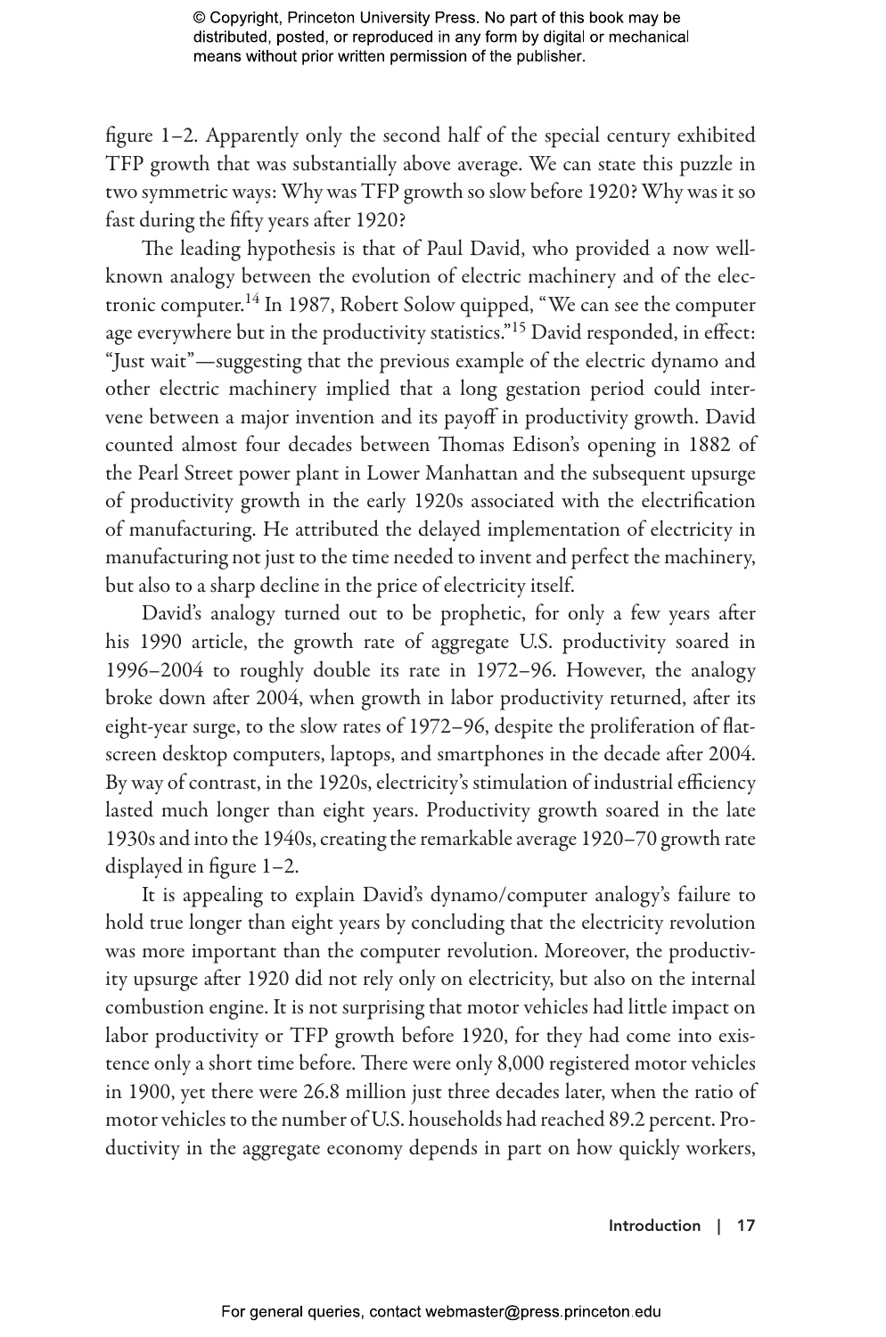figure 1–2. Apparently only the second half of the special century exhibited TFP growth that was substantially above average. We can state this puzzle in two symmetric ways: Why was TFP growth so slow before 1920? Why was it so fast during the fifty years after 1920?

The leading hypothesis is that of Paul David, who provided a now well-known analogy between the evolution of electric machinery and of the electronic computer.[14] In 1987, Robert Solow quipped, "We can see the computer age everywhere but in the productivity statistics."[15] David responded, in effect: "Just wait"—suggesting that the previous example of the electric dynamo and other electric machinery implied that a long gestation period could intervene between a major invention and its payoff in productivity growth. David counted almost four decades between Thomas Edison's opening in 1882 of the Pearl Street power plant in Lower Manhattan and the subsequent upsurge of productivity growth in the early 1920s associated with the electrification of manufacturing. He attributed the delayed implementation of electricity in manufacturing not just to the time needed to invent and perfect the machinery, but also to a sharp decline in the price of electricity itself.

David's analogy turned out to be prophetic, for only a few years after his 1990 article, the growth rate of aggregate U.S. productivity soared in 1996–2004 to roughly double its rate in 1972–96. However, the analogy broke down after 2004, when growth in labor productivity returned, after its eight-year surge, to the slow rates of 1972–96, despite the proliferation of flat-screen desktop computers, laptops, and smartphones in the decade after 2004. By way of contrast, in the 1920s, electricity's stimulation of industrial efficiency lasted much longer than eight years. Productivity growth soared in the late 1930s and into the 1940s, creating the remarkable average 1920–70 growth rate displayed in figure 1–2.

It is appealing to explain David's dynamo/computer analogy's failure to hold true longer than eight years by concluding that the electricity revolution was more important than the computer revolution. Moreover, the productivity upsurge after 1920 did not rely only on electricity, but also on the internal combustion engine. It is not surprising that motor vehicles had little impact on labor productivity or TFP growth before 1920, for they had come into existence only a short time before. There were only 8,000 registered motor vehicles in 1900, yet there were 26.8 million just three decades later, when the ratio of motor vehicles to the number of U.S. households had reached 89.2 percent. Productivity in the aggregate economy depends in part on how quickly workers,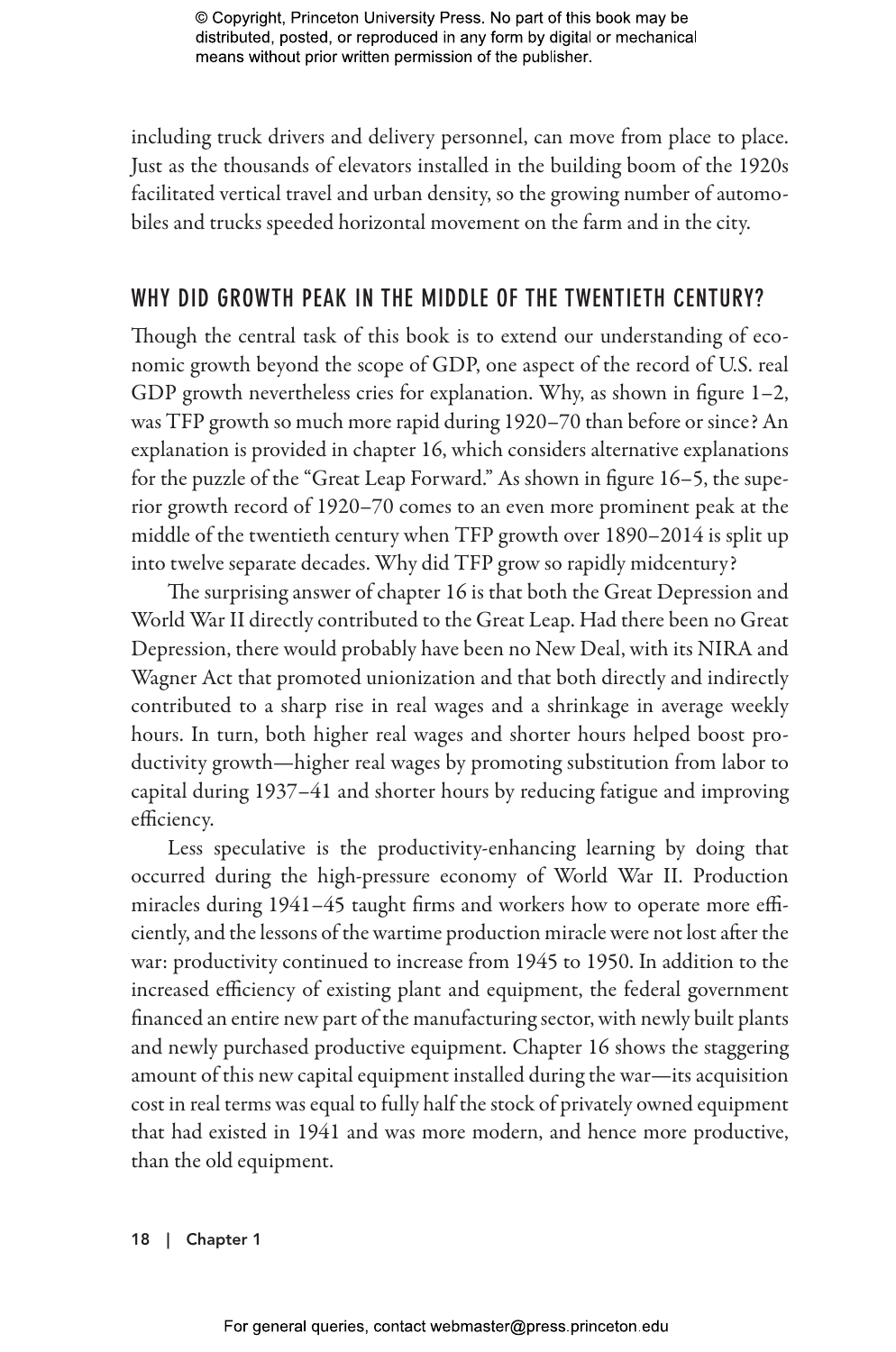including truck drivers and delivery personnel, can move from place to place. Just as the thousands of elevators installed in the building boom of the 1920s facilitated vertical travel and urban density, so the growing number of automobiles and trucks speeded horizontal movement on the farm and in the city.

## WHY DID GROWTH PEAK IN THE MIDDLE OF THE TWENTIETH CENTURY?

Though the central task of this book is to extend our understanding of economic growth beyond the scope of GDP, one aspect of the record of U.S. real GDP growth nevertheless cries for explanation. Why, as shown in figure 1–2, was TFP growth so much more rapid during 1920–70 than before or since? An explanation is provided in chapter 16, which considers alternative explanations for the puzzle of the "Great Leap Forward." As shown in figure 16–5, the superior growth record of 1920–70 comes to an even more prominent peak at the middle of the twentieth century when TFP growth over 1890–2014 is split up into twelve separate decades. Why did TFP grow so rapidly midcentury?

The surprising answer of chapter 16 is that both the Great Depression and World War II directly contributed to the Great Leap. Had there been no Great Depression, there would probably have been no New Deal, with its NIRA and Wagner Act that promoted unionization and that both directly and indirectly contributed to a sharp rise in real wages and a shrinkage in average weekly hours. In turn, both higher real wages and shorter hours helped boost productivity growth—higher real wages by promoting substitution from labor to capital during 1937–41 and shorter hours by reducing fatigue and improving efficiency.

Less speculative is the productivity-enhancing learning by doing that occurred during the high-pressure economy of World War II. Production miracles during 1941–45 taught firms and workers how to operate more efficiently, and the lessons of the wartime production miracle were not lost after the war: productivity continued to increase from 1945 to 1950. In addition to the increased efficiency of existing plant and equipment, the federal government financed an entire new part of the manufacturing sector, with newly built plants and newly purchased productive equipment. Chapter 16 shows the staggering amount of this new capital equipment installed during the war—its acquisition cost in real terms was equal to fully half the stock of privately owned equipment that had existed in 1941 and was more modern, and hence more productive, than the old equipment.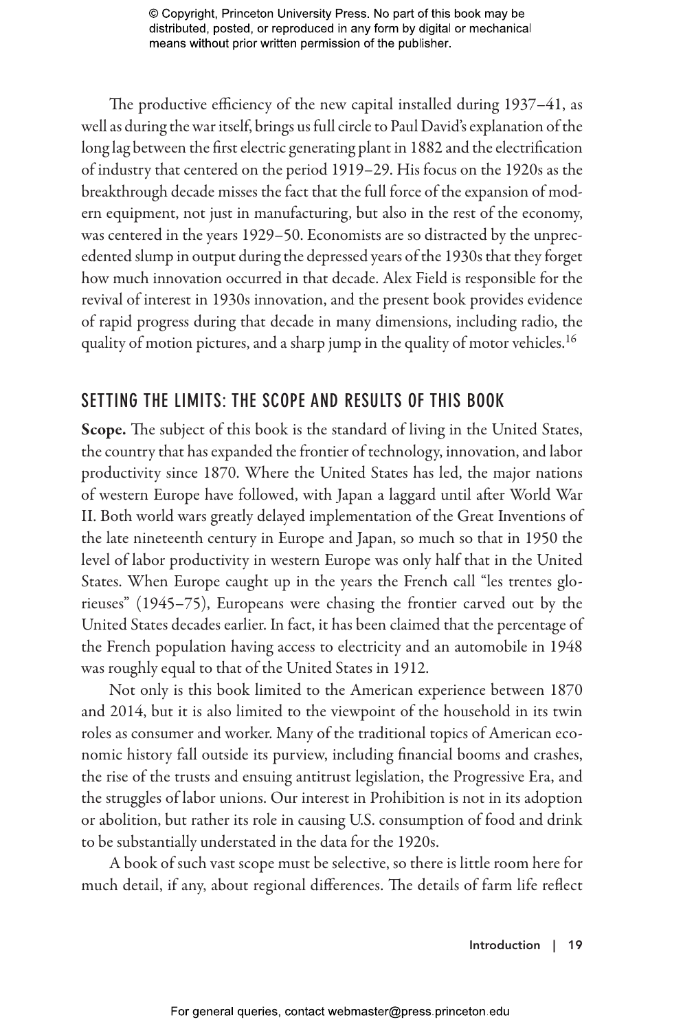The productive efficiency of the new capital installed during 1937–41, as well as during the war itself, brings us full circle to Paul David's explanation of the long lag between the first electric generating plant in 1882 and the electrification of industry that centered on the period 1919–29. His focus on the 1920s as the breakthrough decade misses the fact that the full force of the expansion of modern equipment, not just in manufacturing, but also in the rest of the economy, was centered in the years 1929–50. Economists are so distracted by the unprecedented slump in output during the depressed years of the 1930s that they forget how much innovation occurred in that decade. Alex Field is responsible for the revival of interest in 1930s innovation, and the present book provides evidence of rapid progress during that decade in many dimensions, including radio, the quality of motion pictures, and a sharp jump in the quality of motor vehicles.[16]

## SETTING THE LIMITS: THE SCOPE AND RESULTS OF THIS BOOK

**Scope.** The subject of this book is the standard of living in the United States, the country that has expanded the frontier of technology, innovation, and labor productivity since 1870. Where the United States has led, the major nations of western Europe have followed, with Japan a laggard until after World War II. Both world wars greatly delayed implementation of the Great Inventions of the late nineteenth century in Europe and Japan, so much so that in 1950 the level of labor productivity in western Europe was only half that in the United States. When Europe caught up in the years the French call "les trentes glorieuses" (1945–75), Europeans were chasing the frontier carved out by the United States decades earlier. In fact, it has been claimed that the percentage of the French population having access to electricity and an automobile in 1948 was roughly equal to that of the United States in 1912.

Not only is this book limited to the American experience between 1870 and 2014, but it is also limited to the viewpoint of the household in its twin roles as consumer and worker. Many of the traditional topics of American economic history fall outside its purview, including financial booms and crashes, the rise of the trusts and ensuing antitrust legislation, the Progressive Era, and the struggles of labor unions. Our interest in Prohibition is not in its adoption or abolition, but rather its role in causing U.S. consumption of food and drink to be substantially understated in the data for the 1920s.

A book of such vast scope must be selective, so there is little room here for much detail, if any, about regional differences. The details of farm life reflect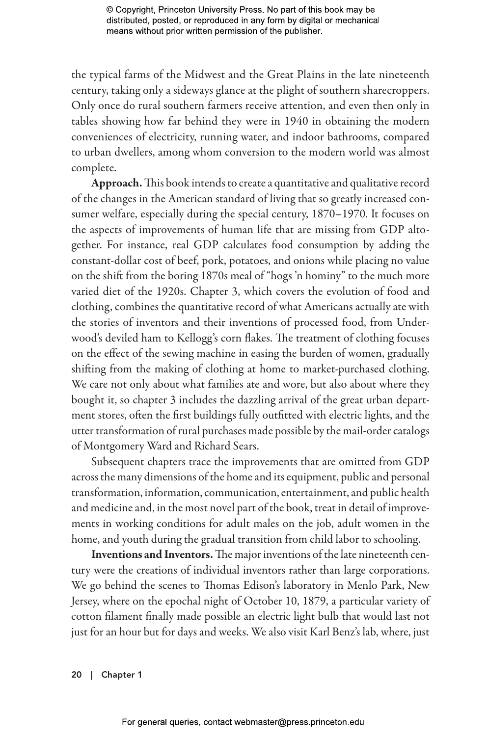the typical farms of the Midwest and the Great Plains in the late nineteenth century, taking only a sideways glance at the plight of southern sharecroppers. Only once do rural southern farmers receive attention, and even then only in tables showing how far behind they were in 1940 in obtaining the modern conveniences of electricity, running water, and indoor bathrooms, compared to urban dwellers, among whom conversion to the modern world was almost complete.

**Approach.** This book intends to create a quantitative and qualitative record of the changes in the American standard of living that so greatly increased consumer welfare, especially during the special century, 1870–1970. It focuses on the aspects of improvements of human life that are missing from GDP altogether. For instance, real GDP calculates food consumption by adding the constant-dollar cost of beef, pork, potatoes, and onions while placing no value on the shift from the boring 1870s meal of "hogs 'n hominy" to the much more varied diet of the 1920s. Chapter 3, which covers the evolution of food and clothing, combines the quantitative record of what Americans actually ate with the stories of inventors and their inventions of processed food, from Underwood's deviled ham to Kellogg's corn flakes. The treatment of clothing focuses on the effect of the sewing machine in easing the burden of women, gradually shifting from the making of clothing at home to market-purchased clothing. We care not only about what families ate and wore, but also about where they bought it, so chapter 3 includes the dazzling arrival of the great urban department stores, often the first buildings fully outfitted with electric lights, and the utter transformation of rural purchases made possible by the mail-order catalogs of Montgomery Ward and Richard Sears.

Subsequent chapters trace the improvements that are omitted from GDP across the many dimensions of the home and its equipment, public and personal transformation, information, communication, entertainment, and public health and medicine and, in the most novel part of the book, treat in detail of improvements in working conditions for adult males on the job, adult women in the home, and youth during the gradual transition from child labor to schooling.

**Inventions and Inventors.** The major inventions of the late nineteenth century were the creations of individual inventors rather than large corporations. We go behind the scenes to Thomas Edison's laboratory in Menlo Park, New Jersey, where on the epochal night of October 10, 1879, a particular variety of cotton filament finally made possible an electric light bulb that would last not just for an hour but for days and weeks. We also visit Karl Benz's lab, where, just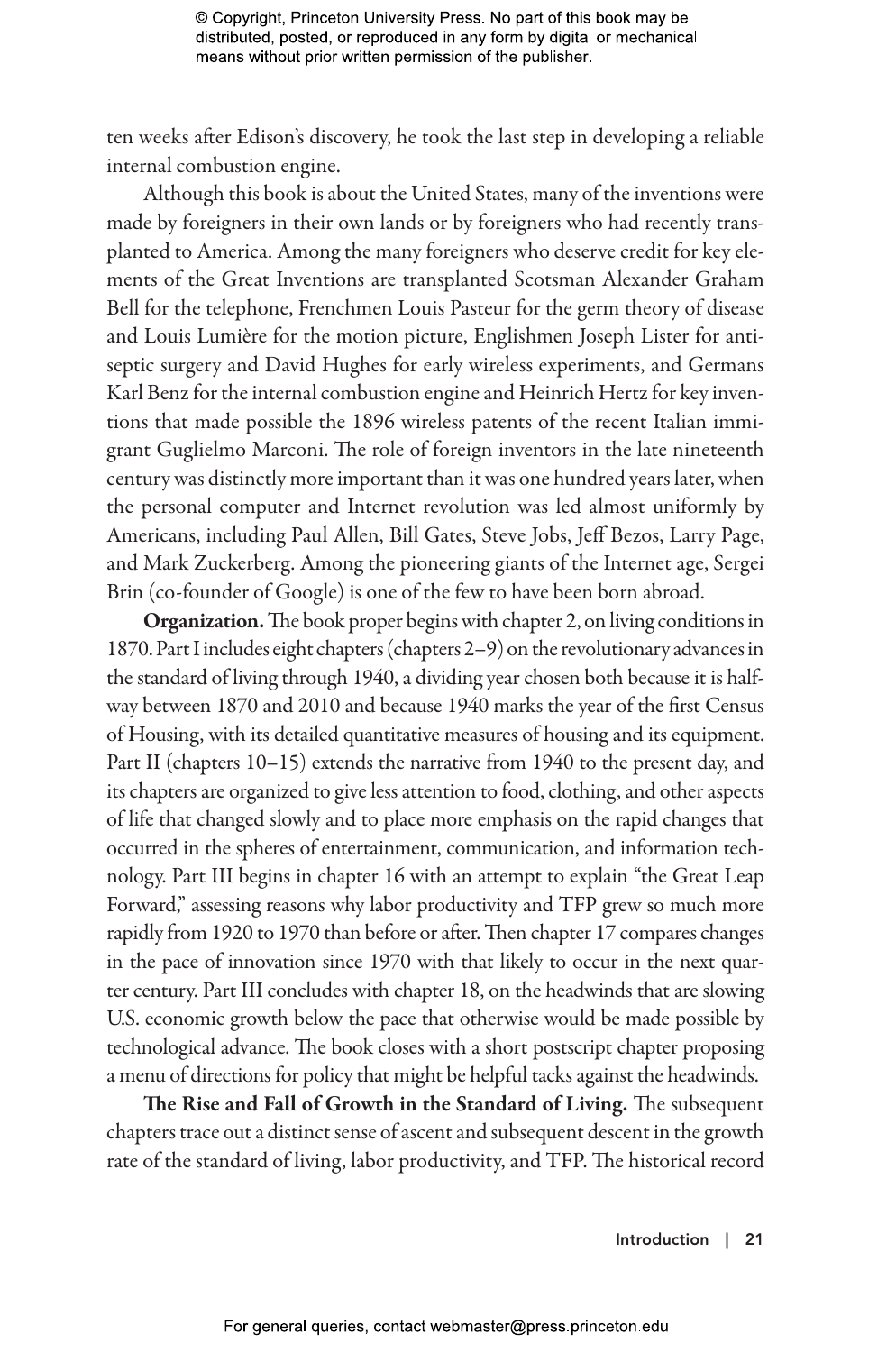ten weeks after Edison's discovery, he took the last step in developing a reliable internal combustion engine.

Although this book is about the United States, many of the inventions were made by foreigners in their own lands or by foreigners who had recently transplanted to America. Among the many foreigners who deserve credit for key elements of the Great Inventions are transplanted Scotsman Alexander Graham Bell for the telephone, Frenchmen Louis Pasteur for the germ theory of disease and Louis Lumière for the motion picture, Englishmen Joseph Lister for antiseptic surgery and David Hughes for early wireless experiments, and Germans Karl Benz for the internal combustion engine and Heinrich Hertz for key inventions that made possible the 1896 wireless patents of the recent Italian immigrant Guglielmo Marconi. The role of foreign inventors in the late nineteenth century was distinctly more important than it was one hundred years later, when the personal computer and Internet revolution was led almost uniformly by Americans, including Paul Allen, Bill Gates, Steve Jobs, Jeff Bezos, Larry Page, and Mark Zuckerberg. Among the pioneering giants of the Internet age, Sergei Brin (co-founder of Google) is one of the few to have been born abroad.

**Organization.** The book proper begins with chapter 2, on living conditions in 1870. Part I includes eight chapters (chapters 2–9) on the revolutionary advances in the standard of living through 1940, a dividing year chosen both because it is halfway between 1870 and 2010 and because 1940 marks the year of the first Census of Housing, with its detailed quantitative measures of housing and its equipment. Part II (chapters 10–15) extends the narrative from 1940 to the present day, and its chapters are organized to give less attention to food, clothing, and other aspects of life that changed slowly and to place more emphasis on the rapid changes that occurred in the spheres of entertainment, communication, and information technology. Part III begins in chapter 16 with an attempt to explain "the Great Leap Forward," assessing reasons why labor productivity and TFP grew so much more rapidly from 1920 to 1970 than before or after. Then chapter 17 compares changes in the pace of innovation since 1970 with that likely to occur in the next quarter century. Part III concludes with chapter 18, on the headwinds that are slowing U.S. economic growth below the pace that otherwise would be made possible by technological advance. The book closes with a short postscript chapter proposing a menu of directions for policy that might be helpful tacks against the headwinds.

**The Rise and Fall of Growth in the Standard of Living.** The subsequent chapters trace out a distinct sense of ascent and subsequent descent in the growth rate of the standard of living, labor productivity, and TFP. The historical record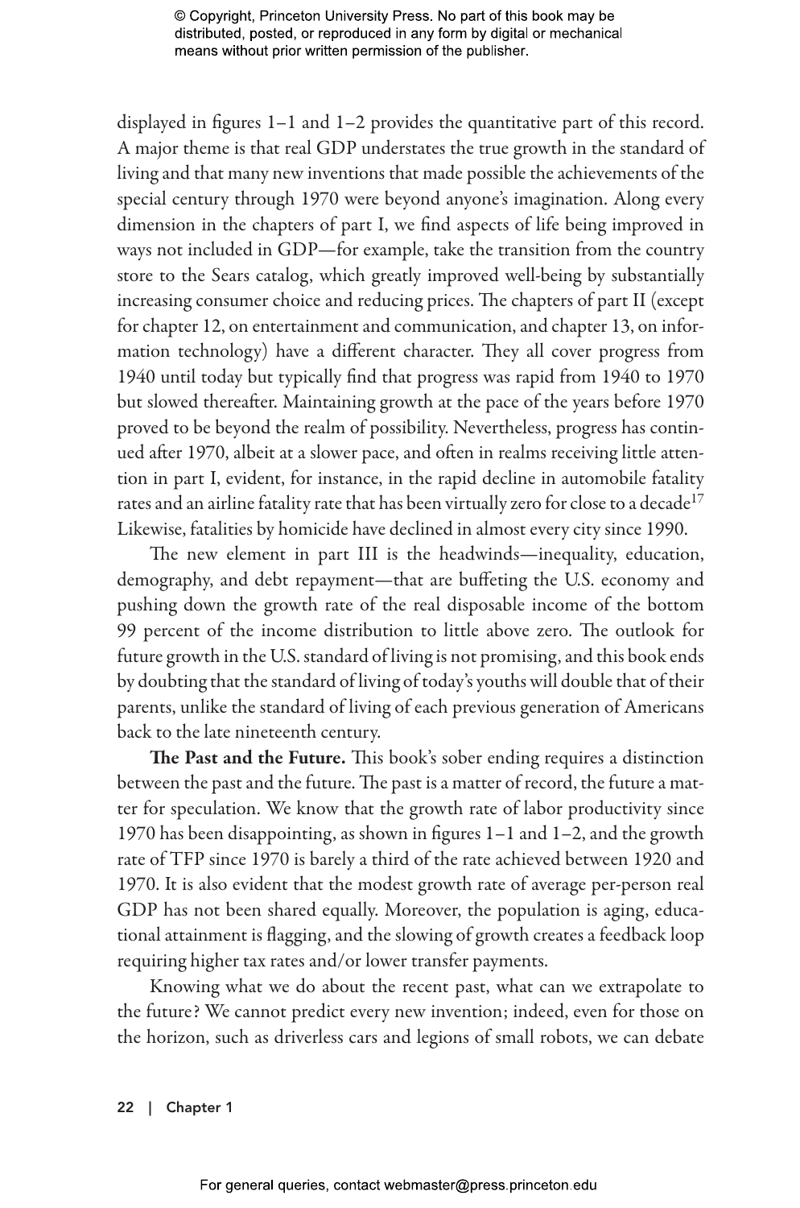displayed in figures 1–1 and 1–2 provides the quantitative part of this record. A major theme is that real GDP understates the true growth in the standard of living and that many new inventions that made possible the achievements of the special century through 1970 were beyond anyone's imagination. Along every dimension in the chapters of part I, we find aspects of life being improved in ways not included in GDP—for example, take the transition from the country store to the Sears catalog, which greatly improved well-being by substantially increasing consumer choice and reducing prices. The chapters of part II (except for chapter 12, on entertainment and communication, and chapter 13, on information technology) have a different character. They all cover progress from 1940 until today but typically find that progress was rapid from 1940 to 1970 but slowed thereafter. Maintaining growth at the pace of the years before 1970 proved to be beyond the realm of possibility. Nevertheless, progress has continued after 1970, albeit at a slower pace, and often in realms receiving little attention in part I, evident, for instance, in the rapid decline in automobile fatality rates and an airline fatality rate that has been virtually zero for close to a decade[17] Likewise, fatalities by homicide have declined in almost every city since 1990.

The new element in part III is the headwinds—inequality, education, demography, and debt repayment—that are buffeting the U.S. economy and pushing down the growth rate of the real disposable income of the bottom 99 percent of the income distribution to little above zero. The outlook for future growth in the U.S. standard of living is not promising, and this book ends by doubting that the standard of living of today's youths will double that of their parents, unlike the standard of living of each previous generation of Americans back to the late nineteenth century.

**The Past and the Future.** This book's sober ending requires a distinction between the past and the future. The past is a matter of record, the future a matter for speculation. We know that the growth rate of labor productivity since 1970 has been disappointing, as shown in figures 1–1 and 1–2, and the growth rate of TFP since 1970 is barely a third of the rate achieved between 1920 and 1970. It is also evident that the modest growth rate of average per-person real GDP has not been shared equally. Moreover, the population is aging, educational attainment is flagging, and the slowing of growth creates a feedback loop requiring higher tax rates and/or lower transfer payments.

Knowing what we do about the recent past, what can we extrapolate to the future? We cannot predict every new invention; indeed, even for those on the horizon, such as driverless cars and legions of small robots, we can debate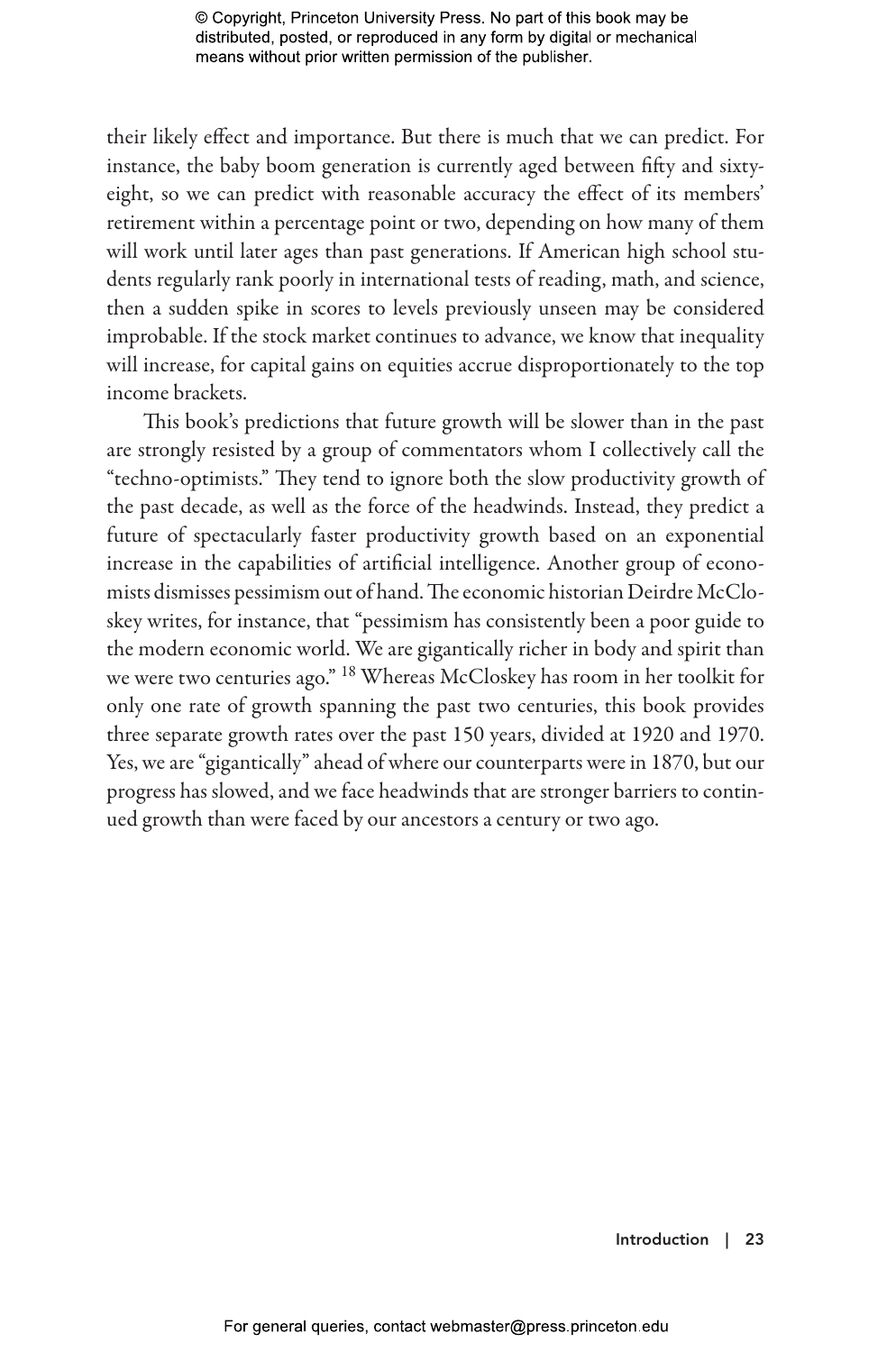their likely effect and importance. But there is much that we can predict. For instance, the baby boom generation is currently aged between fifty and sixty-eight, so we can predict with reasonable accuracy the effect of its members' retirement within a percentage point or two, depending on how many of them will work until later ages than past generations. If American high school students regularly rank poorly in international tests of reading, math, and science, then a sudden spike in scores to levels previously unseen may be considered improbable. If the stock market continues to advance, we know that inequality will increase, for capital gains on equities accrue disproportionately to the top income brackets.

This book's predictions that future growth will be slower than in the past are strongly resisted by a group of commentators whom I collectively call the "techno-optimists." They tend to ignore both the slow productivity growth of the past decade, as well as the force of the headwinds. Instead, they predict a future of spectacularly faster productivity growth based on an exponential increase in the capabilities of artificial intelligence. Another group of economists dismisses pessimism out of hand. The economic historian Deirdre McCloskey writes, for instance, that "pessimism has consistently been a poor guide to the modern economic world. We are gigantically richer in body and spirit than we were two centuries ago." [18] Whereas McCloskey has room in her toolkit for only one rate of growth spanning the past two centuries, this book provides three separate growth rates over the past 150 years, divided at 1920 and 1970. Yes, we are "gigantically" ahead of where our counterparts were in 1870, but our progress has slowed, and we face headwinds that are stronger barriers to continued growth than were faced by our ancestors a century or two ago.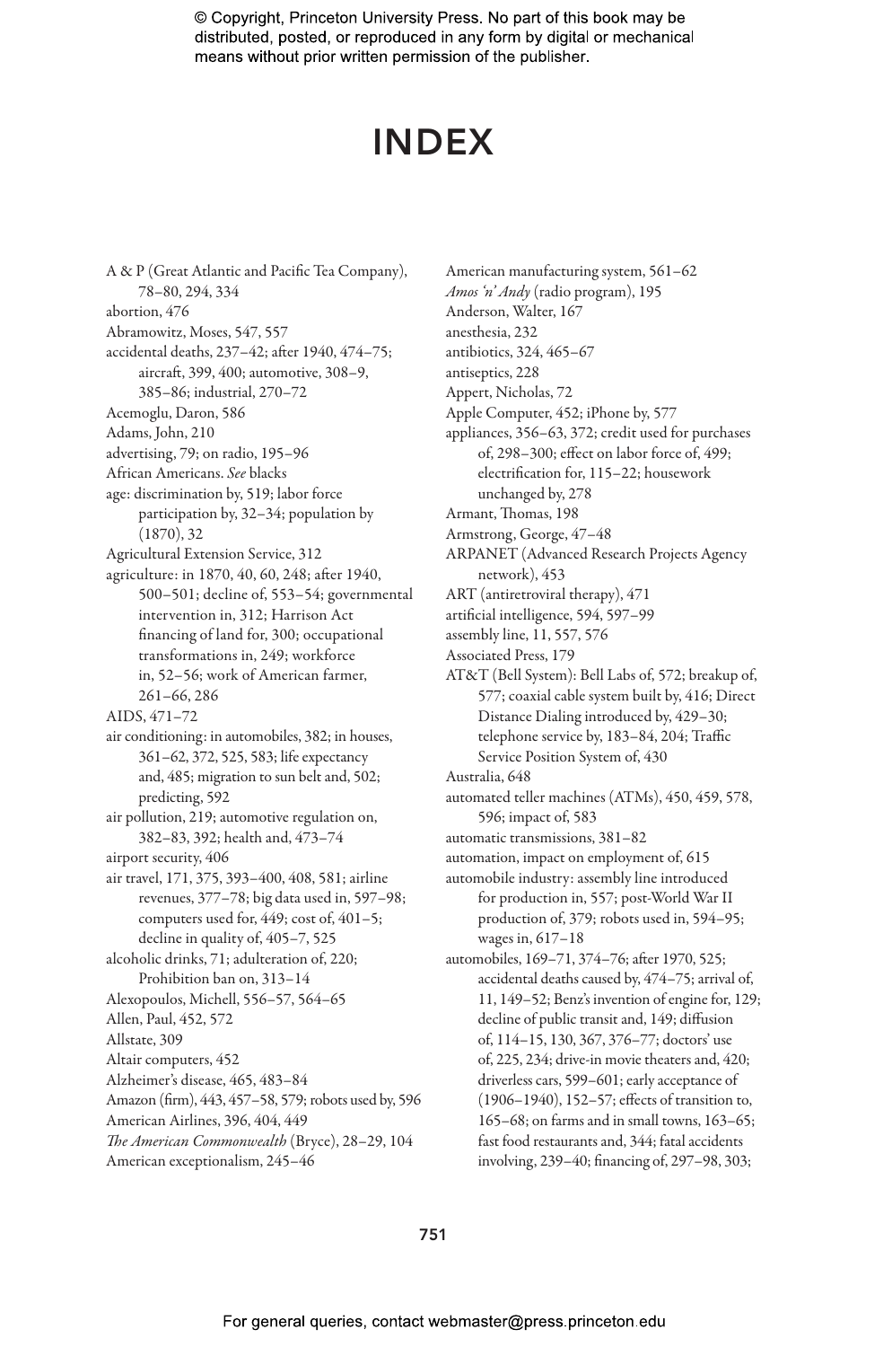# INDEX

A & P (Great Atlantic and Pacific Tea Company), 78–80, 294, 334
abortion, 476
Abramowitz, Moses, 547, 557
accidental deaths, 237–42; after 1940, 474–75; aircraft, 399, 400; automotive, 308–9, 385–86; industrial, 270–72
Acemoglu, Daron, 586
Adams, John, 210
advertising, 79; on radio, 195–96
African Americans. *See* blacks
age: discrimination by, 519; labor force participation by, 32–34; population by (1870), 32
Agricultural Extension Service, 312
agriculture: in 1870, 40, 60, 248; after 1940, 500–501; decline of, 553–54; governmental intervention in, 312; Harrison Act financing of land for, 300; occupational transformations in, 249; workforce in, 52–56; work of American farmer, 261–66, 286
AIDS, 471–72
air conditioning: in automobiles, 382; in houses, 361–62, 372, 525, 583; life expectancy and, 485; migration to sun belt and, 502; predicting, 592
air pollution, 219; automotive regulation on, 382–83, 392; health and, 473–74
airport security, 406
air travel, 171, 375, 393–400, 408, 581; airline revenues, 377–78; big data used in, 597–98; computers used for, 449; cost of, 401–5; decline in quality of, 405–7, 525
alcoholic drinks, 71; adulteration of, 220; Prohibition ban on, 313–14
Alexopoulos, Michell, 556–57, 564–65
Allen, Paul, 452, 572
Allstate, 309
Altair computers, 452
Alzheimer's disease, 465, 483–84
Amazon (firm), 443, 457–58, 579; robots used by, 596
American Airlines, 396, 404, 449
*The American Commonwealth* (Bryce), 28–29, 104
American exceptionalism, 245–46
American manufacturing system, 561–62
*Amos 'n' Andy* (radio program), 195
Anderson, Walter, 167
anesthesia, 232
antibiotics, 324, 465–67
antiseptics, 228
Appert, Nicholas, 72
Apple Computer, 452; iPhone by, 577
appliances, 356–63, 372; credit used for purchases of, 298–300; effect on labor force of, 499; electrification for, 115–22; housework unchanged by, 278
Armant, Thomas, 198
Armstrong, George, 47–48
ARPANET (Advanced Research Projects Agency network), 453
ART (antiretroviral therapy), 471
artificial intelligence, 594, 597–99
assembly line, 11, 557, 576
Associated Press, 179
AT&T (Bell System): Bell Labs of, 572; breakup of, 577; coaxial cable system built by, 416; Direct Distance Dialing introduced by, 429–30; telephone service by, 183–84, 204; Traffic Service Position System of, 430
Australia, 648
automated teller machines (ATMs), 450, 459, 578, 596; impact of, 583
automatic transmissions, 381–82
automation, impact on employment of, 615
automobile industry: assembly line introduced for production in, 557; post-World War II production of, 379; robots used in, 594–95; wages in, 617–18
automobiles, 169–71, 374–76; after 1970, 525; accidental deaths caused by, 474–75; arrival of, 11, 149–52; Benz's invention of engine for, 129; decline of public transit and, 149; diffusion of, 114–15, 130, 367, 376–77; doctors' use of, 225, 234; drive-in movie theaters and, 420; driverless cars, 599–601; early acceptance of (1906–1940), 152–57; effects of transition to, 165–68; on farms and in small towns, 163–65; fast food restaurants and, 344; fatal accidents involving, 239–40; financing of, 297–98, 303;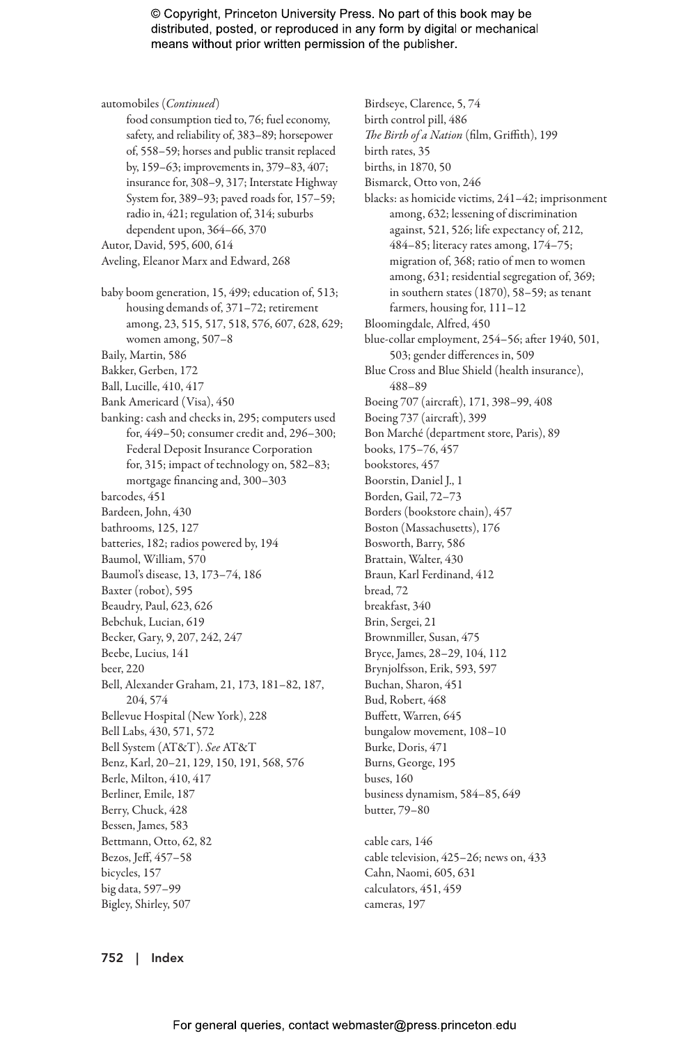automobiles (*Continued*)
  food consumption tied to, 76; fuel economy, safety, and reliability of, 383–89; horsepower of, 558–59; horses and public transit replaced by, 159–63; improvements in, 379–83, 407; insurance for, 308–9, 317; Interstate Highway System for, 389–93; paved roads for, 157–59; radio in, 421; regulation of, 314; suburbs dependent upon, 364–66, 370

Autor, David, 595, 600, 614

Aveling, Eleanor Marx and Edward, 268

baby boom generation, 15, 499; education of, 513; housing demands of, 371–72; retirement among, 23, 515, 517, 518, 576, 607, 628, 629; women among, 507–8

Baily, Martin, 586

Bakker, Gerben, 172

Ball, Lucille, 410, 417

Bank Americard (Visa), 450

banking: cash and checks in, 295; computers used for, 449–50; consumer credit and, 296–300; Federal Deposit Insurance Corporation for, 315; impact of technology on, 582–83; mortgage financing and, 300–303

barcodes, 451

Bardeen, John, 430

bathrooms, 125, 127

batteries, 182; radios powered by, 194

Baumol, William, 570

Baumol's disease, 13, 173–74, 186

Baxter (robot), 595

Beaudry, Paul, 623, 626

Bebchuk, Lucian, 619

Becker, Gary, 9, 207, 242, 247

Beebe, Lucius, 141

beer, 220

Bell, Alexander Graham, 21, 173, 181–82, 187, 204, 574

Bellevue Hospital (New York), 228

Bell Labs, 430, 571, 572

Bell System (AT&T). *See* AT&T

Benz, Karl, 20–21, 129, 150, 191, 568, 576

Berle, Milton, 410, 417

Berliner, Emile, 187

Berry, Chuck, 428

Bessen, James, 583

Bettmann, Otto, 62, 82

Bezos, Jeff, 457–58

bicycles, 157

big data, 597–99

Bigley, Shirley, 507

Birdseye, Clarence, 5, 74

birth control pill, 486

*The Birth of a Nation* (film, Griffith), 199

birth rates, 35

births, in 1870, 50

Bismarck, Otto von, 246

blacks: as homicide victims, 241–42; imprisonment among, 632; lessening of discrimination against, 521, 526; life expectancy of, 212, 484–85; literacy rates among, 174–75; migration of, 368; ratio of men to women among, 631; residential segregation of, 369; in southern states (1870), 58–59; as tenant farmers, housing for, 111–12

Bloomingdale, Alfred, 450

blue-collar employment, 254–56; after 1940, 501, 503; gender differences in, 509

Blue Cross and Blue Shield (health insurance), 488–89

Boeing 707 (aircraft), 171, 398–99, 408

Boeing 737 (aircraft), 399

Bon Marché (department store, Paris), 89

books, 175–76, 457

bookstores, 457

Boorstin, Daniel J., 1

Borden, Gail, 72–73

Borders (bookstore chain), 457

Boston (Massachusetts), 176

Bosworth, Barry, 586

Brattain, Walter, 430

Braun, Karl Ferdinand, 412

bread, 72

breakfast, 340

Brin, Sergei, 21

Brownmiller, Susan, 475

Bryce, James, 28–29, 104, 112

Brynjolfsson, Erik, 593, 597

Buchan, Sharon, 451

Bud, Robert, 468

Buffett, Warren, 645

bungalow movement, 108–10

Burke, Doris, 471

Burns, George, 195

buses, 160

business dynamism, 584–85, 649

butter, 79–80

cable cars, 146

cable television, 425–26; news on, 433

Cahn, Naomi, 605, 631

calculators, 451, 459

cameras, 197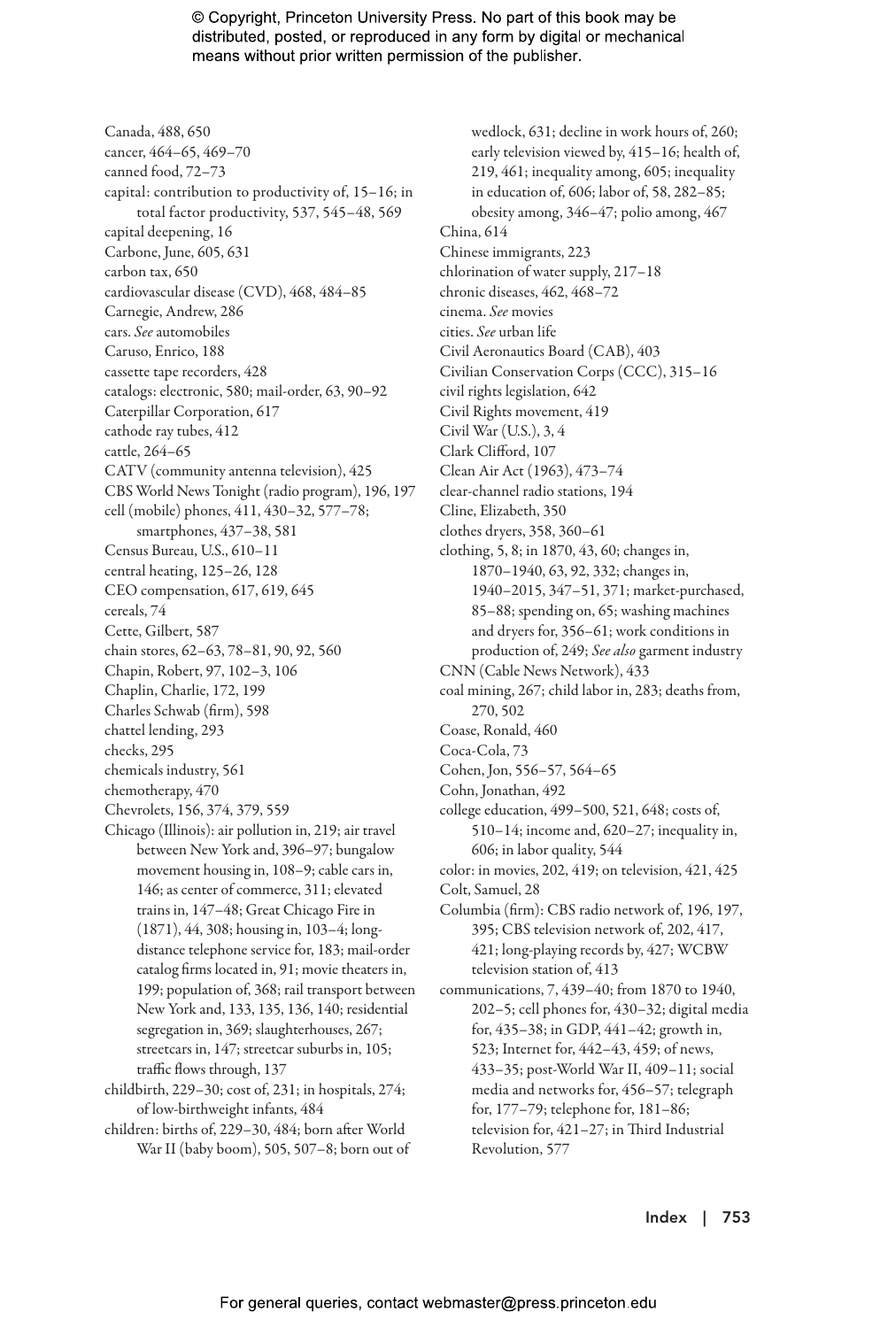Canada, 488, 650
cancer, 464–65, 469–70
canned food, 72–73
capital: contribution to productivity of, 15–16; in total factor productivity, 537, 545–48, 569
capital deepening, 16
Carbone, June, 605, 631
carbon tax, 650
cardiovascular disease (CVD), 468, 484–85
Carnegie, Andrew, 286
cars. *See* automobiles
Caruso, Enrico, 188
cassette tape recorders, 428
catalogs: electronic, 580; mail-order, 63, 90–92
Caterpillar Corporation, 617
cathode ray tubes, 412
cattle, 264–65
CATV (community antenna television), 425
CBS World News Tonight (radio program), 196, 197
cell (mobile) phones, 411, 430–32, 577–78; smartphones, 437–38, 581
Census Bureau, U.S., 610–11
central heating, 125–26, 128
CEO compensation, 617, 619, 645
cereals, 74
Cette, Gilbert, 587
chain stores, 62–63, 78–81, 90, 92, 560
Chapin, Robert, 97, 102–3, 106
Chaplin, Charlie, 172, 199
Charles Schwab (firm), 598
chattel lending, 293
checks, 295
chemicals industry, 561
chemotherapy, 470
Chevrolets, 156, 374, 379, 559
Chicago (Illinois): air pollution in, 219; air travel between New York and, 396–97; bungalow movement housing in, 108–9; cable cars in, 146; as center of commerce, 311; elevated trains in, 147–48; Great Chicago Fire in (1871), 44, 308; housing in, 103–4; long-distance telephone service for, 183; mail-order catalog firms located in, 91; movie theaters in, 199; population of, 368; rail transport between New York and, 133, 135, 136, 140; residential segregation in, 369; slaughterhouses, 267; streetcars in, 147; streetcar suburbs in, 105; traffic flows through, 137
childbirth, 229–30; cost of, 231; in hospitals, 274; of low-birthweight infants, 484
children: births of, 229–30, 484; born after World War II (baby boom), 505, 507–8; born out of wedlock, 631; decline in work hours of, 260; early television viewed by, 415–16; health of, 219, 461; inequality among, 605; inequality in education of, 606; labor of, 58, 282–85; obesity among, 346–47; polio among, 467
China, 614
Chinese immigrants, 223
chlorination of water supply, 217–18
chronic diseases, 462, 468–72
cinema. *See* movies
cities. *See* urban life
Civil Aeronautics Board (CAB), 403
Civilian Conservation Corps (CCC), 315–16
civil rights legislation, 642
Civil Rights movement, 419
Civil War (U.S.), 3, 4
Clark Clifford, 107
Clean Air Act (1963), 473–74
clear-channel radio stations, 194
Cline, Elizabeth, 350
clothes dryers, 358, 360–61
clothing, 5, 8; in 1870, 43, 60; changes in, 1870–1940, 63, 92, 332; changes in, 1940–2015, 347–51, 371; market-purchased, 85–88; spending on, 65; washing machines and dryers for, 356–61; work conditions in production of, 249; *See also* garment industry
CNN (Cable News Network), 433
coal mining, 267; child labor in, 283; deaths from, 270, 502
Coase, Ronald, 460
Coca-Cola, 73
Cohen, Jon, 556–57, 564–65
Cohn, Jonathan, 492
college education, 499–500, 521, 648; costs of, 510–14; income and, 620–27; inequality in, 606; in labor quality, 544
color: in movies, 202, 419; on television, 421, 425
Colt, Samuel, 28
Columbia (firm): CBS radio network of, 196, 197, 395; CBS television network of, 202, 417, 421; long-playing records by, 427; WCBW television station of, 413
communications, 7, 439–40; from 1870 to 1940, 202–5; cell phones for, 430–32; digital media for, 435–38; in GDP, 441–42; growth in, 523; Internet for, 442–43, 459; of news, 433–35; post-World War II, 409–11; social media and networks for, 456–57; telegraph for, 177–79; telephone for, 181–86; television for, 421–27; in Third Industrial Revolution, 577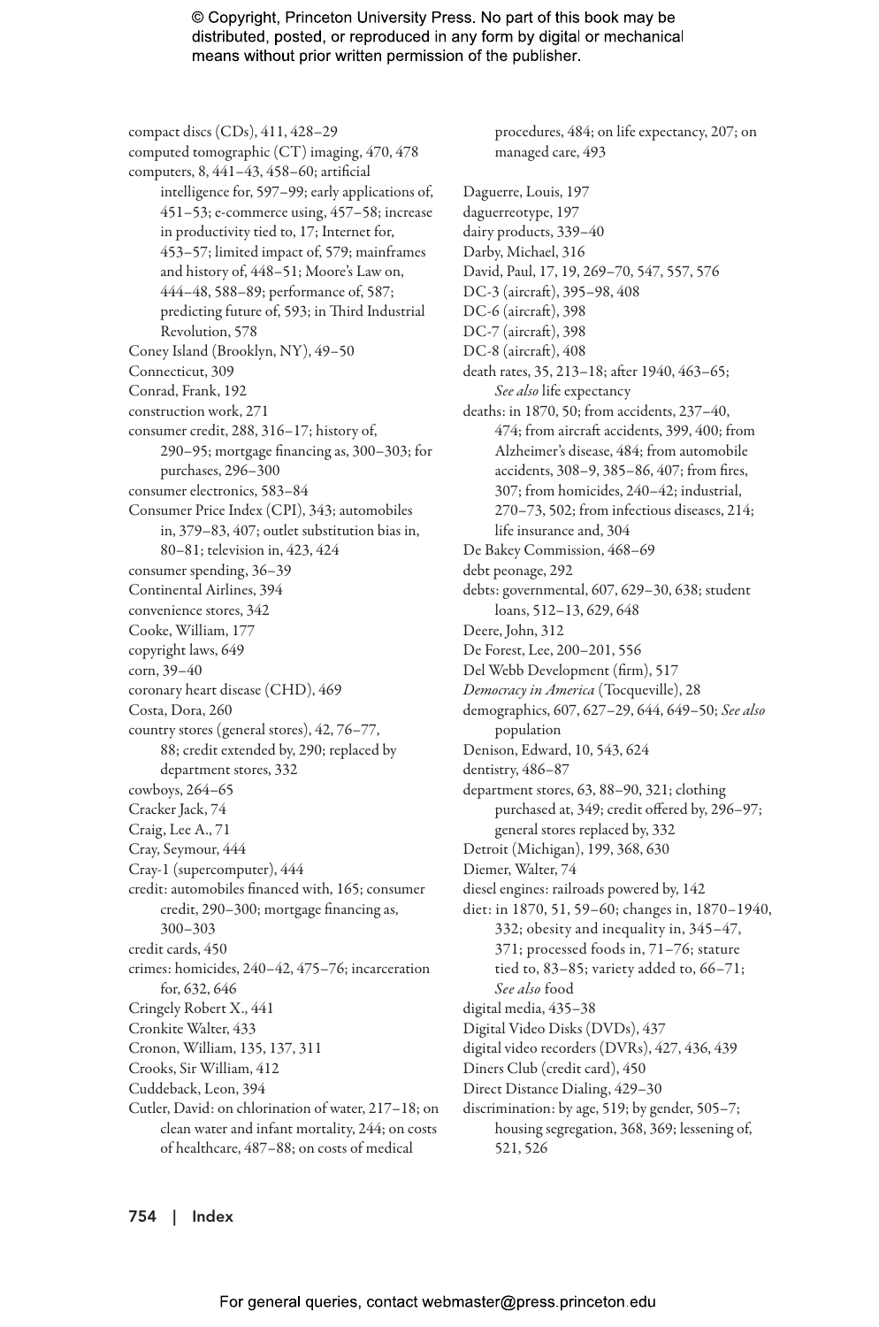compact discs (CDs), 411, 428–29
computed tomographic (CT) imaging, 470, 478
computers, 8, 441–43, 458–60; artificial intelligence for, 597–99; early applications of, 451–53; e-commerce using, 457–58; increase in productivity tied to, 17; Internet for, 453–57; limited impact of, 579; mainframes and history of, 448–51; Moore's Law on, 444–48, 588–89; performance of, 587; predicting future of, 593; in Third Industrial Revolution, 578
Coney Island (Brooklyn, NY), 49–50
Connecticut, 309
Conrad, Frank, 192
construction work, 271
consumer credit, 288, 316–17; history of, 290–95; mortgage financing as, 300–303; for purchases, 296–300
consumer electronics, 583–84
Consumer Price Index (CPI), 343; automobiles in, 379–83, 407; outlet substitution bias in, 80–81; television in, 423, 424
consumer spending, 36–39
Continental Airlines, 394
convenience stores, 342
Cooke, William, 177
copyright laws, 649
corn, 39–40
coronary heart disease (CHD), 469
Costa, Dora, 260
country stores (general stores), 42, 76–77, 88; credit extended by, 290; replaced by department stores, 332
cowboys, 264–65
Cracker Jack, 74
Craig, Lee A., 71
Cray, Seymour, 444
Cray-1 (supercomputer), 444
credit: automobiles financed with, 165; consumer credit, 290–300; mortgage financing as, 300–303
credit cards, 450
crimes: homicides, 240–42, 475–76; incarceration for, 632, 646
Cringely Robert X., 441
Cronkite Walter, 433
Cronon, William, 135, 137, 311
Crooks, Sir William, 412
Cuddeback, Leon, 394
Cutler, David: on chlorination of water, 217–18; on clean water and infant mortality, 244; on costs of healthcare, 487–88; on costs of medical procedures, 484; on life expectancy, 207; on managed care, 493

Daguerre, Louis, 197
daguerreotype, 197
dairy products, 339–40
Darby, Michael, 316
David, Paul, 17, 19, 269–70, 547, 557, 576
DC-3 (aircraft), 395–98, 408
DC-6 (aircraft), 398
DC-7 (aircraft), 398
DC-8 (aircraft), 408
death rates, 35, 213–18; after 1940, 463–65; *See also* life expectancy
deaths: in 1870, 50; from accidents, 237–40, 474; from aircraft accidents, 399, 400; from Alzheimer's disease, 484; from automobile accidents, 308–9, 385–86, 407; from fires, 307; from homicides, 240–42; industrial, 270–73, 502; from infectious diseases, 214; life insurance and, 304
De Bakey Commission, 468–69
debt peonage, 292
debts: governmental, 607, 629–30, 638; student loans, 512–13, 629, 648
Deere, John, 312
De Forest, Lee, 200–201, 556
Del Webb Development (firm), 517
*Democracy in America* (Tocqueville), 28
demographics, 607, 627–29, 644, 649–50; *See also* population
Denison, Edward, 10, 543, 624
dentistry, 486–87
department stores, 63, 88–90, 321; clothing purchased at, 349; credit offered by, 296–97; general stores replaced by, 332
Detroit (Michigan), 199, 368, 630
Diemer, Walter, 74
diesel engines: railroads powered by, 142
diet: in 1870, 51, 59–60; changes in, 1870–1940, 332; obesity and inequality in, 345–47, 371; processed foods in, 71–76; stature tied to, 83–85; variety added to, 66–71; *See also* food
digital media, 435–38
Digital Video Disks (DVDs), 437
digital video recorders (DVRs), 427, 436, 439
Diners Club (credit card), 450
Direct Distance Dialing, 429–30
discrimination: by age, 519; by gender, 505–7; housing segregation, 368, 369; lessening of, 521, 526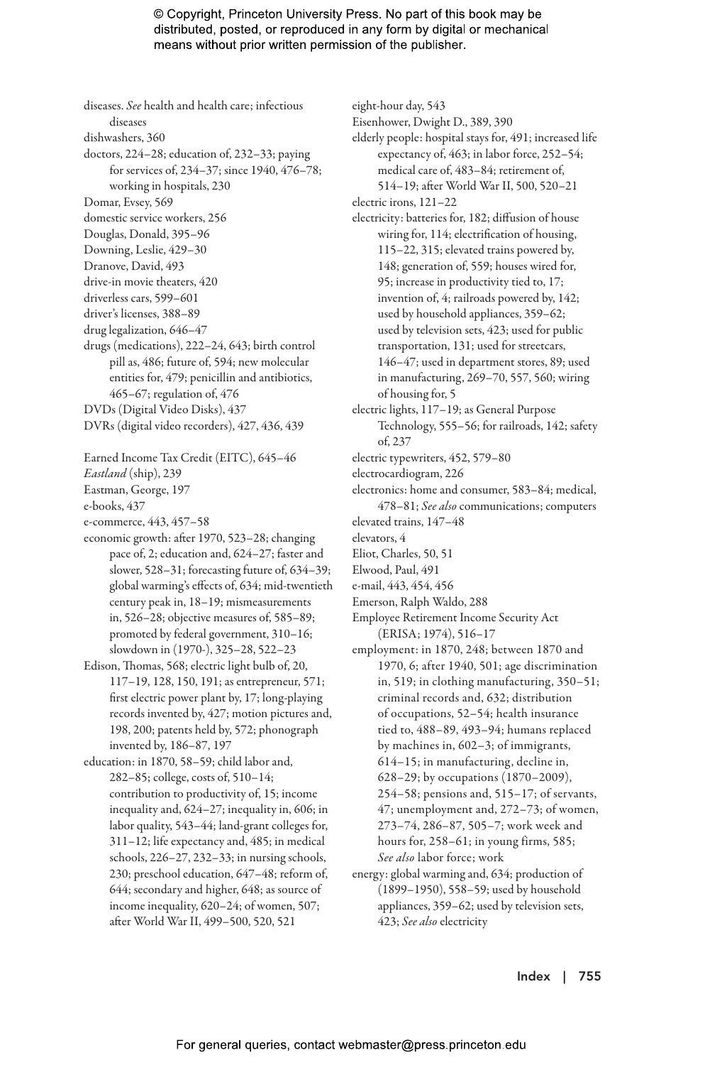diseases. *See* health and health care; infectious diseases
dishwashers, 360
doctors, 224–28; education of, 232–33; paying for services of, 234–37; since 1940, 476–78; working in hospitals, 230
Domar, Evsey, 569
domestic service workers, 256
Douglas, Donald, 395–96
Downing, Leslie, 429–30
Dranove, David, 493
drive-in movie theaters, 420
driverless cars, 599–601
driver's licenses, 388–89
drug legalization, 646–47
drugs (medications), 222–24, 643; birth control pill as, 486; future of, 594; new molecular entities for, 479; penicillin and antibiotics, 465–67; regulation of, 476
DVDs (Digital Video Disks), 437
DVRs (digital video recorders), 427, 436, 439

Earned Income Tax Credit (EITC), 645–46
*Eastland* (ship), 239
Eastman, George, 197
e-books, 437
e-commerce, 443, 457–58
economic growth: after 1970, 523–28; changing pace of, 2; education and, 624–27; faster and slower, 528–31; forecasting future of, 634–39; global warming's effects of, 634; mid-twentieth century peak in, 18–19; mismeasurements in, 526–28; objective measures of, 585–89; promoted by federal government, 310–16; slowdown in (1970-), 325–28, 522–23
Edison, Thomas, 568; electric light bulb of, 20, 117–19, 128, 150, 191; as entrepreneur, 571; first electric power plant by, 17; long-playing records invented by, 427; motion pictures and, 198, 200; patents held by, 572; phonograph invented by, 186–87, 197
education: in 1870, 58–59; child labor and, 282–85; college, costs of, 510–14; contribution to productivity of, 15; income inequality and, 624–27; inequality in, 606; in labor quality, 543–44; land-grant colleges for, 311–12; life expectancy and, 485; in medical schools, 226–27, 232–33; in nursing schools, 230; preschool education, 647–48; reform of, 644; secondary and higher, 648; as source of income inequality, 620–24; of women, 507; after World War II, 499–500, 520, 521
eight-hour day, 543
Eisenhower, Dwight D., 389, 390
elderly people: hospital stays for, 491; increased life expectancy of, 463; in labor force, 252–54; medical care of, 483–84; retirement of, 514–19; after World War II, 500, 520–21
electric irons, 121–22
electricity: batteries for, 182; diffusion of house wiring for, 114; electrification of housing, 115–22, 315; elevated trains powered by, 148; generation of, 559; houses wired for, 95; increase in productivity tied to, 17; invention of, 4; railroads powered by, 142; used by household appliances, 359–62; used by television sets, 423; used for public transportation, 131; used for streetcars, 146–47; used in department stores, 89; used in manufacturing, 269–70, 557, 560; wiring of housing for, 5
electric lights, 117–19; as General Purpose Technology, 555–56; for railroads, 142; safety of, 237
electric typewriters, 452, 579–80
electrocardiogram, 226
electronics: home and consumer, 583–84; medical, 478–81; *See also* communications; computers
elevated trains, 147–48
elevators, 4
Eliot, Charles, 50, 51
Elwood, Paul, 491
e-mail, 443, 454, 456
Emerson, Ralph Waldo, 288
Employee Retirement Income Security Act (ERISA; 1974), 516–17
employment: in 1870, 248; between 1870 and 1970, 6; after 1940, 501; age discrimination in, 519; in clothing manufacturing, 350–51; criminal records and, 632; distribution of occupations, 52–54; health insurance tied to, 488–89, 493–94; humans replaced by machines in, 602–3; of immigrants, 614–15; in manufacturing, decline in, 628–29; by occupations (1870–2009), 254–58; pensions and, 515–17; of servants, 47; unemployment and, 272–73; of women, 273–74, 286–87, 505–7; work week and hours for, 258–61; in young firms, 585; *See also* labor force; work
energy: global warming and, 634; production of (1899–1950), 558–59; used by household appliances, 359–62; used by television sets, 423; *See also* electricity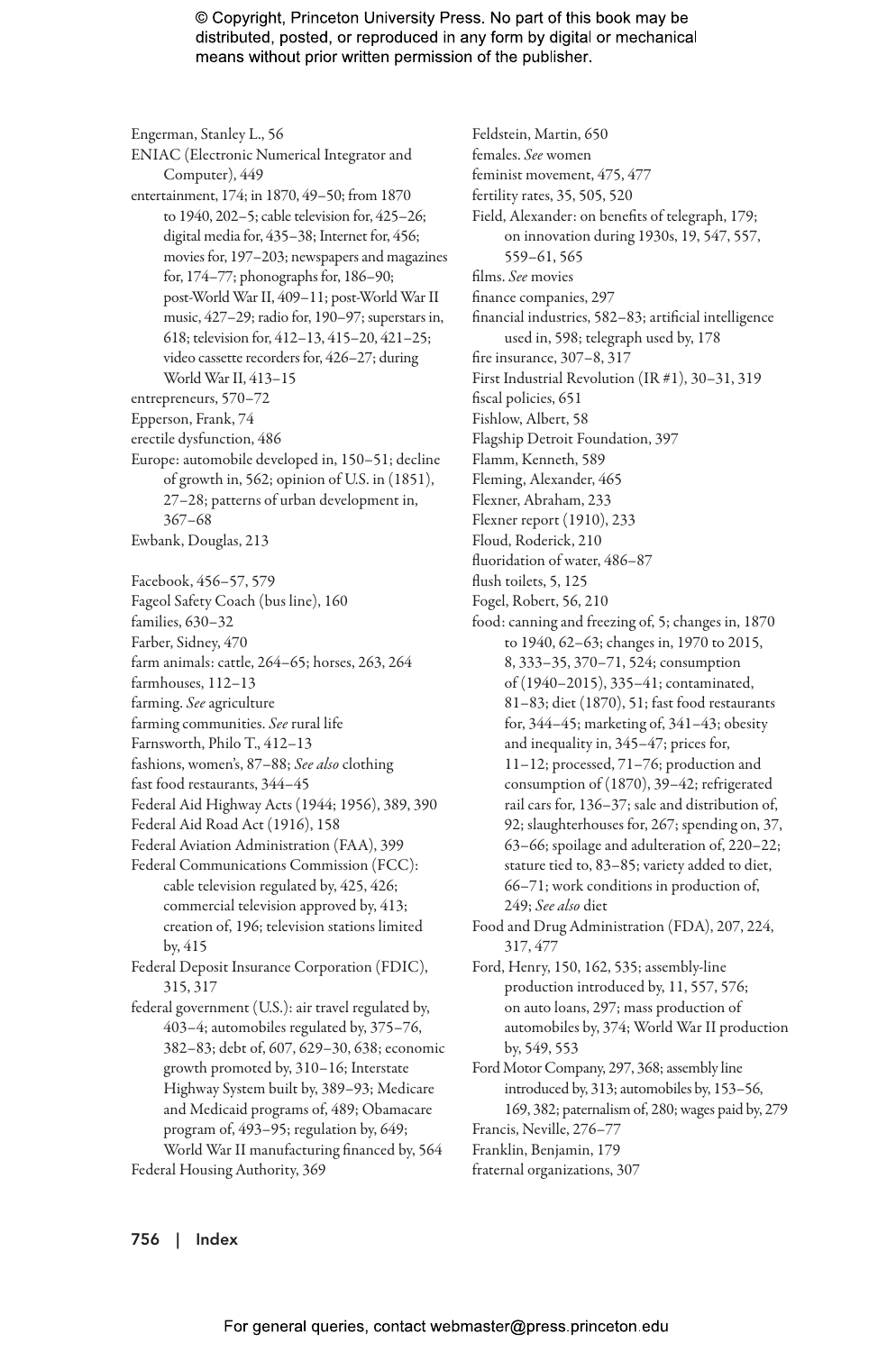Engerman, Stanley L., 56

ENIAC (Electronic Numerical Integrator and Computer), 449

entertainment, 174; in 1870, 49–50; from 1870 to 1940, 202–5; cable television for, 425–26; digital media for, 435–38; Internet for, 456; movies for, 197–203; newspapers and magazines for, 174–77; phonographs for, 186–90; post-World War II, 409–11; post-World War II music, 427–29; radio for, 190–97; superstars in, 618; television for, 412–13, 415–20, 421–25; video cassette recorders for, 426–27; during World War II, 413–15

entrepreneurs, 570–72

Epperson, Frank, 74

erectile dysfunction, 486

Europe: automobile developed in, 150–51; decline of growth in, 562; opinion of U.S. in (1851), 27–28; patterns of urban development in, 367–68

Ewbank, Douglas, 213

Facebook, 456–57, 579

Fageol Safety Coach (bus line), 160

families, 630–32

Farber, Sidney, 470

farm animals: cattle, 264–65; horses, 263, 264

farmhouses, 112–13

farming. *See* agriculture

farming communities. *See* rural life

Farnsworth, Philo T., 412–13

fashions, women's, 87–88; *See also* clothing

fast food restaurants, 344–45

Federal Aid Highway Acts (1944; 1956), 389, 390

Federal Aid Road Act (1916), 158

Federal Aviation Administration (FAA), 399

Federal Communications Commission (FCC): cable television regulated by, 425, 426; commercial television approved by, 413; creation of, 196; television stations limited by, 415

Federal Deposit Insurance Corporation (FDIC), 315, 317

federal government (U.S.): air travel regulated by, 403–4; automobiles regulated by, 375–76, 382–83; debt of, 607, 629–30, 638; economic growth promoted by, 310–16; Interstate Highway System built by, 389–93; Medicare and Medicaid programs of, 489; Obamacare program of, 493–95; regulation by, 649; World War II manufacturing financed by, 564

Federal Housing Authority, 369

Feldstein, Martin, 650

females. *See* women

feminist movement, 475, 477

fertility rates, 35, 505, 520

Field, Alexander: on benefits of telegraph, 179; on innovation during 1930s, 19, 547, 557, 559–61, 565

films. *See* movies

finance companies, 297

financial industries, 582–83; artificial intelligence used in, 598; telegraph used by, 178

fire insurance, 307–8, 317

First Industrial Revolution (IR #1), 30–31, 319

fiscal policies, 651

Fishlow, Albert, 58

Flagship Detroit Foundation, 397

Flamm, Kenneth, 589

Fleming, Alexander, 465

Flexner, Abraham, 233

Flexner report (1910), 233

Floud, Roderick, 210

fluoridation of water, 486–87

flush toilets, 5, 125

Fogel, Robert, 56, 210

food: canning and freezing of, 5; changes in, 1870 to 1940, 62–63; changes in, 1970 to 2015, 8, 333–35, 370–71, 524; consumption of (1940–2015), 335–41; contaminated, 81–83; diet (1870), 51; fast food restaurants for, 344–45; marketing of, 341–43; obesity and inequality in, 345–47; prices for, 11–12; processed, 71–76; production and consumption of (1870), 39–42; refrigerated rail cars for, 136–37; sale and distribution of, 92; slaughterhouses for, 267; spending on, 37, 63–66; spoilage and adulteration of, 220–22; stature tied to, 83–85; variety added to diet, 66–71; work conditions in production of, 249; *See also* diet

Food and Drug Administration (FDA), 207, 224, 317, 477

Ford, Henry, 150, 162, 535; assembly-line production introduced by, 11, 557, 576; on auto loans, 297; mass production of automobiles by, 374; World War II production by, 549, 553

Ford Motor Company, 297, 368; assembly line introduced by, 313; automobiles by, 153–56, 169, 382; paternalism of, 280; wages paid by, 279

Francis, Neville, 276–77

Franklin, Benjamin, 179

fraternal organizations, 307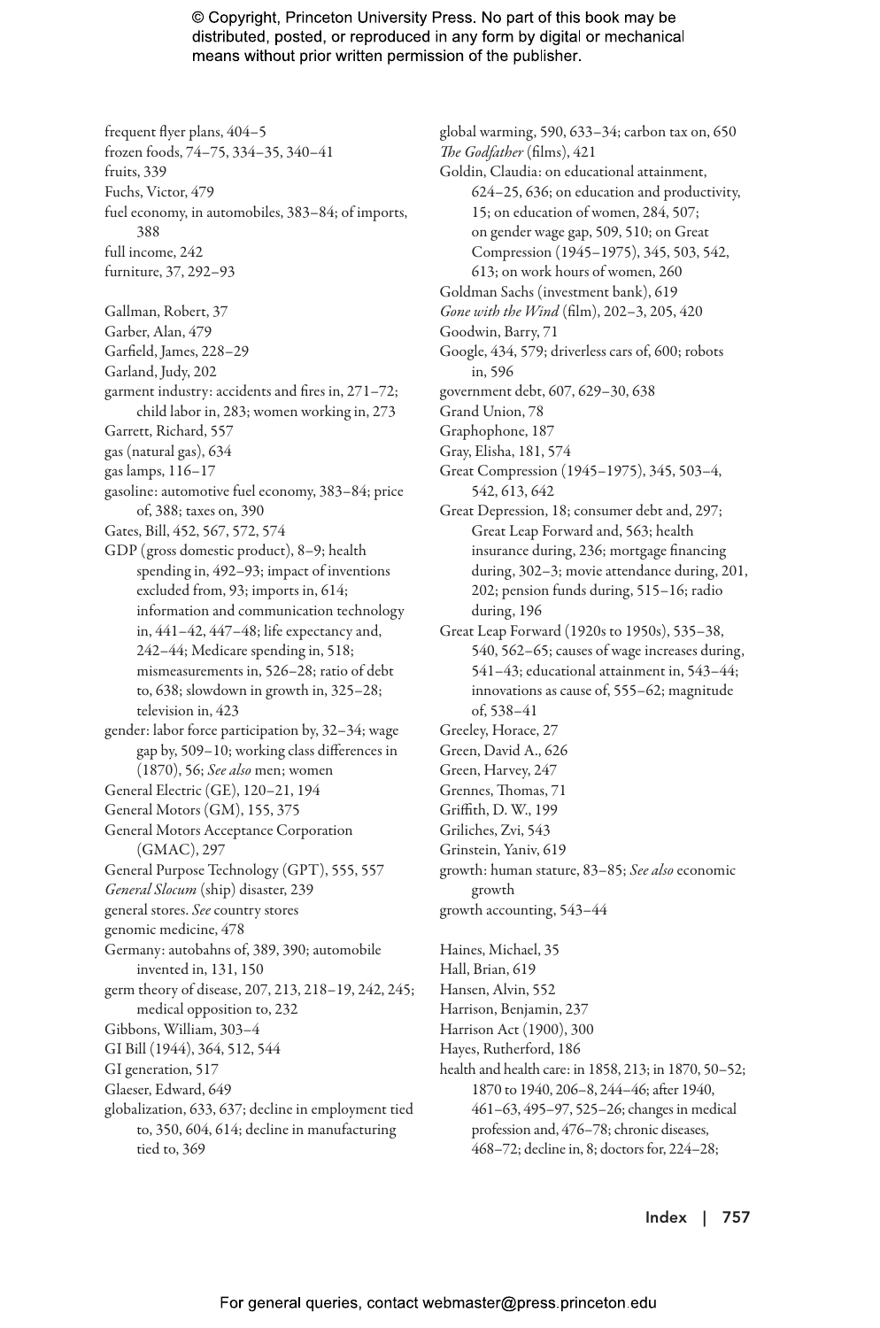frequent flyer plans, 404–5
frozen foods, 74–75, 334–35, 340–41
fruits, 339
Fuchs, Victor, 479
fuel economy, in automobiles, 383–84; of imports, 388
full income, 242
furniture, 37, 292–93

Gallman, Robert, 37
Garber, Alan, 479
Garfield, James, 228–29
Garland, Judy, 202
garment industry: accidents and fires in, 271–72; child labor in, 283; women working in, 273
Garrett, Richard, 557
gas (natural gas), 634
gas lamps, 116–17
gasoline: automotive fuel economy, 383–84; price of, 388; taxes on, 390
Gates, Bill, 452, 567, 572, 574
GDP (gross domestic product), 8–9; health spending in, 492–93; impact of inventions excluded from, 93; imports in, 614; information and communication technology in, 441–42, 447–48; life expectancy and, 242–44; Medicare spending in, 518; mismeasurements in, 526–28; ratio of debt to, 638; slowdown in growth in, 325–28; television in, 423
gender: labor force participation by, 32–34; wage gap by, 509–10; working class differences in (1870), 56; *See also* men; women
General Electric (GE), 120–21, 194
General Motors (GM), 155, 375
General Motors Acceptance Corporation (GMAC), 297
General Purpose Technology (GPT), 555, 557
*General Slocum* (ship) disaster, 239
general stores. *See* country stores
genomic medicine, 478
Germany: autobahns of, 389, 390; automobile invented in, 131, 150
germ theory of disease, 207, 213, 218–19, 242, 245; medical opposition to, 232
Gibbons, William, 303–4
GI Bill (1944), 364, 512, 544
GI generation, 517
Glaeser, Edward, 649
globalization, 633, 637; decline in employment tied to, 350, 604, 614; decline in manufacturing tied to, 369
global warming, 590, 633–34; carbon tax on, 650
*The Godfather* (films), 421
Goldin, Claudia: on educational attainment, 624–25, 636; on education and productivity, 15; on education of women, 284, 507; on gender wage gap, 509, 510; on Great Compression (1945–1975), 345, 503, 542, 613; on work hours of women, 260
Goldman Sachs (investment bank), 619
*Gone with the Wind* (film), 202–3, 205, 420
Goodwin, Barry, 71
Google, 434, 579; driverless cars of, 600; robots in, 596
government debt, 607, 629–30, 638
Grand Union, 78
Graphophone, 187
Gray, Elisha, 181, 574
Great Compression (1945–1975), 345, 503–4, 542, 613, 642
Great Depression, 18; consumer debt and, 297; Great Leap Forward and, 563; health insurance during, 236; mortgage financing during, 302–3; movie attendance during, 201, 202; pension funds during, 515–16; radio during, 196
Great Leap Forward (1920s to 1950s), 535–38, 540, 562–65; causes of wage increases during, 541–43; educational attainment in, 543–44; innovations as cause of, 555–62; magnitude of, 538–41
Greeley, Horace, 27
Green, David A., 626
Green, Harvey, 247
Grennes, Thomas, 71
Griffith, D. W., 199
Griliches, Zvi, 543
Grinstein, Yaniv, 619
growth: human stature, 83–85; *See also* economic growth
growth accounting, 543–44

Haines, Michael, 35
Hall, Brian, 619
Hansen, Alvin, 552
Harrison, Benjamin, 237
Harrison Act (1900), 300
Hayes, Rutherford, 186
health and health care: in 1858, 213; in 1870, 50–52; 1870 to 1940, 206–8, 244–46; after 1940, 461–63, 495–97, 525–26; changes in medical profession and, 476–78; chronic diseases, 468–72; decline in, 8; doctors for, 224–28;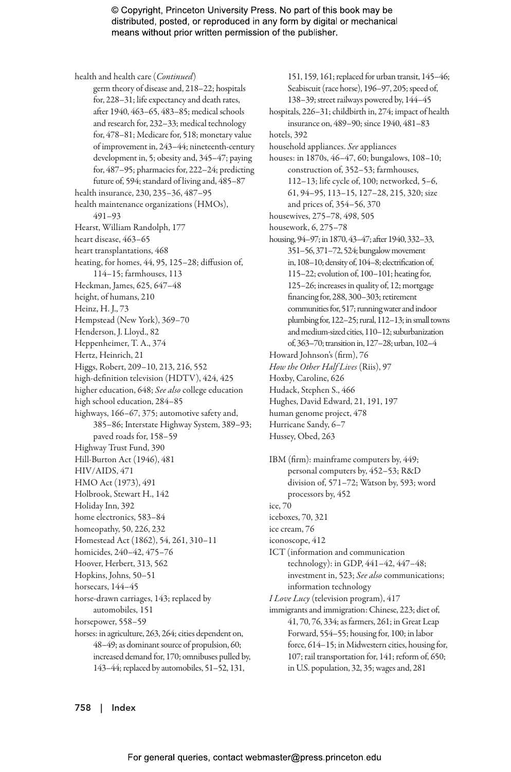health and health care (*Continued*)
germ theory of disease and, 218–22; hospitals for, 228–31; life expectancy and death rates, after 1940, 463–65, 483–85; medical schools and research for, 232–33; medical technology for, 478–81; Medicare for, 518; monetary value of improvement in, 243–44; nineteenth-century development in, 5; obesity and, 345–47; paying for, 487–95; pharmacies for, 222–24; predicting future of, 594; standard of living and, 485–87
health insurance, 230, 235–36, 487–95
health maintenance organizations (HMOs), 491–93
Hearst, William Randolph, 177
heart disease, 463–65
heart transplantations, 468
heating, for homes, 44, 95, 125–28; diffusion of, 114–15; farmhouses, 113
Heckman, James, 625, 647–48
height, of humans, 210
Heinz, H. J., 73
Hempstead (New York), 369–70
Henderson, J. Lloyd., 82
Heppenheimer, T. A., 374
Hertz, Heinrich, 21
Higgs, Robert, 209–10, 213, 216, 552
high-definition television (HDTV), 424, 425
higher education, 648; *See also* college education
high school education, 284–85
highways, 166–67, 375; automotive safety and, 385–86; Interstate Highway System, 389–93; paved roads for, 158–59
Highway Trust Fund, 390
Hill-Burton Act (1946), 481
HIV/AIDS, 471
HMO Act (1973), 491
Holbrook, Stewart H., 142
Holiday Inn, 392
home electronics, 583–84
homeopathy, 50, 226, 232
Homestead Act (1862), 54, 261, 310–11
homicides, 240–42, 475–76
Hoover, Herbert, 313, 562
Hopkins, Johns, 50–51
horsecars, 144–45
horse-drawn carriages, 143; replaced by automobiles, 151
horsepower, 558–59
horses: in agriculture, 263, 264; cities dependent on, 48–49; as dominant source of propulsion, 60; increased demand for, 170; omnibuses pulled by, 143–44; replaced by automobiles, 51–52, 131, 151, 159, 161; replaced for urban transit, 145–46; Seabiscuit (race horse), 196–97, 205; speed of, 138–39; street railways powered by, 144–45
hospitals, 226–31; childbirth in, 274; impact of health insurance on, 489–90; since 1940, 481–83
hotels, 392
household appliances. *See* appliances
houses: in 1870s, 46–47, 60; bungalows, 108–10; construction of, 352–53; farmhouses, 112–13; life cycle of, 100; networked, 5–6, 61, 94–95, 113–15, 127–28, 215, 320; size and prices of, 354–56, 370
housewives, 275–78, 498, 505
housework, 6, 275–78
housing, 94–97; in 1870, 43–47; after 1940, 332–33, 351–56, 371–72, 524; bungalow movement in, 108–10; density of, 104–8; electrification of, 115–22; evolution of, 100–101; heating for, 125–26; increases in quality of, 12; mortgage financing for, 288, 300–303; retirement communities for, 517; running water and indoor plumbing for, 122–25; rural, 112–13; in small towns and medium-sized cities, 110–12; suburbanization of, 363–70; transition in, 127–28; urban, 102–4
Howard Johnson's (firm), 76
*How the Other Half Lives* (Riis), 97
Hoxby, Caroline, 626
Hudack, Stephen S., 466
Hughes, David Edward, 21, 191, 197
human genome project, 478
Hurricane Sandy, 6–7
Hussey, Obed, 263

IBM (firm): mainframe computers by, 449; personal computers by, 452–53; R&D division of, 571–72; Watson by, 593; word processors by, 452
ice, 70
iceboxes, 70, 321
ice cream, 76
iconoscope, 412
ICT (information and communication technology): in GDP, 441–42, 447–48; investment in, 523; *See also* communications; information technology
*I Love Lucy* (television program), 417
immigrants and immigration: Chinese, 223; diet of, 41, 70, 76, 334; as farmers, 261; in Great Leap Forward, 554–55; housing for, 100; in labor force, 614–15; in Midwestern cities, housing for, 107; rail transportation for, 141; reform of, 650; in U.S. population, 32, 35; wages and, 281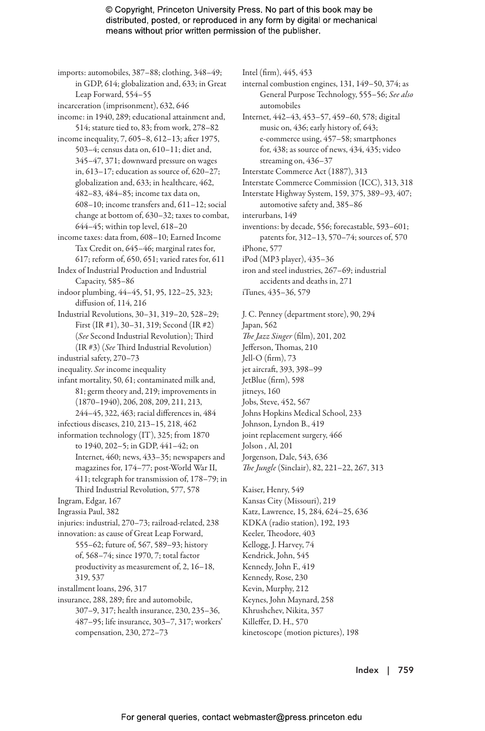imports: automobiles, 387–88; clothing, 348–49; in GDP, 614; globalization and, 633; in Great Leap Forward, 554–55

incarceration (imprisonment), 632, 646

income: in 1940, 289; educational attainment and, 514; stature tied to, 83; from work, 278–82

income inequality, 7, 605–8, 612–13; after 1975, 503–4; census data on, 610–11; diet and, 345–47, 371; downward pressure on wages in, 613–17; education as source of, 620–27; globalization and, 633; in healthcare, 462, 482–83, 484–85; income tax data on, 608–10; income transfers and, 611–12; social change at bottom of, 630–32; taxes to combat, 644–45; within top level, 618–20

income taxes: data from, 608–10; Earned Income Tax Credit on, 645–46; marginal rates for, 617; reform of, 650, 651; varied rates for, 611

Index of Industrial Production and Industrial Capacity, 585–86

indoor plumbing, 44–45, 51, 95, 122–25, 323; diffusion of, 114, 216

Industrial Revolutions, 30–31, 319–20, 528–29; First (IR #1), 30–31, 319; Second (IR #2) (*See* Second Industrial Revolution); Third (IR #3) (*See* Third Industrial Revolution)

industrial safety, 270–73

inequality. *See* income inequality

infant mortality, 50, 61; contaminated milk and, 81; germ theory and, 219; improvements in (1870–1940), 206, 208, 209, 211, 213, 244–45, 322, 463; racial differences in, 484

infectious diseases, 210, 213–15, 218, 462

information technology (IT), 325; from 1870 to 1940, 202–5; in GDP, 441–42; on Internet, 460; news, 433–35; newspapers and magazines for, 174–77; post-World War II, 411; telegraph for transmission of, 178–79; in Third Industrial Revolution, 577, 578

Ingram, Edgar, 167

Ingrassia Paul, 382

injuries: industrial, 270–73; railroad-related, 238

innovation: as cause of Great Leap Forward, 555–62; future of, 567, 589–93; history of, 568–74; since 1970, 7; total factor productivity as measurement of, 2, 16–18, 319, 537

installment loans, 296, 317

insurance, 288, 289; fire and automobile, 307–9, 317; health insurance, 230, 235–36, 487–95; life insurance, 303–7, 317; workers' compensation, 230, 272–73

Intel (firm), 445, 453

internal combustion engines, 131, 149–50, 374; as General Purpose Technology, 555–56; *See also* automobiles

Internet, 442–43, 453–57, 459–60, 578; digital music on, 436; early history of, 643; e-commerce using, 457–58; smartphones for, 438; as source of news, 434, 435; video streaming on, 436–37

Interstate Commerce Act (1887), 313

Interstate Commerce Commission (ICC), 313, 318

Interstate Highway System, 159, 375, 389–93, 407; automotive safety and, 385–86

interurbans, 149

inventions: by decade, 556; forecastable, 593–601; patents for, 312–13, 570–74; sources of, 570

iPhone, 577

iPod (MP3 player), 435–36

iron and steel industries, 267–69; industrial accidents and deaths in, 271

iTunes, 435–36, 579

J. C. Penney (department store), 90, 294

Japan, 562

*The Jazz Singer* (film), 201, 202

Jefferson, Thomas, 210

Jell-O (firm), 73

jet aircraft, 393, 398–99

JetBlue (firm), 598

jitneys, 160

Jobs, Steve, 452, 567

Johns Hopkins Medical School, 233

Johnson, Lyndon B., 419

joint replacement surgery, 466

Jolson , Al, 201

Jorgenson, Dale, 543, 636

*The Jungle* (Sinclair), 82, 221–22, 267, 313

Kaiser, Henry, 549

Kansas City (Missouri), 219

Katz, Lawrence, 15, 284, 624–25, 636

KDKA (radio station), 192, 193

Keeler, Theodore, 403

Kellogg, J. Harvey, 74

Kendrick, John, 545

Kennedy, John F., 419

Kennedy, Rose, 230

Kevin, Murphy, 212

Keynes, John Maynard, 258

Khrushchev, Nikita, 357

Killeffer, D. H., 570

kinetoscope (motion pictures), 198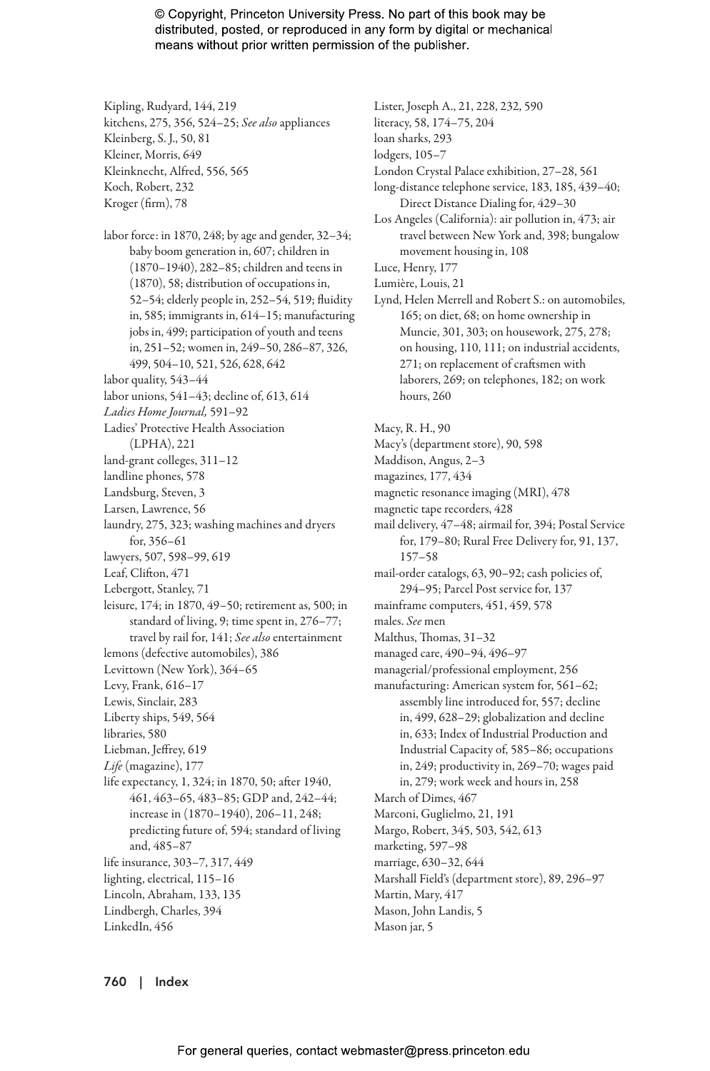Kipling, Rudyard, 144, 219
kitchens, 275, 356, 524–25; *See also* appliances
Kleinberg, S. J., 50, 81
Kleiner, Morris, 649
Kleinknecht, Alfred, 556, 565
Koch, Robert, 232
Kroger (firm), 78

labor force: in 1870, 248; by age and gender, 32–34; baby boom generation in, 607; children in (1870–1940), 282–85; children and teens in (1870), 58; distribution of occupations in, 52–54; elderly people in, 252–54, 519; fluidity in, 585; immigrants in, 614–15; manufacturing jobs in, 499; participation of youth and teens in, 251–52; women in, 249–50, 286–87, 326, 499, 504–10, 521, 526, 628, 642
labor quality, 543–44
labor unions, 541–43; decline of, 613, 614
*Ladies Home Journal,* 591–92
Ladies' Protective Health Association (LPHA), 221
land-grant colleges, 311–12
landline phones, 578
Landsburg, Steven, 3
Larsen, Lawrence, 56
laundry, 275, 323; washing machines and dryers for, 356–61
lawyers, 507, 598–99, 619
Leaf, Clifton, 471
Lebergott, Stanley, 71
leisure, 174; in 1870, 49–50; retirement as, 500; in standard of living, 9; time spent in, 276–77; travel by rail for, 141; *See also* entertainment
lemons (defective automobiles), 386
Levittown (New York), 364–65
Levy, Frank, 616–17
Lewis, Sinclair, 283
Liberty ships, 549, 564
libraries, 580
Liebman, Jeffrey, 619
*Life* (magazine), 177
life expectancy, 1, 324; in 1870, 50; after 1940, 461, 463–65, 483–85; GDP and, 242–44; increase in (1870–1940), 206–11, 248; predicting future of, 594; standard of living and, 485–87
life insurance, 303–7, 317, 449
lighting, electrical, 115–16
Lincoln, Abraham, 133, 135
Lindbergh, Charles, 394
LinkedIn, 456
Lister, Joseph A., 21, 228, 232, 590
literacy, 58, 174–75, 204
loan sharks, 293
lodgers, 105–7
London Crystal Palace exhibition, 27–28, 561
long-distance telephone service, 183, 185, 439–40; Direct Distance Dialing for, 429–30
Los Angeles (California): air pollution in, 473; air travel between New York and, 398; bungalow movement housing in, 108
Luce, Henry, 177
Lumière, Louis, 21
Lynd, Helen Merrell and Robert S.: on automobiles, 165; on diet, 68; on home ownership in Muncie, 301, 303; on housework, 275, 278; on housing, 110, 111; on industrial accidents, 271; on replacement of craftsmen with laborers, 269; on telephones, 182; on work hours, 260

Macy, R. H., 90
Macy's (department store), 90, 598
Maddison, Angus, 2–3
magazines, 177, 434
magnetic resonance imaging (MRI), 478
magnetic tape recorders, 428
mail delivery, 47–48; airmail for, 394; Postal Service for, 179–80; Rural Free Delivery for, 91, 137, 157–58
mail-order catalogs, 63, 90–92; cash policies of, 294–95; Parcel Post service for, 137
mainframe computers, 451, 459, 578
males. *See* men
Malthus, Thomas, 31–32
managed care, 490–94, 496–97
managerial/professional employment, 256
manufacturing: American system for, 561–62; assembly line introduced for, 557; decline in, 499, 628–29; globalization and decline in, 633; Index of Industrial Production and Industrial Capacity of, 585–86; occupations in, 249; productivity in, 269–70; wages paid in, 279; work week and hours in, 258
March of Dimes, 467
Marconi, Guglielmo, 21, 191
Margo, Robert, 345, 503, 542, 613
marketing, 597–98
marriage, 630–32, 644
Marshall Field's (department store), 89, 296–97
Martin, Mary, 417
Mason, John Landis, 5
Mason jar, 5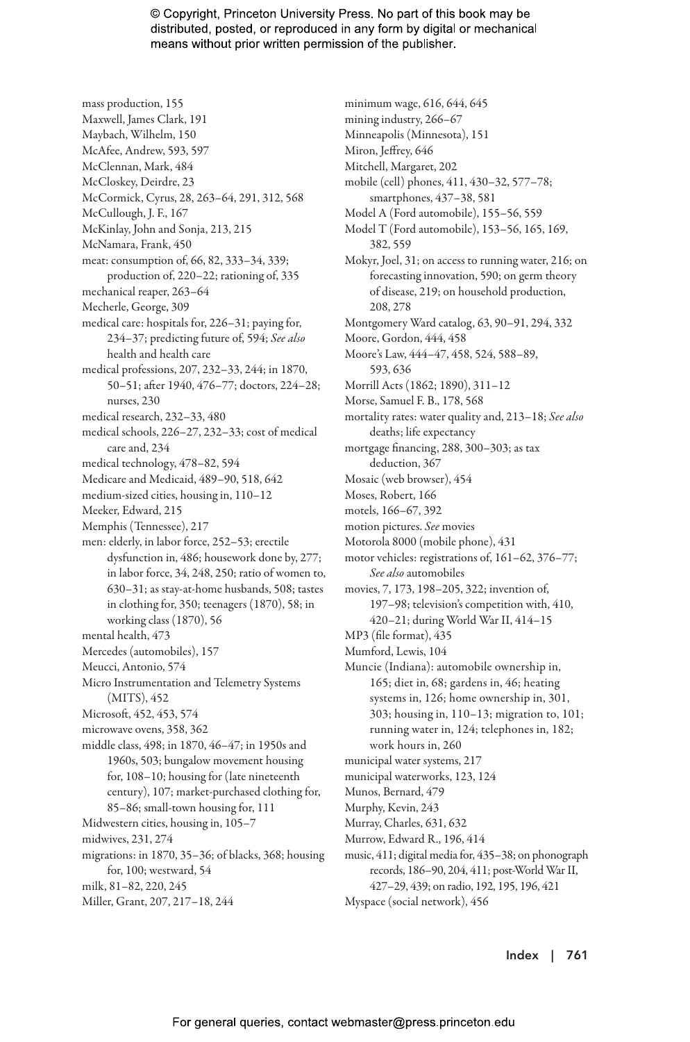mass production, 155
Maxwell, James Clark, 191
Maybach, Wilhelm, 150
McAfee, Andrew, 593, 597
McClennan, Mark, 484
McCloskey, Deirdre, 23
McCormick, Cyrus, 28, 263–64, 291, 312, 568
McCullough, J. F., 167
McKinlay, John and Sonja, 213, 215
McNamara, Frank, 450
meat: consumption of, 66, 82, 333–34, 339; production of, 220–22; rationing of, 335
mechanical reaper, 263–64
Mecherle, George, 309
medical care: hospitals for, 226–31; paying for, 234–37; predicting future of, 594; *See also* health and health care
medical professions, 207, 232–33, 244; in 1870, 50–51; after 1940, 476–77; doctors, 224–28; nurses, 230
medical research, 232–33, 480
medical schools, 226–27, 232–33; cost of medical care and, 234
medical technology, 478–82, 594
Medicare and Medicaid, 489–90, 518, 642
medium-sized cities, housing in, 110–12
Meeker, Edward, 215
Memphis (Tennessee), 217
men: elderly, in labor force, 252–53; erectile dysfunction in, 486; housework done by, 277; in labor force, 34, 248, 250; ratio of women to, 630–31; as stay-at-home husbands, 508; tastes in clothing for, 350; teenagers (1870), 58; in working class (1870), 56
mental health, 473
Mercedes (automobiles), 157
Meucci, Antonio, 574
Micro Instrumentation and Telemetry Systems (MITS), 452
Microsoft, 452, 453, 574
microwave ovens, 358, 362
middle class, 498; in 1870, 46–47; in 1950s and 1960s, 503; bungalow movement housing for, 108–10; housing for (late nineteenth century), 107; market-purchased clothing for, 85–86; small-town housing for, 111
Midwestern cities, housing in, 105–7
midwives, 231, 274
migrations: in 1870, 35–36; of blacks, 368; housing for, 100; westward, 54
milk, 81–82, 220, 245
Miller, Grant, 207, 217–18, 244
minimum wage, 616, 644, 645
mining industry, 266–67
Minneapolis (Minnesota), 151
Miron, Jeffrey, 646
Mitchell, Margaret, 202
mobile (cell) phones, 411, 430–32, 577–78; smartphones, 437–38, 581
Model A (Ford automobile), 155–56, 559
Model T (Ford automobile), 153–56, 165, 169, 382, 559
Mokyr, Joel, 31; on access to running water, 216; on forecasting innovation, 590; on germ theory of disease, 219; on household production, 208, 278
Montgomery Ward catalog, 63, 90–91, 294, 332
Moore, Gordon, 444, 458
Moore's Law, 444–47, 458, 524, 588–89, 593, 636
Morrill Acts (1862; 1890), 311–12
Morse, Samuel F. B., 178, 568
mortality rates: water quality and, 213–18; *See also* deaths; life expectancy
mortgage financing, 288, 300–303; as tax deduction, 367
Mosaic (web browser), 454
Moses, Robert, 166
motels, 166–67, 392
motion pictures. *See* movies
Motorola 8000 (mobile phone), 431
motor vehicles: registrations of, 161–62, 376–77; *See also* automobiles
movies, 7, 173, 198–205, 322; invention of, 197–98; television's competition with, 410, 420–21; during World War II, 414–15
MP3 (file format), 435
Mumford, Lewis, 104
Muncie (Indiana): automobile ownership in, 165; diet in, 68; gardens in, 46; heating systems in, 126; home ownership in, 301, 303; housing in, 110–13; migration to, 101; running water in, 124; telephones in, 182; work hours in, 260
municipal water systems, 217
municipal waterworks, 123, 124
Munos, Bernard, 479
Murphy, Kevin, 243
Murray, Charles, 631, 632
Murrow, Edward R., 196, 414
music, 411; digital media for, 435–38; on phonograph records, 186–90, 204, 411; post-World War II, 427–29, 439; on radio, 192, 195, 196, 421
Myspace (social network), 456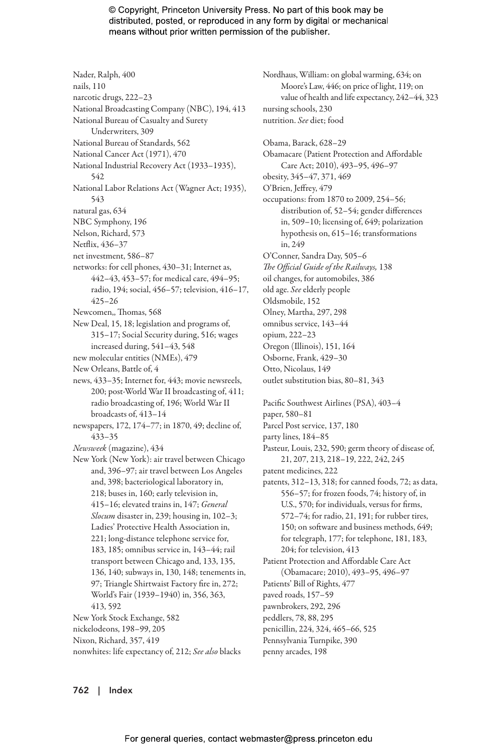Nader, Ralph, 400
nails, 110
narcotic drugs, 222–23
National Broadcasting Company (NBC), 194, 413
National Bureau of Casualty and Surety Underwriters, 309
National Bureau of Standards, 562
National Cancer Act (1971), 470
National Industrial Recovery Act (1933–1935), 542
National Labor Relations Act (Wagner Act; 1935), 543
natural gas, 634
NBC Symphony, 196
Nelson, Richard, 573
Netflix, 436–37
net investment, 586–87
networks: for cell phones, 430–31; Internet as, 442–43, 453–57; for medical care, 494–95; radio, 194; social, 456–57; television, 416–17, 425–26
Newcomen,, Thomas, 568
New Deal, 15, 18; legislation and programs of, 315–17; Social Security during, 516; wages increased during, 541–43, 548
new molecular entities (NMEs), 479
New Orleans, Battle of, 4
news, 433–35; Internet for, 443; movie newsreels, 200; post-World War II broadcasting of, 411; radio broadcasting of, 196; World War II broadcasts of, 413–14
newspapers, 172, 174–77; in 1870, 49; decline of, 433–35
*Newsweek* (magazine), 434
New York (New York): air travel between Chicago and, 396–97; air travel between Los Angeles and, 398; bacteriological laboratory in, 218; buses in, 160; early television in, 415–16; elevated trains in, 147; *General Slocum* disaster in, 239; housing in, 102–3; Ladies' Protective Health Association in, 221; long-distance telephone service for, 183, 185; omnibus service in, 143–44; rail transport between Chicago and, 133, 135, 136, 140; subways in, 130, 148; tenements in, 97; Triangle Shirtwaist Factory fire in, 272; World's Fair (1939–1940) in, 356, 363, 413, 592
New York Stock Exchange, 582
nickelodeons, 198–99, 205
Nixon, Richard, 357, 419
nonwhites: life expectancy of, 212; *See also* blacks
Nordhaus, William: on global warming, 634; on Moore's Law, 446; on price of light, 119; on value of health and life expectancy, 242–44, 323
nursing schools, 230
nutrition. *See* diet; food

Obama, Barack, 628–29
Obamacare (Patient Protection and Affordable Care Act; 2010), 493–95, 496–97
obesity, 345–47, 371, 469
O'Brien, Jeffrey, 479
occupations: from 1870 to 2009, 254–56; distribution of, 52–54; gender differences in, 509–10; licensing of, 649; polarization hypothesis on, 615–16; transformations in, 249
O'Conner, Sandra Day, 505–6
*The Official Guide of the Railways,* 138
oil changes, for automobiles, 386
old age. *See* elderly people
Oldsmobile, 152
Olney, Martha, 297, 298
omnibus service, 143–44
opium, 222–23
Oregon (Illinois), 151, 164
Osborne, Frank, 429–30
Otto, Nicolaus, 149
outlet substitution bias, 80–81, 343

Pacific Southwest Airlines (PSA), 403–4
paper, 580–81
Parcel Post service, 137, 180
party lines, 184–85
Pasteur, Louis, 232, 590; germ theory of disease of, 21, 207, 213, 218–19, 222, 242, 245
patent medicines, 222
patents, 312–13, 318; for canned foods, 72; as data, 556–57; for frozen foods, 74; history of, in U.S., 570; for individuals, versus for firms, 572–74; for radio, 21, 191; for rubber tires, 150; on software and business methods, 649; for telegraph, 177; for telephone, 181, 183, 204; for television, 413
Patient Protection and Affordable Care Act (Obamacare; 2010), 493–95, 496–97
Patients' Bill of Rights, 477
paved roads, 157–59
pawnbrokers, 292, 296
peddlers, 78, 88, 295
penicillin, 224, 324, 465–66, 525
Pennsylvania Turnpike, 390
penny arcades, 198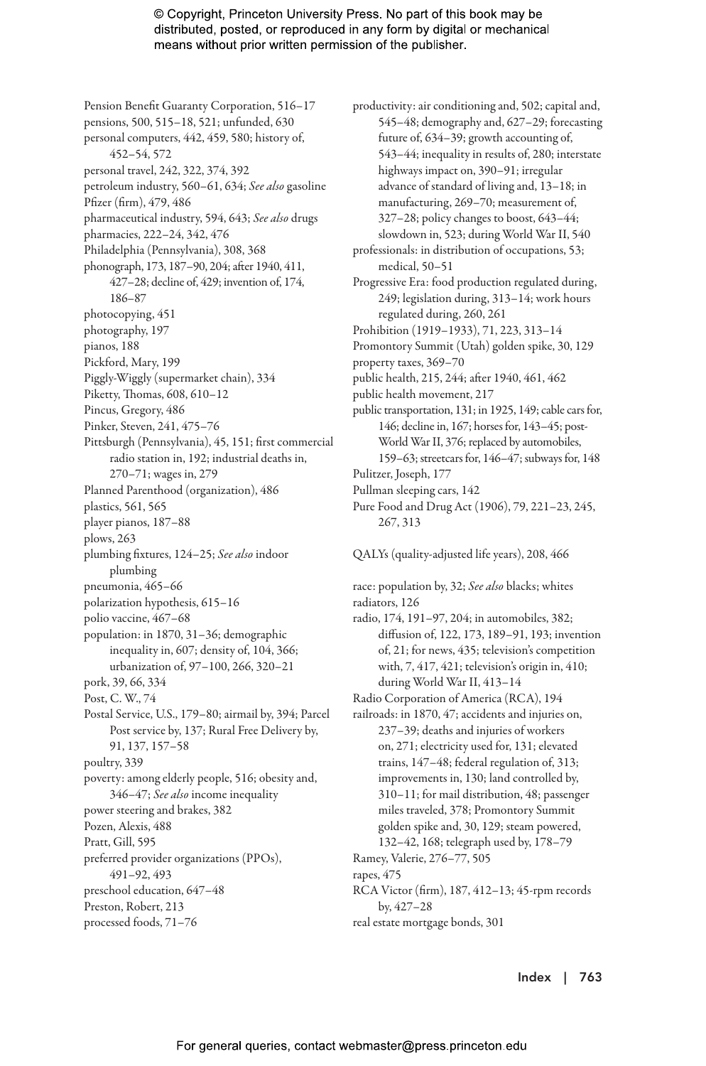Pension Benefit Guaranty Corporation, 516–17
pensions, 500, 515–18, 521; unfunded, 630
personal computers, 442, 459, 580; history of, 452–54, 572
personal travel, 242, 322, 374, 392
petroleum industry, 560–61, 634; *See also* gasoline
Pfizer (firm), 479, 486
pharmaceutical industry, 594, 643; *See also* drugs
pharmacies, 222–24, 342, 476
Philadelphia (Pennsylvania), 308, 368
phonograph, 173, 187–90, 204; after 1940, 411, 427–28; decline of, 429; invention of, 174, 186–87
photocopying, 451
photography, 197
pianos, 188
Pickford, Mary, 199
Piggly-Wiggly (supermarket chain), 334
Piketty, Thomas, 608, 610–12
Pincus, Gregory, 486
Pinker, Steven, 241, 475–76
Pittsburgh (Pennsylvania), 45, 151; first commercial radio station in, 192; industrial deaths in, 270–71; wages in, 279
Planned Parenthood (organization), 486
plastics, 561, 565
player pianos, 187–88
plows, 263
plumbing fixtures, 124–25; *See also* indoor plumbing
pneumonia, 465–66
polarization hypothesis, 615–16
polio vaccine, 467–68
population: in 1870, 31–36; demographic inequality in, 607; density of, 104, 366; urbanization of, 97–100, 266, 320–21
pork, 39, 66, 334
Post, C. W., 74
Postal Service, U.S., 179–80; airmail by, 394; Parcel Post service by, 137; Rural Free Delivery by, 91, 137, 157–58
poultry, 339
poverty: among elderly people, 516; obesity and, 346–47; *See also* income inequality
power steering and brakes, 382
Pozen, Alexis, 488
Pratt, Gill, 595
preferred provider organizations (PPOs), 491–92, 493
preschool education, 647–48
Preston, Robert, 213
processed foods, 71–76
productivity: air conditioning and, 502; capital and, 545–48; demography and, 627–29; forecasting future of, 634–39; growth accounting of, 543–44; inequality in results of, 280; interstate highways impact on, 390–91; irregular advance of standard of living and, 13–18; in manufacturing, 269–70; measurement of, 327–28; policy changes to boost, 643–44; slowdown in, 523; during World War II, 540
professionals: in distribution of occupations, 53; medical, 50–51
Progressive Era: food production regulated during, 249; legislation during, 313–14; work hours regulated during, 260, 261
Prohibition (1919–1933), 71, 223, 313–14
Promontory Summit (Utah) golden spike, 30, 129
property taxes, 369–70
public health, 215, 244; after 1940, 461, 462
public health movement, 217
public transportation, 131; in 1925, 149; cable cars for, 146; decline in, 167; horses for, 143–45; post-World War II, 376; replaced by automobiles, 159–63; streetcars for, 146–47; subways for, 148
Pulitzer, Joseph, 177
Pullman sleeping cars, 142
Pure Food and Drug Act (1906), 79, 221–23, 245, 267, 313

QALYs (quality-adjusted life years), 208, 466

race: population by, 32; *See also* blacks; whites
radiators, 126
radio, 174, 191–97, 204; in automobiles, 382; diffusion of, 122, 173, 189–91, 193; invention of, 21; for news, 435; television's competition with, 7, 417, 421; television's origin in, 410; during World War II, 413–14
Radio Corporation of America (RCA), 194
railroads: in 1870, 47; accidents and injuries on, 237–39; deaths and injuries of workers on, 271; electricity used for, 131; elevated trains, 147–48; federal regulation of, 313; improvements in, 130; land controlled by, 310–11; for mail distribution, 48; passenger miles traveled, 378; Promontory Summit golden spike and, 30, 129; steam powered, 132–42, 168; telegraph used by, 178–79
Ramey, Valerie, 276–77, 505
rapes, 475
RCA Victor (firm), 187, 412–13; 45-rpm records by, 427–28
real estate mortgage bonds, 301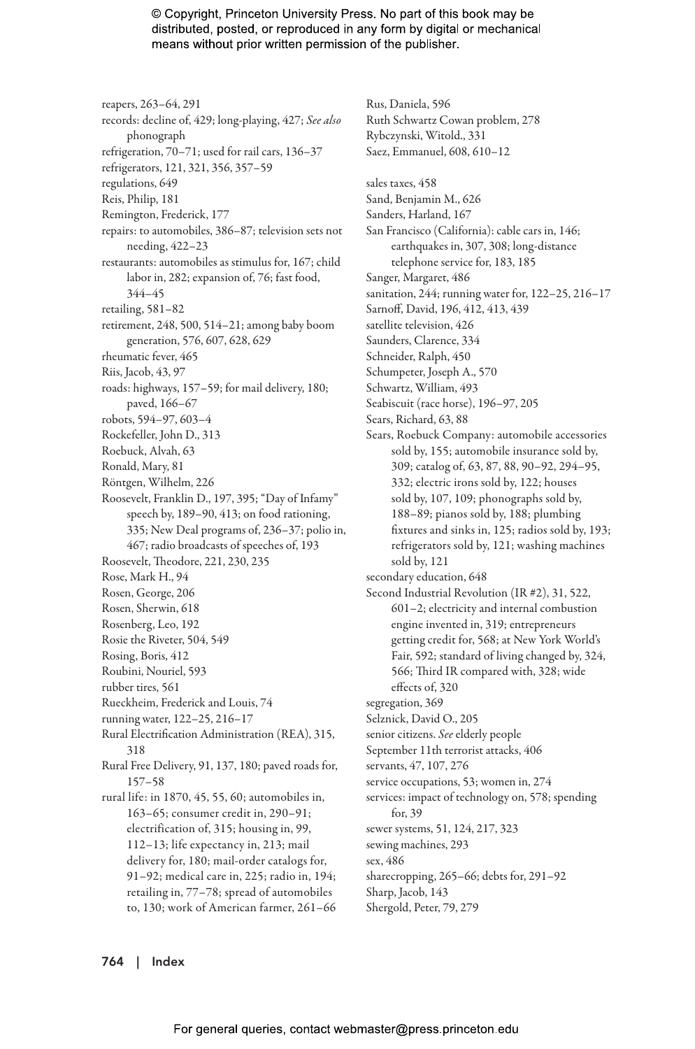reapers, 263–64, 291
records: decline of, 429; long-playing, 427; *See also* phonograph
refrigeration, 70–71; used for rail cars, 136–37
refrigerators, 121, 321, 356, 357–59
regulations, 649
Reis, Philip, 181
Remington, Frederick, 177
repairs: to automobiles, 386–87; television sets not needing, 422–23
restaurants: automobiles as stimulus for, 167; child labor in, 282; expansion of, 76; fast food, 344–45
retailing, 581–82
retirement, 248, 500, 514–21; among baby boom generation, 576, 607, 628, 629
rheumatic fever, 465
Riis, Jacob, 43, 97
roads: highways, 157–59; for mail delivery, 180; paved, 166–67
robots, 594–97, 603–4
Rockefeller, John D., 313
Roebuck, Alvah, 63
Ronald, Mary, 81
Röntgen, Wilhelm, 226
Roosevelt, Franklin D., 197, 395; "Day of Infamy" speech by, 189–90, 413; on food rationing, 335; New Deal programs of, 236–37; polio in, 467; radio broadcasts of speeches of, 193
Roosevelt, Theodore, 221, 230, 235
Rose, Mark H., 94
Rosen, George, 206
Rosen, Sherwin, 618
Rosenberg, Leo, 192
Rosie the Riveter, 504, 549
Rosing, Boris, 412
Roubini, Nouriel, 593
rubber tires, 561
Rueckheim, Frederick and Louis, 74
running water, 122–25, 216–17
Rural Electrification Administration (REA), 315, 318
Rural Free Delivery, 91, 137, 180; paved roads for, 157–58
rural life: in 1870, 45, 55, 60; automobiles in, 163–65; consumer credit in, 290–91; electrification of, 315; housing in, 99, 112–13; life expectancy in, 213; mail delivery for, 180; mail-order catalogs for, 91–92; medical care in, 225; radio in, 194; retailing in, 77–78; spread of automobiles to, 130; work of American farmer, 261–66
Rus, Daniela, 596
Ruth Schwartz Cowan problem, 278
Rybczynski, Witold., 331
Saez, Emmanuel, 608, 610–12

sales taxes, 458
Sand, Benjamin M., 626
Sanders, Harland, 167
San Francisco (California): cable cars in, 146; earthquakes in, 307, 308; long-distance telephone service for, 183, 185
Sanger, Margaret, 486
sanitation, 244; running water for, 122–25, 216–17
Sarnoff, David, 196, 412, 413, 439
satellite television, 426
Saunders, Clarence, 334
Schneider, Ralph, 450
Schumpeter, Joseph A., 570
Schwartz, William, 493
Seabiscuit (race horse), 196–97, 205
Sears, Richard, 63, 88
Sears, Roebuck Company: automobile accessories sold by, 155; automobile insurance sold by, 309; catalog of, 63, 87, 88, 90–92, 294–95, 332; electric irons sold by, 122; houses sold by, 107, 109; phonographs sold by, 188–89; pianos sold by, 188; plumbing fixtures and sinks in, 125; radios sold by, 193; refrigerators sold by, 121; washing machines sold by, 121
secondary education, 648
Second Industrial Revolution (IR #2), 31, 522, 601–2; electricity and internal combustion engine invented in, 319; entrepreneurs getting credit for, 568; at New York World's Fair, 592; standard of living changed by, 324, 566; Third IR compared with, 328; wide effects of, 320
segregation, 369
Selznick, David O., 205
senior citizens. *See* elderly people
September 11th terrorist attacks, 406
servants, 47, 107, 276
service occupations, 53; women in, 274
services: impact of technology on, 578; spending for, 39
sewer systems, 51, 124, 217, 323
sewing machines, 293
sex, 486
sharecropping, 265–66; debts for, 291–92
Sharp, Jacob, 143
Shergold, Peter, 79, 279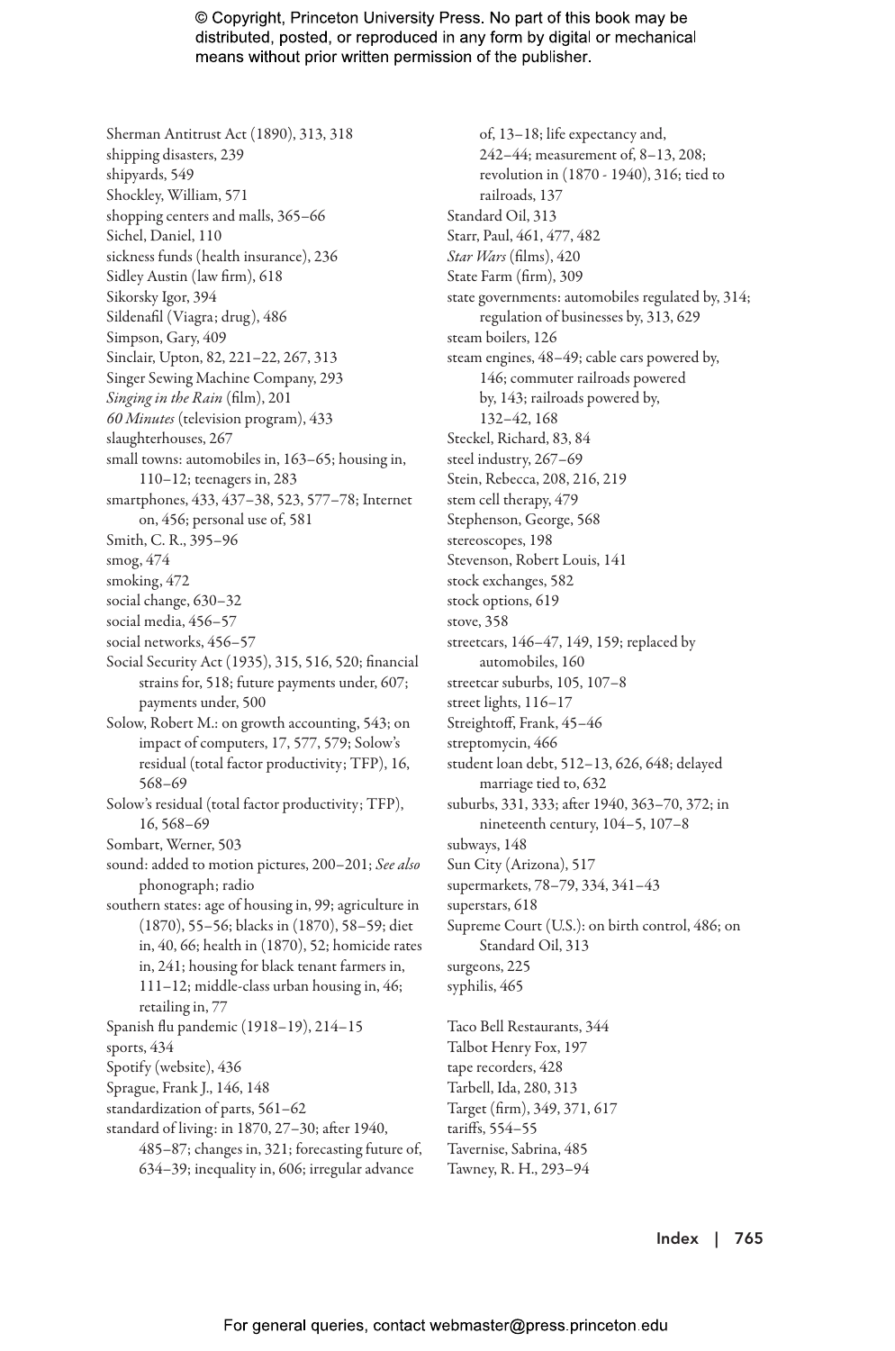Sherman Antitrust Act (1890), 313, 318
shipping disasters, 239
shipyards, 549
Shockley, William, 571
shopping centers and malls, 365–66
Sichel, Daniel, 110
sickness funds (health insurance), 236
Sidley Austin (law firm), 618
Sikorsky Igor, 394
Sildenafil (Viagra; drug), 486
Simpson, Gary, 409
Sinclair, Upton, 82, 221–22, 267, 313
Singer Sewing Machine Company, 293
*Singing in the Rain* (film), 201
*60 Minutes* (television program), 433
slaughterhouses, 267
small towns: automobiles in, 163–65; housing in, 110–12; teenagers in, 283
smartphones, 433, 437–38, 523, 577–78; Internet on, 456; personal use of, 581
Smith, C. R., 395–96
smog, 474
smoking, 472
social change, 630–32
social media, 456–57
social networks, 456–57
Social Security Act (1935), 315, 516, 520; financial strains for, 518; future payments under, 607; payments under, 500
Solow, Robert M.: on growth accounting, 543; on impact of computers, 17, 577, 579; Solow's residual (total factor productivity; TFP), 16, 568–69
Solow's residual (total factor productivity; TFP), 16, 568–69
Sombart, Werner, 503
sound: added to motion pictures, 200–201; *See also* phonograph; radio
southern states: age of housing in, 99; agriculture in (1870), 55–56; blacks in (1870), 58–59; diet in, 40, 66; health in (1870), 52; homicide rates in, 241; housing for black tenant farmers in, 111–12; middle-class urban housing in, 46; retailing in, 77
Spanish flu pandemic (1918–19), 214–15
sports, 434
Spotify (website), 436
Sprague, Frank J., 146, 148
standardization of parts, 561–62
standard of living: in 1870, 27–30; after 1940, 485–87; changes in, 321; forecasting future of, 634–39; inequality in, 606; irregular advance of, 13–18; life expectancy and, 242–44; measurement of, 8–13, 208; revolution in (1870 - 1940), 316; tied to railroads, 137
Standard Oil, 313
Starr, Paul, 461, 477, 482
*Star Wars* (films), 420
State Farm (firm), 309
state governments: automobiles regulated by, 314; regulation of businesses by, 313, 629
steam boilers, 126
steam engines, 48–49; cable cars powered by, 146; commuter railroads powered by, 143; railroads powered by, 132–42, 168
Steckel, Richard, 83, 84
steel industry, 267–69
Stein, Rebecca, 208, 216, 219
stem cell therapy, 479
Stephenson, George, 568
stereoscopes, 198
Stevenson, Robert Louis, 141
stock exchanges, 582
stock options, 619
stove, 358
streetcars, 146–47, 149, 159; replaced by automobiles, 160
streetcar suburbs, 105, 107–8
street lights, 116–17
Streightoff, Frank, 45–46
streptomycin, 466
student loan debt, 512–13, 626, 648; delayed marriage tied to, 632
suburbs, 331, 333; after 1940, 363–70, 372; in nineteenth century, 104–5, 107–8
subways, 148
Sun City (Arizona), 517
supermarkets, 78–79, 334, 341–43
superstars, 618
Supreme Court (U.S.): on birth control, 486; on Standard Oil, 313
surgeons, 225
syphilis, 465

Taco Bell Restaurants, 344
Talbot Henry Fox, 197
tape recorders, 428
Tarbell, Ida, 280, 313
Target (firm), 349, 371, 617
tariffs, 554–55
Tavernise, Sabrina, 485
Tawney, R. H., 293–94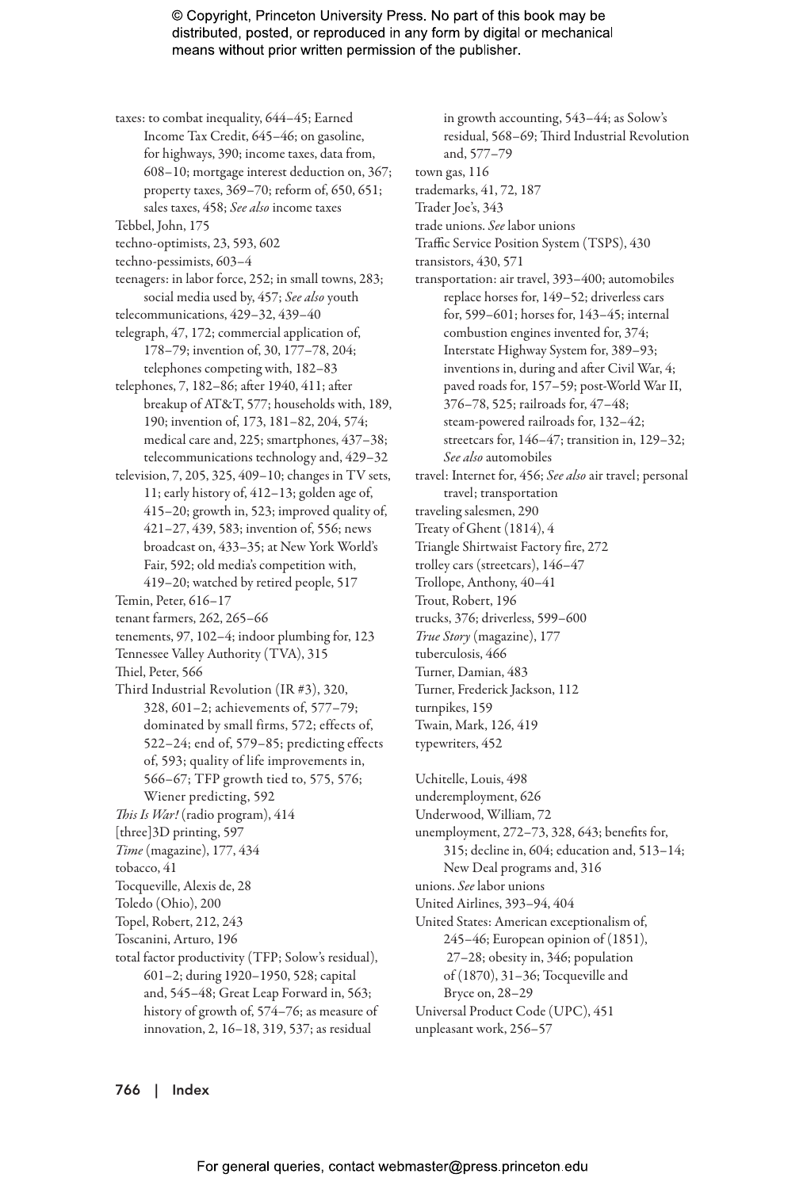taxes: to combat inequality, 644–45; Earned Income Tax Credit, 645–46; on gasoline, for highways, 390; income taxes, data from, 608–10; mortgage interest deduction on, 367; property taxes, 369–70; reform of, 650, 651; sales taxes, 458; *See also* income taxes

Tebbel, John, 175

techno-optimists, 23, 593, 602

techno-pessimists, 603–4

teenagers: in labor force, 252; in small towns, 283; social media used by, 457; *See also* youth

telecommunications, 429–32, 439–40

telegraph, 47, 172; commercial application of, 178–79; invention of, 30, 177–78, 204; telephones competing with, 182–83

telephones, 7, 182–86; after 1940, 411; after breakup of AT&T, 577; households with, 189, 190; invention of, 173, 181–82, 204, 574; medical care and, 225; smartphones, 437–38; telecommunications technology and, 429–32

television, 7, 205, 325, 409–10; changes in TV sets, 11; early history of, 412–13; golden age of, 415–20; growth in, 523; improved quality of, 421–27, 439, 583; invention of, 556; news broadcast on, 433–35; at New York World's Fair, 592; old media's competition with, 419–20; watched by retired people, 517

Temin, Peter, 616–17

tenant farmers, 262, 265–66

tenements, 97, 102–4; indoor plumbing for, 123

Tennessee Valley Authority (TVA), 315

Thiel, Peter, 566

Third Industrial Revolution (IR #3), 320, 328, 601–2; achievements of, 577–79; dominated by small firms, 572; effects of, 522–24; end of, 579–85; predicting effects of, 593; quality of life improvements in, 566–67; TFP growth tied to, 575, 576; Wiener predicting, 592

*This Is War!* (radio program), 414

[three]3D printing, 597

*Time* (magazine), 177, 434

tobacco, 41

Tocqueville, Alexis de, 28

Toledo (Ohio), 200

Topel, Robert, 212, 243

Toscanini, Arturo, 196

total factor productivity (TFP; Solow's residual), 601–2; during 1920–1950, 528; capital and, 545–48; Great Leap Forward in, 563; history of growth of, 574–76; as measure of innovation, 2, 16–18, 319, 537; as residual in growth accounting, 543–44; as Solow's residual, 568–69; Third Industrial Revolution and, 577–79

town gas, 116

trademarks, 41, 72, 187

Trader Joe's, 343

trade unions. *See* labor unions

Traffic Service Position System (TSPS), 430

transistors, 430, 571

transportation: air travel, 393–400; automobiles replace horses for, 149–52; driverless cars for, 599–601; horses for, 143–45; internal combustion engines invented for, 374; Interstate Highway System for, 389–93; inventions in, during and after Civil War, 4; paved roads for, 157–59; post-World War II, 376–78, 525; railroads for, 47–48; steam-powered railroads for, 132–42; streetcars for, 146–47; transition in, 129–32; *See also* automobiles

travel: Internet for, 456; *See also* air travel; personal travel; transportation

traveling salesmen, 290

Treaty of Ghent (1814), 4

Triangle Shirtwaist Factory fire, 272

trolley cars (streetcars), 146–47

Trollope, Anthony, 40–41

Trout, Robert, 196

trucks, 376; driverless, 599–600

*True Story* (magazine), 177

tuberculosis, 466

Turner, Damian, 483

Turner, Frederick Jackson, 112

turnpikes, 159

Twain, Mark, 126, 419

typewriters, 452

Uchitelle, Louis, 498

underemployment, 626

Underwood, William, 72

unemployment, 272–73, 328, 643; benefits for, 315; decline in, 604; education and, 513–14; New Deal programs and, 316

unions. *See* labor unions

United Airlines, 393–94, 404

United States: American exceptionalism of, 245–46; European opinion of (1851), 27–28; obesity in, 346; population of (1870), 31–36; Tocqueville and Bryce on, 28–29

Universal Product Code (UPC), 451

unpleasant work, 256–57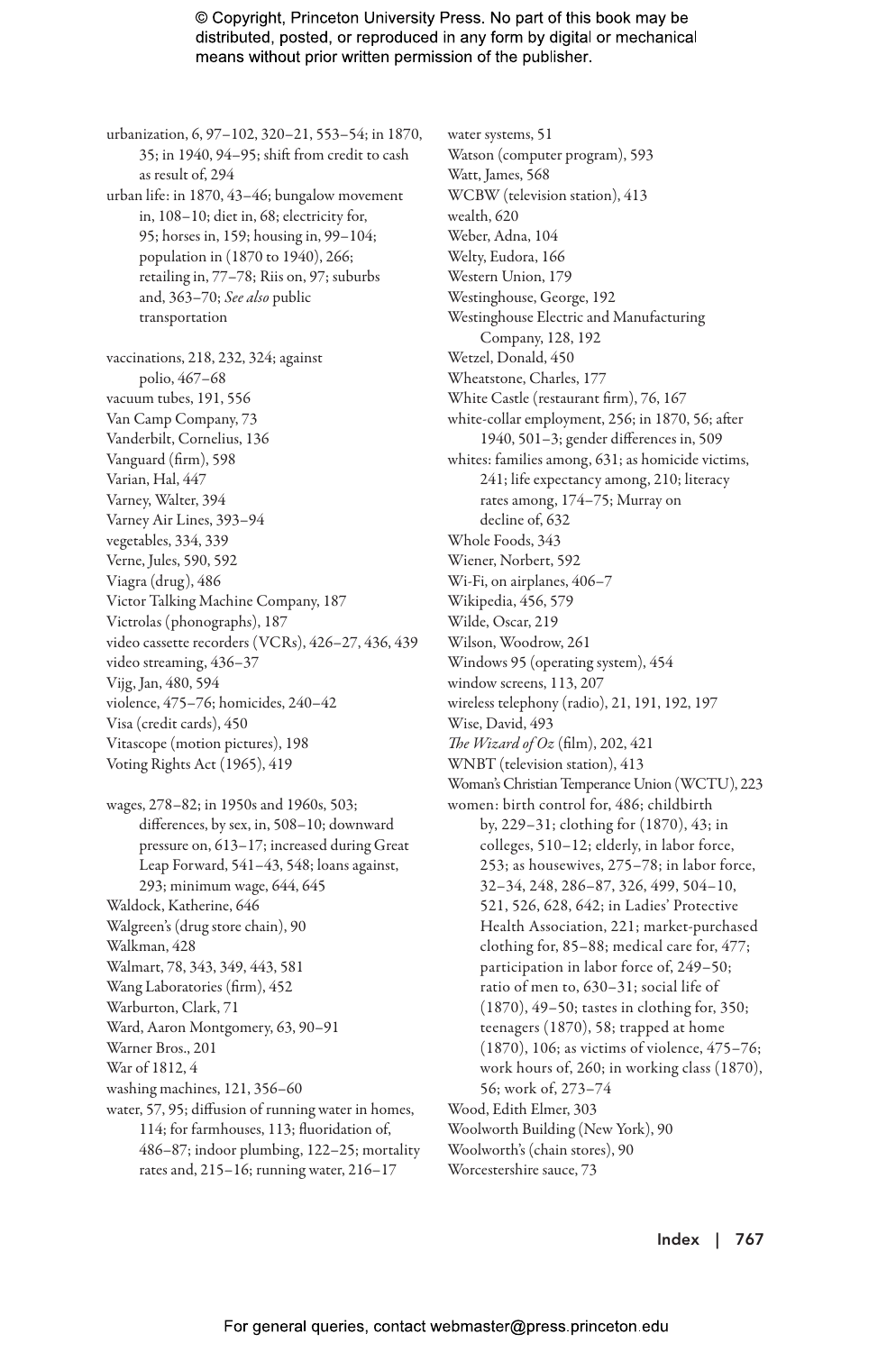urbanization, 6, 97–102, 320–21, 553–54; in 1870, 35; in 1940, 94–95; shift from credit to cash as result of, 294

urban life: in 1870, 43–46; bungalow movement in, 108–10; diet in, 68; electricity for, 95; horses in, 159; housing in, 99–104; population in (1870 to 1940), 266; retailing in, 77–78; Riis on, 97; suburbs and, 363–70; *See also* public transportation

vaccinations, 218, 232, 324; against polio, 467–68

vacuum tubes, 191, 556

Van Camp Company, 73

Vanderbilt, Cornelius, 136

Vanguard (firm), 598

Varian, Hal, 447

Varney, Walter, 394

Varney Air Lines, 393–94

vegetables, 334, 339

Verne, Jules, 590, 592

Viagra (drug), 486

Victor Talking Machine Company, 187

Victrolas (phonographs), 187

video cassette recorders (VCRs), 426–27, 436, 439

video streaming, 436–37

Vijg, Jan, 480, 594

violence, 475–76; homicides, 240–42

Visa (credit cards), 450

Vitascope (motion pictures), 198

Voting Rights Act (1965), 419

wages, 278–82; in 1950s and 1960s, 503; differences, by sex, in, 508–10; downward pressure on, 613–17; increased during Great Leap Forward, 541–43, 548; loans against, 293; minimum wage, 644, 645

Waldock, Katherine, 646

Walgreen's (drug store chain), 90

Walkman, 428

Walmart, 78, 343, 349, 443, 581

Wang Laboratories (firm), 452

Warburton, Clark, 71

Ward, Aaron Montgomery, 63, 90–91

Warner Bros., 201

War of 1812, 4

washing machines, 121, 356–60

water, 57, 95; diffusion of running water in homes, 114; for farmhouses, 113; fluoridation of, 486–87; indoor plumbing, 122–25; mortality rates and, 215–16; running water, 216–17

water systems, 51

Watson (computer program), 593

Watt, James, 568

WCBW (television station), 413

wealth, 620

Weber, Adna, 104

Welty, Eudora, 166

Western Union, 179

Westinghouse, George, 192

Westinghouse Electric and Manufacturing Company, 128, 192

Wetzel, Donald, 450

Wheatstone, Charles, 177

White Castle (restaurant firm), 76, 167

white-collar employment, 256; in 1870, 56; after 1940, 501–3; gender differences in, 509

whites: families among, 631; as homicide victims, 241; life expectancy among, 210; literacy rates among, 174–75; Murray on decline of, 632

Whole Foods, 343

Wiener, Norbert, 592

Wi-Fi, on airplanes, 406–7

Wikipedia, 456, 579

Wilde, Oscar, 219

Wilson, Woodrow, 261

Windows 95 (operating system), 454

window screens, 113, 207

wireless telephony (radio), 21, 191, 192, 197

Wise, David, 493

*The Wizard of Oz* (film), 202, 421

WNBT (television station), 413

Woman's Christian Temperance Union (WCTU), 223

women: birth control for, 486; childbirth by, 229–31; clothing for (1870), 43; in colleges, 510–12; elderly, in labor force, 253; as housewives, 275–78; in labor force, 32–34, 248, 286–87, 326, 499, 504–10, 521, 526, 628, 642; in Ladies' Protective Health Association, 221; market-purchased clothing for, 85–88; medical care for, 477; participation in labor force of, 249–50; ratio of men to, 630–31; social life of (1870), 49–50; tastes in clothing for, 350; teenagers (1870), 58; trapped at home (1870), 106; as victims of violence, 475–76; work hours of, 260; in working class (1870), 56; work of, 273–74

Wood, Edith Elmer, 303

Woolworth Building (New York), 90

Woolworth's (chain stores), 90

Worcestershire sauce, 73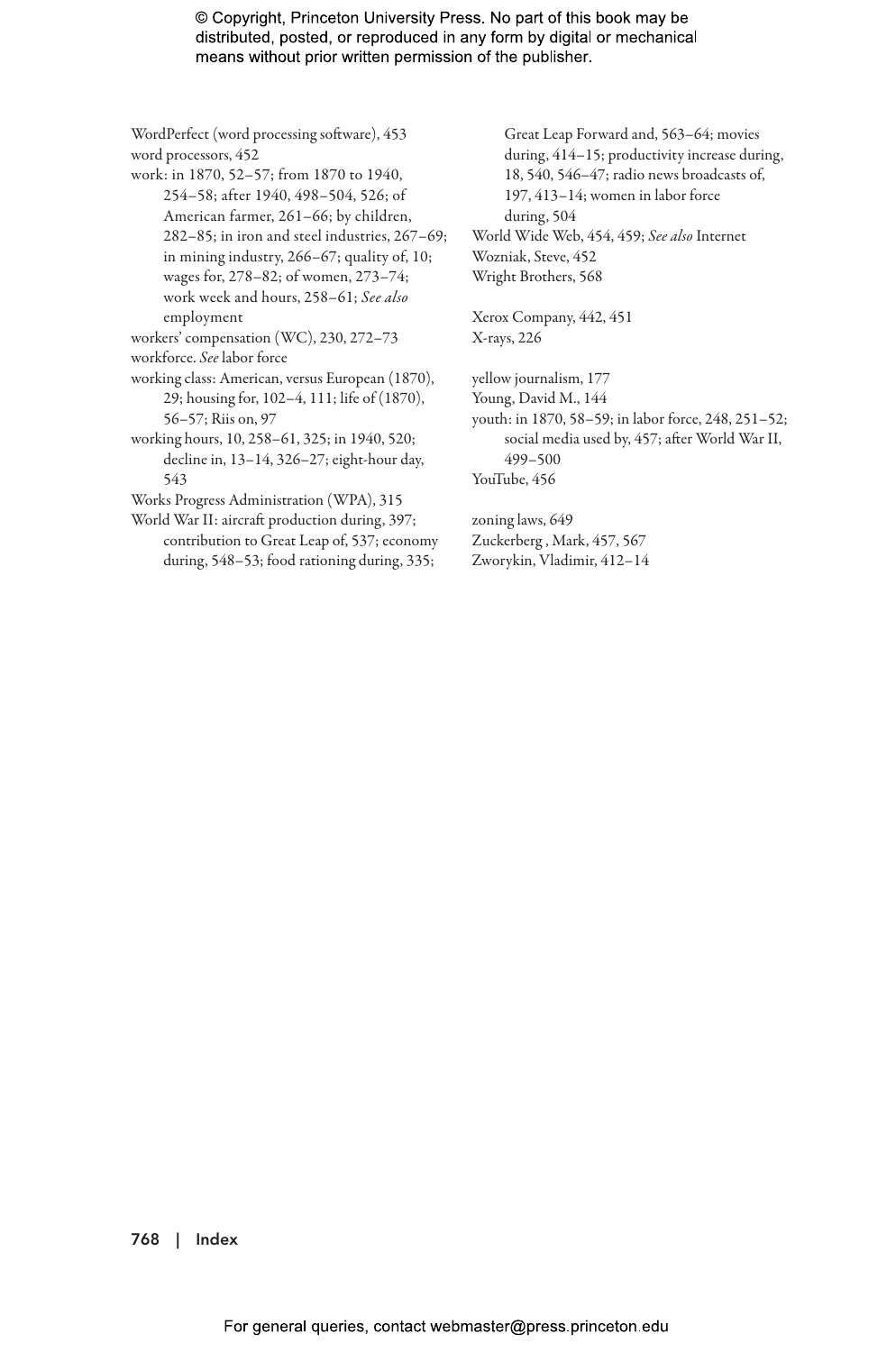WordPerfect (word processing software), 453
word processors, 452
work: in 1870, 52–57; from 1870 to 1940, 254–58; after 1940, 498–504, 526; of American farmer, 261–66; by children, 282–85; in iron and steel industries, 267–69; in mining industry, 266–67; quality of, 10; wages for, 278–82; of women, 273–74; work week and hours, 258–61; *See also* employment
workers' compensation (WC), 230, 272–73
workforce. *See* labor force
working class: American, versus European (1870), 29; housing for, 102–4, 111; life of (1870), 56–57; Riis on, 97
working hours, 10, 258–61, 325; in 1940, 520; decline in, 13–14, 326–27; eight-hour day, 543
Works Progress Administration (WPA), 315
World War II: aircraft production during, 397; contribution to Great Leap of, 537; economy during, 548–53; food rationing during, 335; Great Leap Forward and, 563–64; movies during, 414–15; productivity increase during, 18, 540, 546–47; radio news broadcasts of, 197, 413–14; women in labor force during, 504
World Wide Web, 454, 459; *See also* Internet
Wozniak, Steve, 452
Wright Brothers, 568

Xerox Company, 442, 451
X-rays, 226

yellow journalism, 177
Young, David M., 144
youth: in 1870, 58–59; in labor force, 248, 251–52; social media used by, 457; after World War II, 499–500
YouTube, 456

zoning laws, 649
Zuckerberg , Mark, 457, 567
Zworykin, Vladimir, 412–14